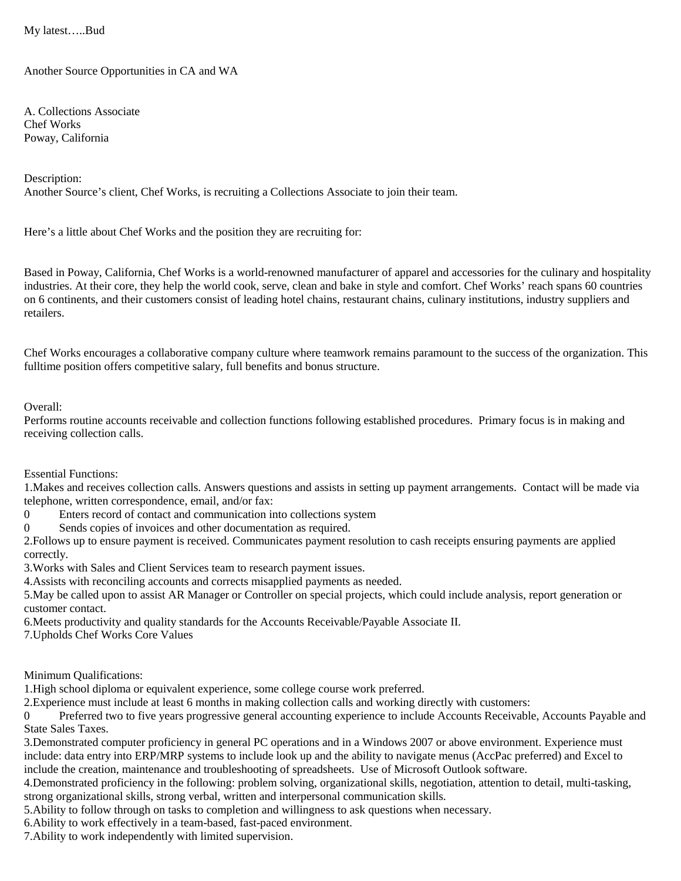My latest…..Bud

Another Source Opportunities in CA and WA

A. Collections Associate
Chef Works
Poway, California

Description:
Another Source's client, Chef Works, is recruiting a Collections Associate to join their team.

Here's a little about Chef Works and the position they are recruiting for:

Based in Poway, California, Chef Works is a world-renowned manufacturer of apparel and accessories for the culinary and hospitality industries. At their core, they help the world cook, serve, clean and bake in style and comfort. Chef Works' reach spans 60 countries on 6 continents, and their customers consist of leading hotel chains, restaurant chains, culinary institutions, industry suppliers and retailers.

Chef Works encourages a collaborative company culture where teamwork remains paramount to the success of the organization. This fulltime position offers competitive salary, full benefits and bonus structure.

Overall:
Performs routine accounts receivable and collection functions following established procedures. Primary focus is in making and receiving collection calls.

Essential Functions:
1.Makes and receives collection calls. Answers questions and assists in setting up payment arrangements. Contact will be made via telephone, written correspondence, email, and/or fax:
0 Enters record of contact and communication into collections system
0 Sends copies of invoices and other documentation as required.
2.Follows up to ensure payment is received. Communicates payment resolution to cash receipts ensuring payments are applied correctly.
3.Works with Sales and Client Services team to research payment issues.
4.Assists with reconciling accounts and corrects misapplied payments as needed.
5.May be called upon to assist AR Manager or Controller on special projects, which could include analysis, report generation or customer contact.
6.Meets productivity and quality standards for the Accounts Receivable/Payable Associate II.
7.Upholds Chef Works Core Values

Minimum Qualifications:
1.High school diploma or equivalent experience, some college course work preferred.
2.Experience must include at least 6 months in making collection calls and working directly with customers:
0 Preferred two to five years progressive general accounting experience to include Accounts Receivable, Accounts Payable and State Sales Taxes.
3.Demonstrated computer proficiency in general PC operations and in a Windows 2007 or above environment. Experience must include: data entry into ERP/MRP systems to include look up and the ability to navigate menus (AccPac preferred) and Excel to include the creation, maintenance and troubleshooting of spreadsheets. Use of Microsoft Outlook software.
4.Demonstrated proficiency in the following: problem solving, organizational skills, negotiation, attention to detail, multi-tasking, strong organizational skills, strong verbal, written and interpersonal communication skills.
5.Ability to follow through on tasks to completion and willingness to ask questions when necessary.
6.Ability to work effectively in a team-based, fast-paced environment.
7.Ability to work independently with limited supervision.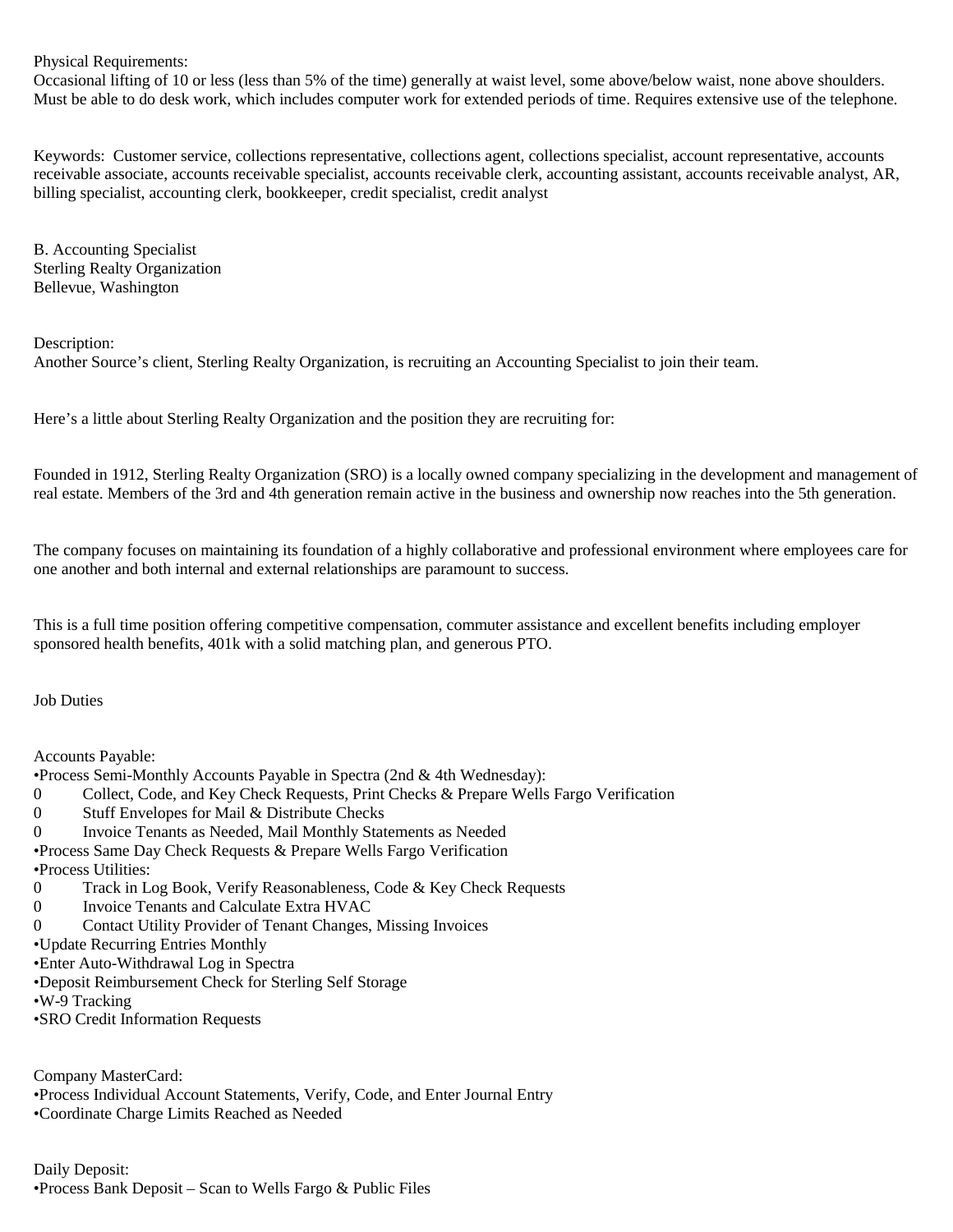Physical Requirements:
Occasional lifting of 10 or less (less than 5% of the time) generally at waist level, some above/below waist, none above shoulders. Must be able to do desk work, which includes computer work for extended periods of time. Requires extensive use of the telephone.

Keywords: Customer service, collections representative, collections agent, collections specialist, account representative, accounts receivable associate, accounts receivable specialist, accounts receivable clerk, accounting assistant, accounts receivable analyst, AR, billing specialist, accounting clerk, bookkeeper, credit specialist, credit analyst

B. Accounting Specialist
Sterling Realty Organization
Bellevue, Washington

Description:
Another Source's client, Sterling Realty Organization, is recruiting an Accounting Specialist to join their team.

Here's a little about Sterling Realty Organization and the position they are recruiting for:

Founded in 1912, Sterling Realty Organization (SRO) is a locally owned company specializing in the development and management of real estate. Members of the 3rd and 4th generation remain active in the business and ownership now reaches into the 5th generation.

The company focuses on maintaining its foundation of a highly collaborative and professional environment where employees care for one another and both internal and external relationships are paramount to success.

This is a full time position offering competitive compensation, commuter assistance and excellent benefits including employer sponsored health benefits, 401k with a solid matching plan, and generous PTO.

Job Duties

Accounts Payable:
- Process Semi-Monthly Accounts Payable in Spectra (2nd & 4th Wednesday):
  - Collect, Code, and Key Check Requests, Print Checks & Prepare Wells Fargo Verification
  - Stuff Envelopes for Mail & Distribute Checks
  - Invoice Tenants as Needed, Mail Monthly Statements as Needed
- Process Same Day Check Requests & Prepare Wells Fargo Verification
- Process Utilities:
  - Track in Log Book, Verify Reasonableness, Code & Key Check Requests
  - Invoice Tenants and Calculate Extra HVAC
  - Contact Utility Provider of Tenant Changes, Missing Invoices
- Update Recurring Entries Monthly
- Enter Auto-Withdrawal Log in Spectra
- Deposit Reimbursement Check for Sterling Self Storage
- W-9 Tracking
- SRO Credit Information Requests

Company MasterCard:
- Process Individual Account Statements, Verify, Code, and Enter Journal Entry
- Coordinate Charge Limits Reached as Needed

Daily Deposit:
- Process Bank Deposit – Scan to Wells Fargo & Public Files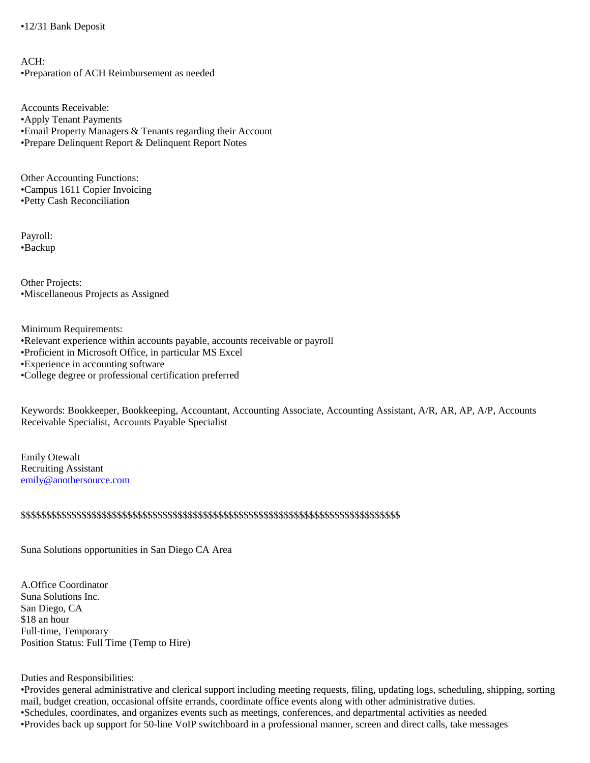•12/31 Bank Deposit

ACH:
•Preparation of ACH Reimbursement as needed

Accounts Receivable:
•Apply Tenant Payments
•Email Property Managers & Tenants regarding their Account
•Prepare Delinquent Report & Delinquent Report Notes

Other Accounting Functions:
•Campus 1611 Copier Invoicing
•Petty Cash Reconciliation

Payroll:
•Backup

Other Projects:
•Miscellaneous Projects as Assigned

Minimum Requirements:
•Relevant experience within accounts payable, accounts receivable or payroll
•Proficient in Microsoft Office, in particular MS Excel
•Experience in accounting software
•College degree or professional certification preferred

Keywords: Bookkeeper, Bookkeeping, Accountant, Accounting Associate, Accounting Assistant, A/R, AR, AP, A/P, Accounts Receivable Specialist, Accounts Payable Specialist

Emily Otewalt
Recruiting Assistant
emily@anothersource.com

$$$$$$$$$$$$$$$$$$$$$$$$$$$$$$$$$$$$$$$$$$$$$$$$$$$$$$$$$$$$$$$$$$$$$$$$$$$$$$$$$$$

Suna Solutions opportunities in San Diego CA Area

A.Office Coordinator
Suna Solutions Inc.
San Diego, CA
$18 an hour
Full-time, Temporary
Position Status: Full Time (Temp to Hire)

Duties and Responsibilities:
•Provides general administrative and clerical support including meeting requests, filing, updating logs, scheduling, shipping, sorting mail, budget creation, occasional offsite errands, coordinate office events along with other administrative duties.
•Schedules, coordinates, and organizes events such as meetings, conferences, and departmental activities as needed
•Provides back up support for 50-line VoIP switchboard in a professional manner, screen and direct calls, take messages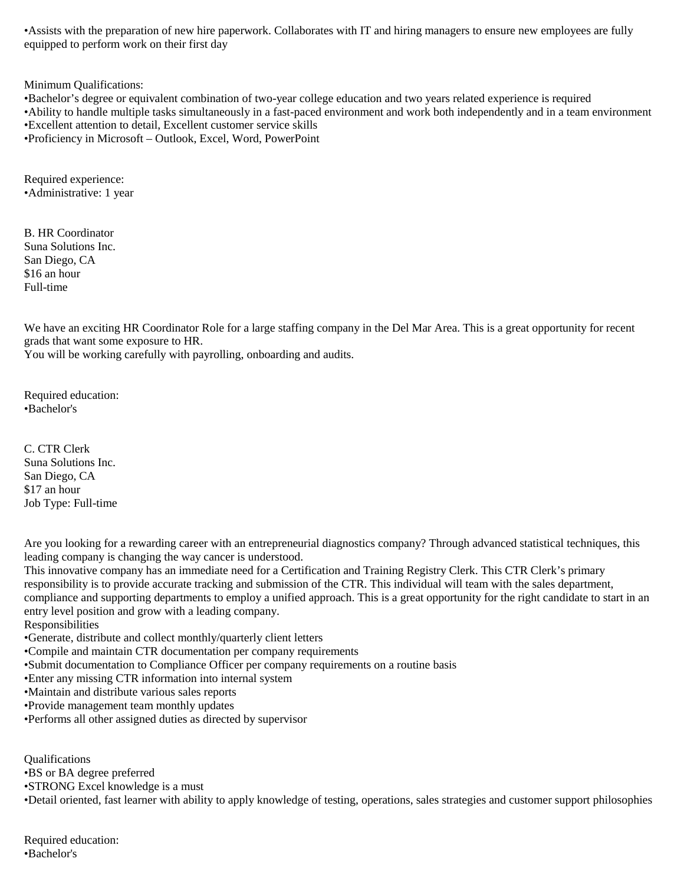•Assists with the preparation of new hire paperwork. Collaborates with IT and hiring managers to ensure new employees are fully equipped to perform work on their first day

Minimum Qualifications:
•Bachelor's degree or equivalent combination of two-year college education and two years related experience is required
•Ability to handle multiple tasks simultaneously in a fast-paced environment and work both independently and in a team environment
•Excellent attention to detail, Excellent customer service skills
•Proficiency in Microsoft – Outlook, Excel, Word, PowerPoint

Required experience:
•Administrative: 1 year

B. HR Coordinator
Suna Solutions Inc.
San Diego, CA
$16 an hour
Full-time

We have an exciting HR Coordinator Role for a large staffing company in the Del Mar Area. This is a great opportunity for recent grads that want some exposure to HR.
You will be working carefully with payrolling, onboarding and audits.

Required education:
•Bachelor's

C. CTR Clerk
Suna Solutions Inc.
San Diego, CA
$17 an hour
Job Type: Full-time

Are you looking for a rewarding career with an entrepreneurial diagnostics company? Through advanced statistical techniques, this leading company is changing the way cancer is understood.
This innovative company has an immediate need for a Certification and Training Registry Clerk. This CTR Clerk's primary responsibility is to provide accurate tracking and submission of the CTR. This individual will team with the sales department, compliance and supporting departments to employ a unified approach. This is a great opportunity for the right candidate to start in an entry level position and grow with a leading company.
Responsibilities
•Generate, distribute and collect monthly/quarterly client letters
•Compile and maintain CTR documentation per company requirements
•Submit documentation to Compliance Officer per company requirements on a routine basis
•Enter any missing CTR information into internal system
•Maintain and distribute various sales reports
•Provide management team monthly updates
•Performs all other assigned duties as directed by supervisor

Qualifications
•BS or BA degree preferred
•STRONG Excel knowledge is a must
•Detail oriented, fast learner with ability to apply knowledge of testing, operations, sales strategies and customer support philosophies

Required education:
•Bachelor's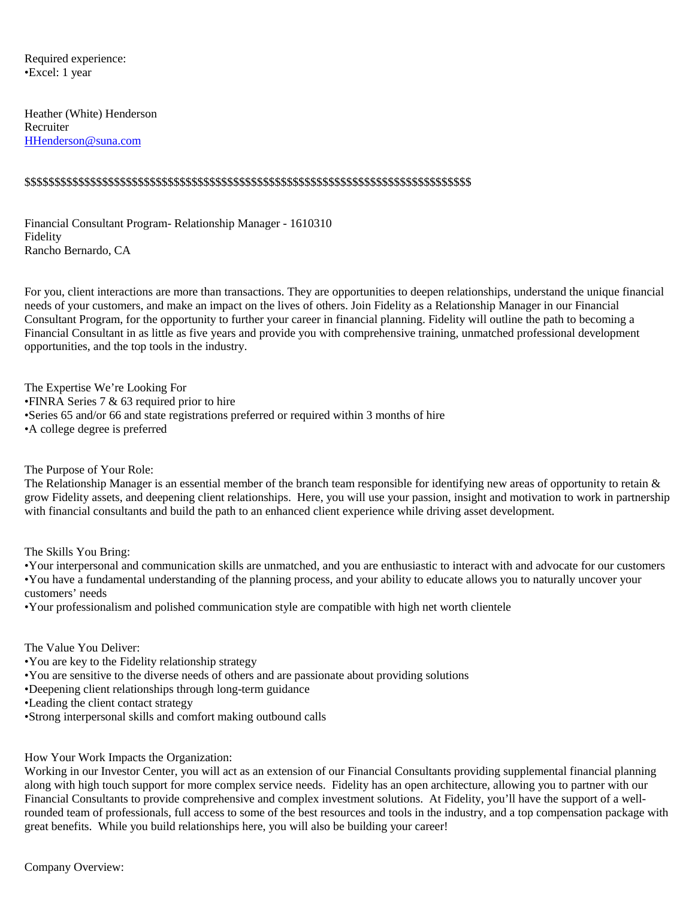Required experience:
•Excel: 1 year

Heather (White) Henderson
Recruiter
[HHenderson@suna.com](mailto:HHenderson@suna.com)

$$$$$$$$$$$$$$$$$$$$$$$$$$$$$$$$$$$$$$$$$$$$$$$$$$$$$$$$$$$$$$$$$$$$$$$$$$$$$$$

Financial Consultant Program- Relationship Manager - 1610310
Fidelity
Rancho Bernardo, CA

For you, client interactions are more than transactions. They are opportunities to deepen relationships, understand the unique financial needs of your customers, and make an impact on the lives of others. Join Fidelity as a Relationship Manager in our Financial Consultant Program, for the opportunity to further your career in financial planning. Fidelity will outline the path to becoming a Financial Consultant in as little as five years and provide you with comprehensive training, unmatched professional development opportunities, and the top tools in the industry.

The Expertise We're Looking For
•FINRA Series 7 & 63 required prior to hire
•Series 65 and/or 66 and state registrations preferred or required within 3 months of hire
•A college degree is preferred

The Purpose of Your Role:
The Relationship Manager is an essential member of the branch team responsible for identifying new areas of opportunity to retain & grow Fidelity assets, and deepening client relationships. Here, you will use your passion, insight and motivation to work in partnership with financial consultants and build the path to an enhanced client experience while driving asset development.

The Skills You Bring:
•Your interpersonal and communication skills are unmatched, and you are enthusiastic to interact with and advocate for our customers
•You have a fundamental understanding of the planning process, and your ability to educate allows you to naturally uncover your customers' needs
•Your professionalism and polished communication style are compatible with high net worth clientele

The Value You Deliver:
•You are key to the Fidelity relationship strategy
•You are sensitive to the diverse needs of others and are passionate about providing solutions
•Deepening client relationships through long-term guidance
•Leading the client contact strategy
•Strong interpersonal skills and comfort making outbound calls

How Your Work Impacts the Organization:
Working in our Investor Center, you will act as an extension of our Financial Consultants providing supplemental financial planning along with high touch support for more complex service needs. Fidelity has an open architecture, allowing you to partner with our Financial Consultants to provide comprehensive and complex investment solutions. At Fidelity, you'll have the support of a well-rounded team of professionals, full access to some of the best resources and tools in the industry, and a top compensation package with great benefits. While you build relationships here, you will also be building your career!

Company Overview: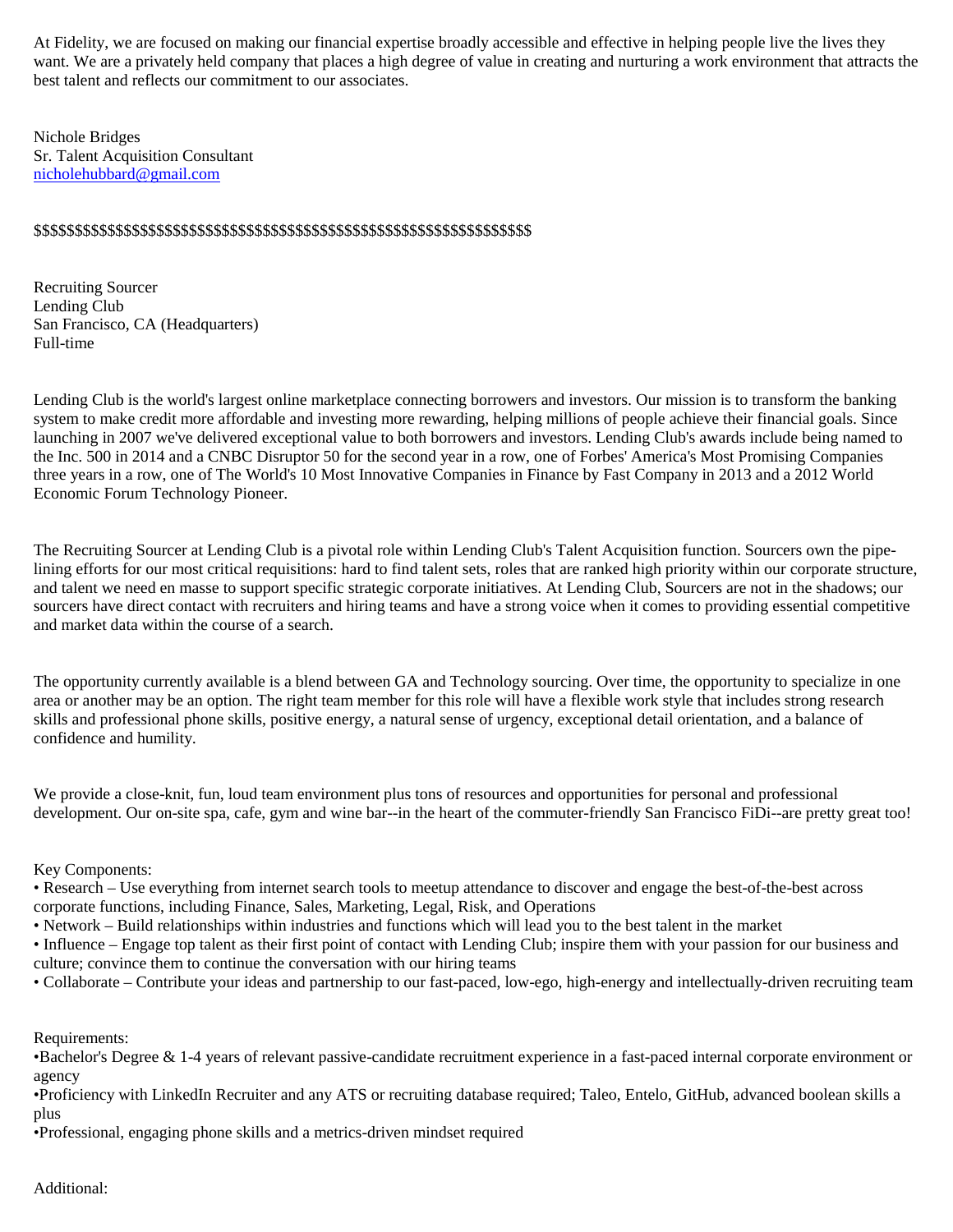At Fidelity, we are focused on making our financial expertise broadly accessible and effective in helping people live the lives they want. We are a privately held company that places a high degree of value in creating and nurturing a work environment that attracts the best talent and reflects our commitment to our associates.

Nichole Bridges
Sr. Talent Acquisition Consultant
nicholehubbard@gmail.com

$$$$$$$$$$$$$$$$$$$$$$$$$$$$$$$$$$$$$$$$$$$$$$$$$$$$$$$$$$$$$$$$

Recruiting Sourcer
Lending Club
San Francisco, CA (Headquarters)
Full-time

Lending Club is the world's largest online marketplace connecting borrowers and investors. Our mission is to transform the banking system to make credit more affordable and investing more rewarding, helping millions of people achieve their financial goals. Since launching in 2007 we've delivered exceptional value to both borrowers and investors. Lending Club's awards include being named to the Inc. 500 in 2014 and a CNBC Disruptor 50 for the second year in a row, one of Forbes' America's Most Promising Companies three years in a row, one of The World's 10 Most Innovative Companies in Finance by Fast Company in 2013 and a 2012 World Economic Forum Technology Pioneer.

The Recruiting Sourcer at Lending Club is a pivotal role within Lending Club's Talent Acquisition function. Sourcers own the pipe-lining efforts for our most critical requisitions: hard to find talent sets, roles that are ranked high priority within our corporate structure, and talent we need en masse to support specific strategic corporate initiatives. At Lending Club, Sourcers are not in the shadows; our sourcers have direct contact with recruiters and hiring teams and have a strong voice when it comes to providing essential competitive and market data within the course of a search.

The opportunity currently available is a blend between GA and Technology sourcing. Over time, the opportunity to specialize in one area or another may be an option. The right team member for this role will have a flexible work style that includes strong research skills and professional phone skills, positive energy, a natural sense of urgency, exceptional detail orientation, and a balance of confidence and humility.

We provide a close-knit, fun, loud team environment plus tons of resources and opportunities for personal and professional development. Our on-site spa, cafe, gym and wine bar--in the heart of the commuter-friendly San Francisco FiDi--are pretty great too!

Key Components:
• Research – Use everything from internet search tools to meetup attendance to discover and engage the best-of-the-best across corporate functions, including Finance, Sales, Marketing, Legal, Risk, and Operations
• Network – Build relationships within industries and functions which will lead you to the best talent in the market
• Influence – Engage top talent as their first point of contact with Lending Club; inspire them with your passion for our business and culture; convince them to continue the conversation with our hiring teams
• Collaborate – Contribute your ideas and partnership to our fast-paced, low-ego, high-energy and intellectually-driven recruiting team

Requirements:
•Bachelor's Degree & 1-4 years of relevant passive-candidate recruitment experience in a fast-paced internal corporate environment or agency
•Proficiency with LinkedIn Recruiter and any ATS or recruiting database required; Taleo, Entelo, GitHub, advanced boolean skills a plus
•Professional, engaging phone skills and a metrics-driven mindset required

Additional: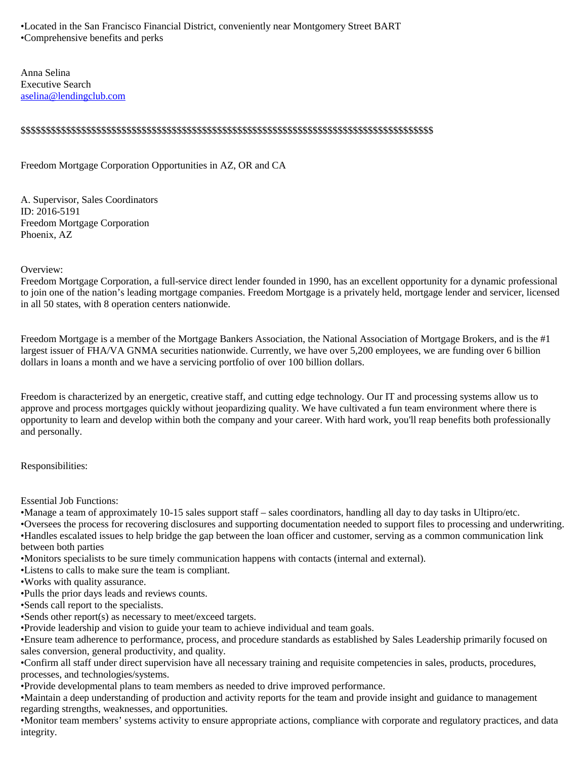•Located in the San Francisco Financial District, conveniently near Montgomery Street BART
•Comprehensive benefits and perks

Anna Selina
Executive Search
aselina@lendingclub.com

$$$$$$$$$$$$$$$$$$$$$$$$$$$$$$$$$$$$$$$$$$$$$$$$$$$$$$$$$$$$$$$$$$$$$$$$$$$$$$$$$$$$$$$$$$$$

Freedom Mortgage Corporation Opportunities in AZ, OR and CA

A. Supervisor, Sales Coordinators
ID: 2016-5191
Freedom Mortgage Corporation
Phoenix, AZ

Overview:
Freedom Mortgage Corporation, a full-service direct lender founded in 1990, has an excellent opportunity for a dynamic professional to join one of the nation's leading mortgage companies. Freedom Mortgage is a privately held, mortgage lender and servicer, licensed in all 50 states, with 8 operation centers nationwide.

Freedom Mortgage is a member of the Mortgage Bankers Association, the National Association of Mortgage Brokers, and is the #1 largest issuer of FHA/VA GNMA securities nationwide. Currently, we have over 5,200 employees, we are funding over 6 billion dollars in loans a month and we have a servicing portfolio of over 100 billion dollars.

Freedom is characterized by an energetic, creative staff, and cutting edge technology. Our IT and processing systems allow us to approve and process mortgages quickly without jeopardizing quality. We have cultivated a fun team environment where there is opportunity to learn and develop within both the company and your career. With hard work, you'll reap benefits both professionally and personally.

Responsibilities:

Essential Job Functions:
•Manage a team of approximately 10-15 sales support staff – sales coordinators, handling all day to day tasks in Ultipro/etc.
•Oversees the process for recovering disclosures and supporting documentation needed to support files to processing and underwriting.
•Handles escalated issues to help bridge the gap between the loan officer and customer, serving as a common communication link between both parties
•Monitors specialists to be sure timely communication happens with contacts (internal and external).
•Listens to calls to make sure the team is compliant.
•Works with quality assurance.
•Pulls the prior days leads and reviews counts.
•Sends call report to the specialists.
•Sends other report(s) as necessary to meet/exceed targets.
•Provide leadership and vision to guide your team to achieve individual and team goals.
•Ensure team adherence to performance, process, and procedure standards as established by Sales Leadership primarily focused on sales conversion, general productivity, and quality.
•Confirm all staff under direct supervision have all necessary training and requisite competencies in sales, products, procedures, processes, and technologies/systems.
•Provide developmental plans to team members as needed to drive improved performance.
•Maintain a deep understanding of production and activity reports for the team and provide insight and guidance to management regarding strengths, weaknesses, and opportunities.
•Monitor team members' systems activity to ensure appropriate actions, compliance with corporate and regulatory practices, and data integrity.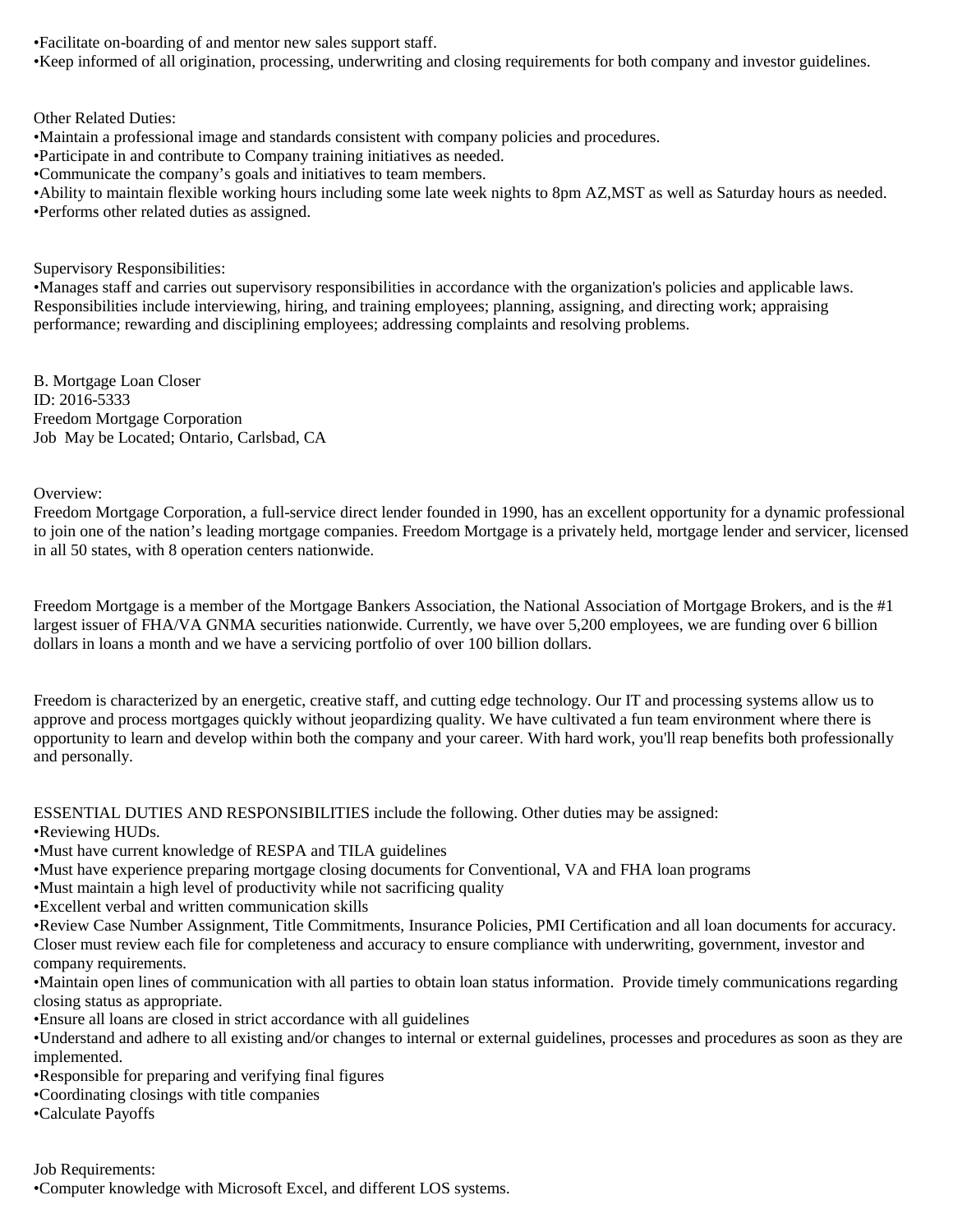•Facilitate on-boarding of and mentor new sales support staff.
•Keep informed of all origination, processing, underwriting and closing requirements for both company and investor guidelines.

Other Related Duties:
•Maintain a professional image and standards consistent with company policies and procedures.
•Participate in and contribute to Company training initiatives as needed.
•Communicate the company's goals and initiatives to team members.
•Ability to maintain flexible working hours including some late week nights to 8pm AZ,MST as well as Saturday hours as needed.
•Performs other related duties as assigned.

Supervisory Responsibilities:
•Manages staff and carries out supervisory responsibilities in accordance with the organization's policies and applicable laws. Responsibilities include interviewing, hiring, and training employees; planning, assigning, and directing work; appraising performance; rewarding and disciplining employees; addressing complaints and resolving problems.

B. Mortgage Loan Closer
ID: 2016-5333
Freedom Mortgage Corporation
Job May be Located; Ontario, Carlsbad, CA

Overview:
Freedom Mortgage Corporation, a full-service direct lender founded in 1990, has an excellent opportunity for a dynamic professional to join one of the nation's leading mortgage companies. Freedom Mortgage is a privately held, mortgage lender and servicer, licensed in all 50 states, with 8 operation centers nationwide.

Freedom Mortgage is a member of the Mortgage Bankers Association, the National Association of Mortgage Brokers, and is the #1 largest issuer of FHA/VA GNMA securities nationwide. Currently, we have over 5,200 employees, we are funding over 6 billion dollars in loans a month and we have a servicing portfolio of over 100 billion dollars.

Freedom is characterized by an energetic, creative staff, and cutting edge technology. Our IT and processing systems allow us to approve and process mortgages quickly without jeopardizing quality. We have cultivated a fun team environment where there is opportunity to learn and develop within both the company and your career. With hard work, you'll reap benefits both professionally and personally.

ESSENTIAL DUTIES AND RESPONSIBILITIES include the following. Other duties may be assigned:
•Reviewing HUDs.
•Must have current knowledge of RESPA and TILA guidelines
•Must have experience preparing mortgage closing documents for Conventional, VA and FHA loan programs
•Must maintain a high level of productivity while not sacrificing quality
•Excellent verbal and written communication skills
•Review Case Number Assignment, Title Commitments, Insurance Policies, PMI Certification and all loan documents for accuracy. Closer must review each file for completeness and accuracy to ensure compliance with underwriting, government, investor and company requirements.
•Maintain open lines of communication with all parties to obtain loan status information. Provide timely communications regarding closing status as appropriate.
•Ensure all loans are closed in strict accordance with all guidelines
•Understand and adhere to all existing and/or changes to internal or external guidelines, processes and procedures as soon as they are implemented.
•Responsible for preparing and verifying final figures
•Coordinating closings with title companies
•Calculate Payoffs

Job Requirements:
•Computer knowledge with Microsoft Excel, and different LOS systems.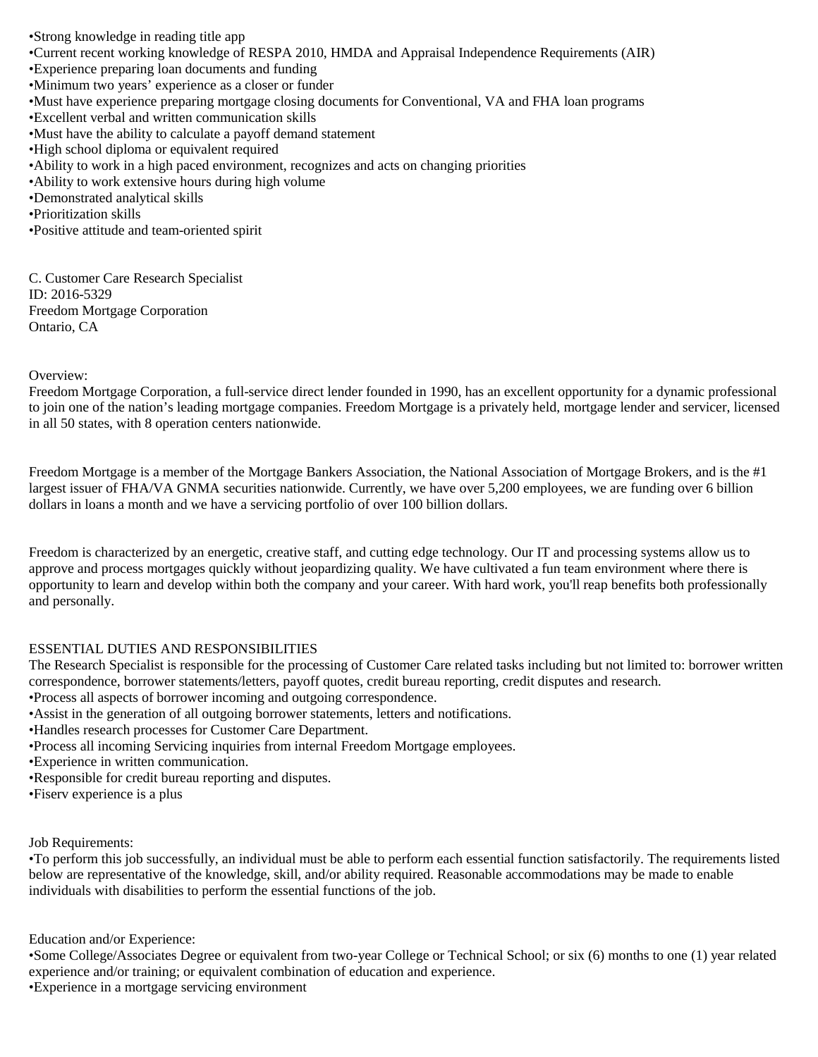•Strong knowledge in reading title app
•Current recent working knowledge of RESPA 2010, HMDA and Appraisal Independence Requirements (AIR)
•Experience preparing loan documents and funding
•Minimum two years' experience as a closer or funder
•Must have experience preparing mortgage closing documents for Conventional, VA and FHA loan programs
•Excellent verbal and written communication skills
•Must have the ability to calculate a payoff demand statement
•High school diploma or equivalent required
•Ability to work in a high paced environment, recognizes and acts on changing priorities
•Ability to work extensive hours during high volume
•Demonstrated analytical skills
•Prioritization skills
•Positive attitude and team-oriented spirit

C. Customer Care Research Specialist
ID: 2016-5329
Freedom Mortgage Corporation
Ontario, CA

Overview:
Freedom Mortgage Corporation, a full-service direct lender founded in 1990, has an excellent opportunity for a dynamic professional to join one of the nation's leading mortgage companies. Freedom Mortgage is a privately held, mortgage lender and servicer, licensed in all 50 states, with 8 operation centers nationwide.

Freedom Mortgage is a member of the Mortgage Bankers Association, the National Association of Mortgage Brokers, and is the #1 largest issuer of FHA/VA GNMA securities nationwide. Currently, we have over 5,200 employees, we are funding over 6 billion dollars in loans a month and we have a servicing portfolio of over 100 billion dollars.

Freedom is characterized by an energetic, creative staff, and cutting edge technology. Our IT and processing systems allow us to approve and process mortgages quickly without jeopardizing quality. We have cultivated a fun team environment where there is opportunity to learn and develop within both the company and your career. With hard work, you'll reap benefits both professionally and personally.

ESSENTIAL DUTIES AND RESPONSIBILITIES
The Research Specialist is responsible for the processing of Customer Care related tasks including but not limited to: borrower written correspondence, borrower statements/letters, payoff quotes, credit bureau reporting, credit disputes and research.
•Process all aspects of borrower incoming and outgoing correspondence.
•Assist in the generation of all outgoing borrower statements, letters and notifications.
•Handles research processes for Customer Care Department.
•Process all incoming Servicing inquiries from internal Freedom Mortgage employees.
•Experience in written communication.
•Responsible for credit bureau reporting and disputes.
•Fiserv experience is a plus

Job Requirements:
•To perform this job successfully, an individual must be able to perform each essential function satisfactorily. The requirements listed below are representative of the knowledge, skill, and/or ability required. Reasonable accommodations may be made to enable individuals with disabilities to perform the essential functions of the job.

Education and/or Experience:
•Some College/Associates Degree or equivalent from two-year College or Technical School; or six (6) months to one (1) year related experience and/or training; or equivalent combination of education and experience.
•Experience in a mortgage servicing environment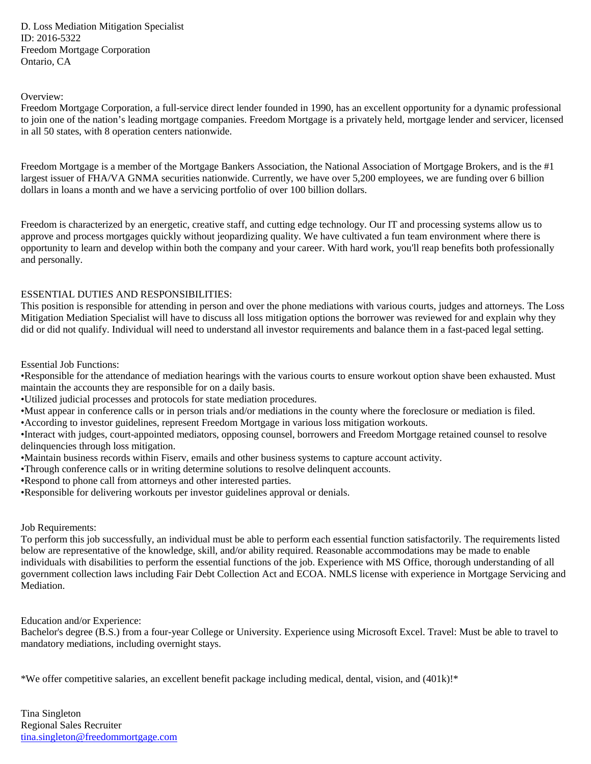D. Loss Mediation Mitigation Specialist
ID: 2016-5322
Freedom Mortgage Corporation
Ontario, CA

Overview:
Freedom Mortgage Corporation, a full-service direct lender founded in 1990, has an excellent opportunity for a dynamic professional to join one of the nation's leading mortgage companies. Freedom Mortgage is a privately held, mortgage lender and servicer, licensed in all 50 states, with 8 operation centers nationwide.

Freedom Mortgage is a member of the Mortgage Bankers Association, the National Association of Mortgage Brokers, and is the #1 largest issuer of FHA/VA GNMA securities nationwide. Currently, we have over 5,200 employees, we are funding over 6 billion dollars in loans a month and we have a servicing portfolio of over 100 billion dollars.

Freedom is characterized by an energetic, creative staff, and cutting edge technology. Our IT and processing systems allow us to approve and process mortgages quickly without jeopardizing quality. We have cultivated a fun team environment where there is opportunity to learn and develop within both the company and your career. With hard work, you'll reap benefits both professionally and personally.

ESSENTIAL DUTIES AND RESPONSIBILITIES:
This position is responsible for attending in person and over the phone mediations with various courts, judges and attorneys. The Loss Mitigation Mediation Specialist will have to discuss all loss mitigation options the borrower was reviewed for and explain why they did or did not qualify. Individual will need to understand all investor requirements and balance them in a fast-paced legal setting.

Essential Job Functions:
•Responsible for the attendance of mediation hearings with the various courts to ensure workout option shave been exhausted. Must maintain the accounts they are responsible for on a daily basis.
•Utilized judicial processes and protocols for state mediation procedures.
•Must appear in conference calls or in person trials and/or mediations in the county where the foreclosure or mediation is filed.
•According to investor guidelines, represent Freedom Mortgage in various loss mitigation workouts.
•Interact with judges, court-appointed mediators, opposing counsel, borrowers and Freedom Mortgage retained counsel to resolve delinquencies through loss mitigation.
•Maintain business records within Fiserv, emails and other business systems to capture account activity.
•Through conference calls or in writing determine solutions to resolve delinquent accounts.
•Respond to phone call from attorneys and other interested parties.
•Responsible for delivering workouts per investor guidelines approval or denials.

Job Requirements:
To perform this job successfully, an individual must be able to perform each essential function satisfactorily. The requirements listed below are representative of the knowledge, skill, and/or ability required. Reasonable accommodations may be made to enable individuals with disabilities to perform the essential functions of the job. Experience with MS Office, thorough understanding of all government collection laws including Fair Debt Collection Act and ECOA. NMLS license with experience in Mortgage Servicing and Mediation.

Education and/or Experience:
Bachelor's degree (B.S.) from a four-year College or University. Experience using Microsoft Excel. Travel: Must be able to travel to mandatory mediations, including overnight stays.

*We offer competitive salaries, an excellent benefit package including medical, dental, vision, and (401k)!*

Tina Singleton
Regional Sales Recruiter
tina.singleton@freedommortgage.com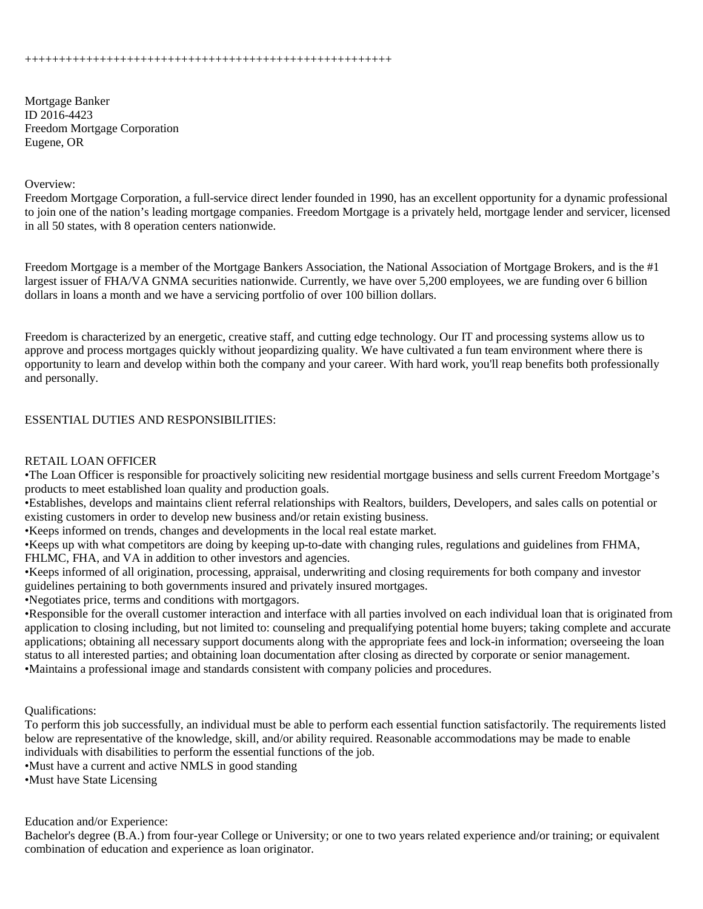++++++++++++++++++++++++++++++++++++++++++++++++++++++

Mortgage Banker
ID 2016-4423
Freedom Mortgage Corporation
Eugene, OR

Overview:
Freedom Mortgage Corporation, a full-service direct lender founded in 1990, has an excellent opportunity for a dynamic professional to join one of the nation's leading mortgage companies. Freedom Mortgage is a privately held, mortgage lender and servicer, licensed in all 50 states, with 8 operation centers nationwide.

Freedom Mortgage is a member of the Mortgage Bankers Association, the National Association of Mortgage Brokers, and is the #1 largest issuer of FHA/VA GNMA securities nationwide. Currently, we have over 5,200 employees, we are funding over 6 billion dollars in loans a month and we have a servicing portfolio of over 100 billion dollars.

Freedom is characterized by an energetic, creative staff, and cutting edge technology. Our IT and processing systems allow us to approve and process mortgages quickly without jeopardizing quality. We have cultivated a fun team environment where there is opportunity to learn and develop within both the company and your career. With hard work, you'll reap benefits both professionally and personally.

ESSENTIAL DUTIES AND RESPONSIBILITIES:

RETAIL LOAN OFFICER
•The Loan Officer is responsible for proactively soliciting new residential mortgage business and sells current Freedom Mortgage's products to meet established loan quality and production goals.
•Establishes, develops and maintains client referral relationships with Realtors, builders, Developers, and sales calls on potential or existing customers in order to develop new business and/or retain existing business.
•Keeps informed on trends, changes and developments in the local real estate market.
•Keeps up with what competitors are doing by keeping up-to-date with changing rules, regulations and guidelines from FHMA, FHLMC, FHA, and VA in addition to other investors and agencies.
•Keeps informed of all origination, processing, appraisal, underwriting and closing requirements for both company and investor guidelines pertaining to both governments insured and privately insured mortgages.
•Negotiates price, terms and conditions with mortgagors.
•Responsible for the overall customer interaction and interface with all parties involved on each individual loan that is originated from application to closing including, but not limited to: counseling and prequalifying potential home buyers; taking complete and accurate applications; obtaining all necessary support documents along with the appropriate fees and lock-in information; overseeing the loan status to all interested parties; and obtaining loan documentation after closing as directed by corporate or senior management.
•Maintains a professional image and standards consistent with company policies and procedures.

Qualifications:
To perform this job successfully, an individual must be able to perform each essential function satisfactorily. The requirements listed below are representative of the knowledge, skill, and/or ability required. Reasonable accommodations may be made to enable individuals with disabilities to perform the essential functions of the job.
•Must have a current and active NMLS in good standing
•Must have State Licensing

Education and/or Experience:
Bachelor's degree (B.A.) from four-year College or University; or one to two years related experience and/or training; or equivalent combination of education and experience as loan originator.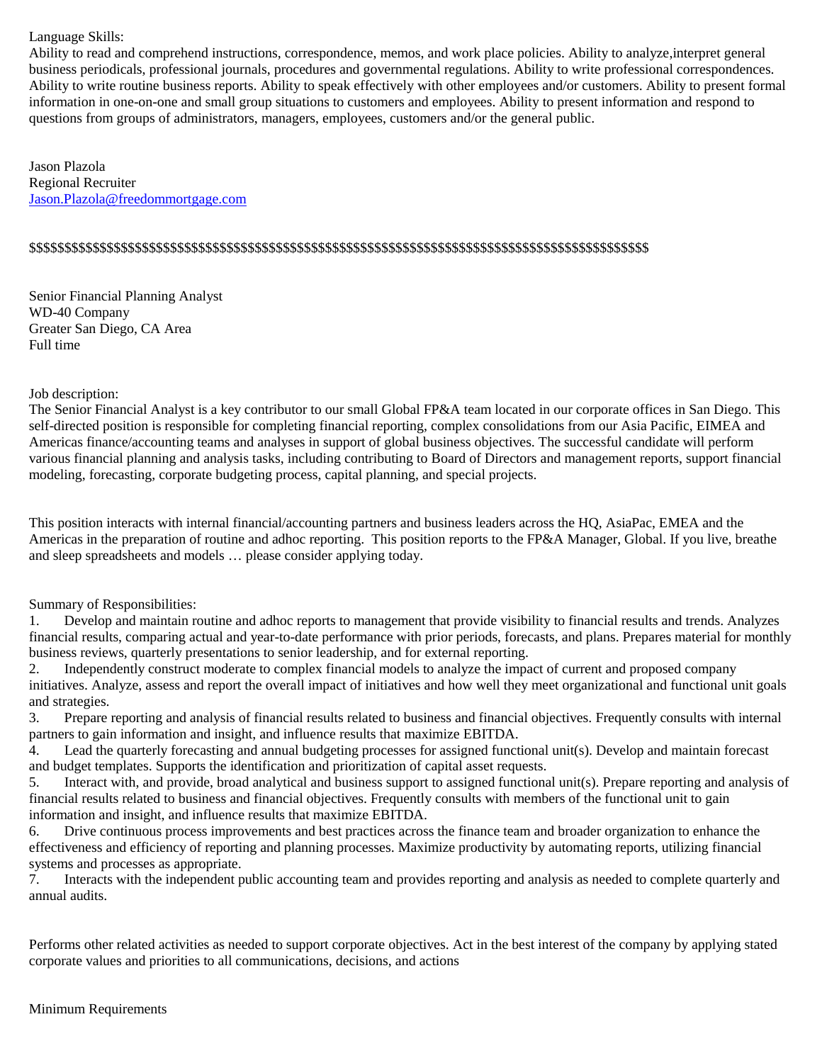Language Skills:
Ability to read and comprehend instructions, correspondence, memos, and work place policies. Ability to analyze,interpret general business periodicals, professional journals, procedures and governmental regulations. Ability to write professional correspondences. Ability to write routine business reports. Ability to speak effectively with other employees and/or customers. Ability to present formal information in one-on-one and small group situations to customers and employees. Ability to present information and respond to questions from groups of administrators, managers, employees, customers and/or the general public.

Jason Plazola
Regional Recruiter
Jason.Plazola@freedommortgage.com

$$$$$$$$$$$$$$$$$$$$$$$$$$$$$$$$$$$$$$$$$$$$$$$$$$$$$$$$$$$$$$$$$$$$$$$$$$$$$$$$$$$$$$$$$$$$$$

Senior Financial Planning Analyst
WD-40 Company
Greater San Diego, CA Area
Full time

Job description:
The Senior Financial Analyst is a key contributor to our small Global FP&A team located in our corporate offices in San Diego. This self-directed position is responsible for completing financial reporting, complex consolidations from our Asia Pacific, EIMEA and Americas finance/accounting teams and analyses in support of global business objectives. The successful candidate will perform various financial planning and analysis tasks, including contributing to Board of Directors and management reports, support financial modeling, forecasting, corporate budgeting process, capital planning, and special projects.

This position interacts with internal financial/accounting partners and business leaders across the HQ, AsiaPac, EMEA and the Americas in the preparation of routine and adhoc reporting. This position reports to the FP&A Manager, Global. If you live, breathe and sleep spreadsheets and models … please consider applying today.

Summary of Responsibilities:
1. Develop and maintain routine and adhoc reports to management that provide visibility to financial results and trends. Analyzes financial results, comparing actual and year-to-date performance with prior periods, forecasts, and plans. Prepares material for monthly business reviews, quarterly presentations to senior leadership, and for external reporting.
2. Independently construct moderate to complex financial models to analyze the impact of current and proposed company initiatives. Analyze, assess and report the overall impact of initiatives and how well they meet organizational and functional unit goals and strategies.
3. Prepare reporting and analysis of financial results related to business and financial objectives. Frequently consults with internal partners to gain information and insight, and influence results that maximize EBITDA.
4. Lead the quarterly forecasting and annual budgeting processes for assigned functional unit(s). Develop and maintain forecast and budget templates. Supports the identification and prioritization of capital asset requests.
5. Interact with, and provide, broad analytical and business support to assigned functional unit(s). Prepare reporting and analysis of financial results related to business and financial objectives. Frequently consults with members of the functional unit to gain information and insight, and influence results that maximize EBITDA.
6. Drive continuous process improvements and best practices across the finance team and broader organization to enhance the effectiveness and efficiency of reporting and planning processes. Maximize productivity by automating reports, utilizing financial systems and processes as appropriate.
7. Interacts with the independent public accounting team and provides reporting and analysis as needed to complete quarterly and annual audits.

Performs other related activities as needed to support corporate objectives. Act in the best interest of the company by applying stated corporate values and priorities to all communications, decisions, and actions

Minimum Requirements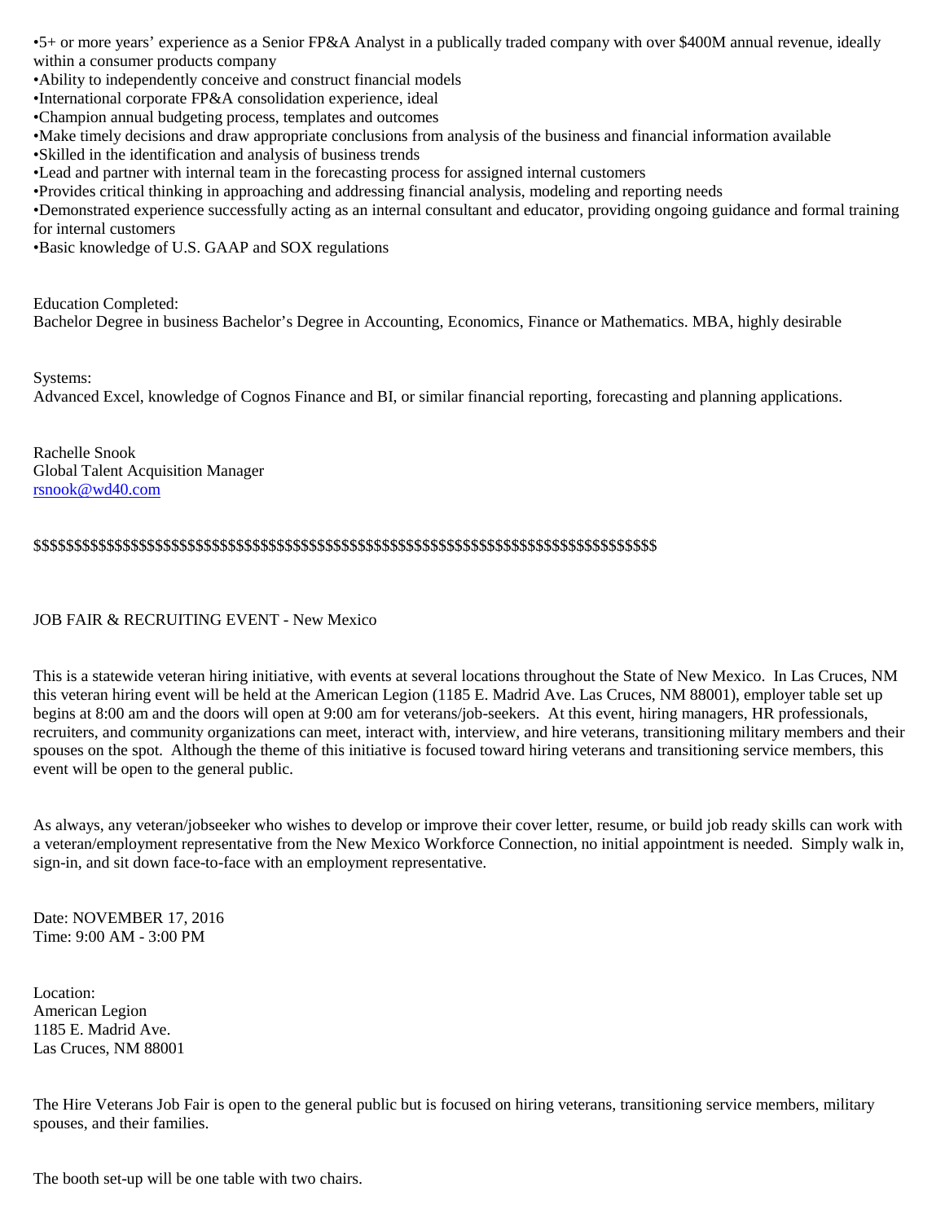•5+ or more years' experience as a Senior FP&A Analyst in a publically traded company with over $400M annual revenue, ideally within a consumer products company
•Ability to independently conceive and construct financial models
•International corporate FP&A consolidation experience, ideal
•Champion annual budgeting process, templates and outcomes
•Make timely decisions and draw appropriate conclusions from analysis of the business and financial information available
•Skilled in the identification and analysis of business trends
•Lead and partner with internal team in the forecasting process for assigned internal customers
•Provides critical thinking in approaching and addressing financial analysis, modeling and reporting needs
•Demonstrated experience successfully acting as an internal consultant and educator, providing ongoing guidance and formal training for internal customers
•Basic knowledge of U.S. GAAP and SOX regulations

Education Completed:
Bachelor Degree in business Bachelor's Degree in Accounting, Economics, Finance or Mathematics. MBA, highly desirable

Systems:
Advanced Excel, knowledge of Cognos Finance and BI, or similar financial reporting, forecasting and planning applications.

Rachelle Snook
Global Talent Acquisition Manager
rsnook@wd40.com

$$$$$$$$$$$$$$$$$$$$$$$$$$$$$$$$$$$$$$$$$$$$$$$$$$$$$$$$$$$$$$$$$$$$$$$$$$$$$$$$$$

JOB FAIR & RECRUITING EVENT - New Mexico

This is a statewide veteran hiring initiative, with events at several locations throughout the State of New Mexico. In Las Cruces, NM this veteran hiring event will be held at the American Legion (1185 E. Madrid Ave. Las Cruces, NM 88001), employer table set up begins at 8:00 am and the doors will open at 9:00 am for veterans/job-seekers. At this event, hiring managers, HR professionals, recruiters, and community organizations can meet, interact with, interview, and hire veterans, transitioning military members and their spouses on the spot. Although the theme of this initiative is focused toward hiring veterans and transitioning service members, this event will be open to the general public.

As always, any veteran/jobseeker who wishes to develop or improve their cover letter, resume, or build job ready skills can work with a veteran/employment representative from the New Mexico Workforce Connection, no initial appointment is needed. Simply walk in, sign-in, and sit down face-to-face with an employment representative.

Date: NOVEMBER 17, 2016
Time: 9:00 AM - 3:00 PM

Location:
American Legion
1185 E. Madrid Ave.
Las Cruces, NM 88001

The Hire Veterans Job Fair is open to the general public but is focused on hiring veterans, transitioning service members, military spouses, and their families.

The booth set-up will be one table with two chairs.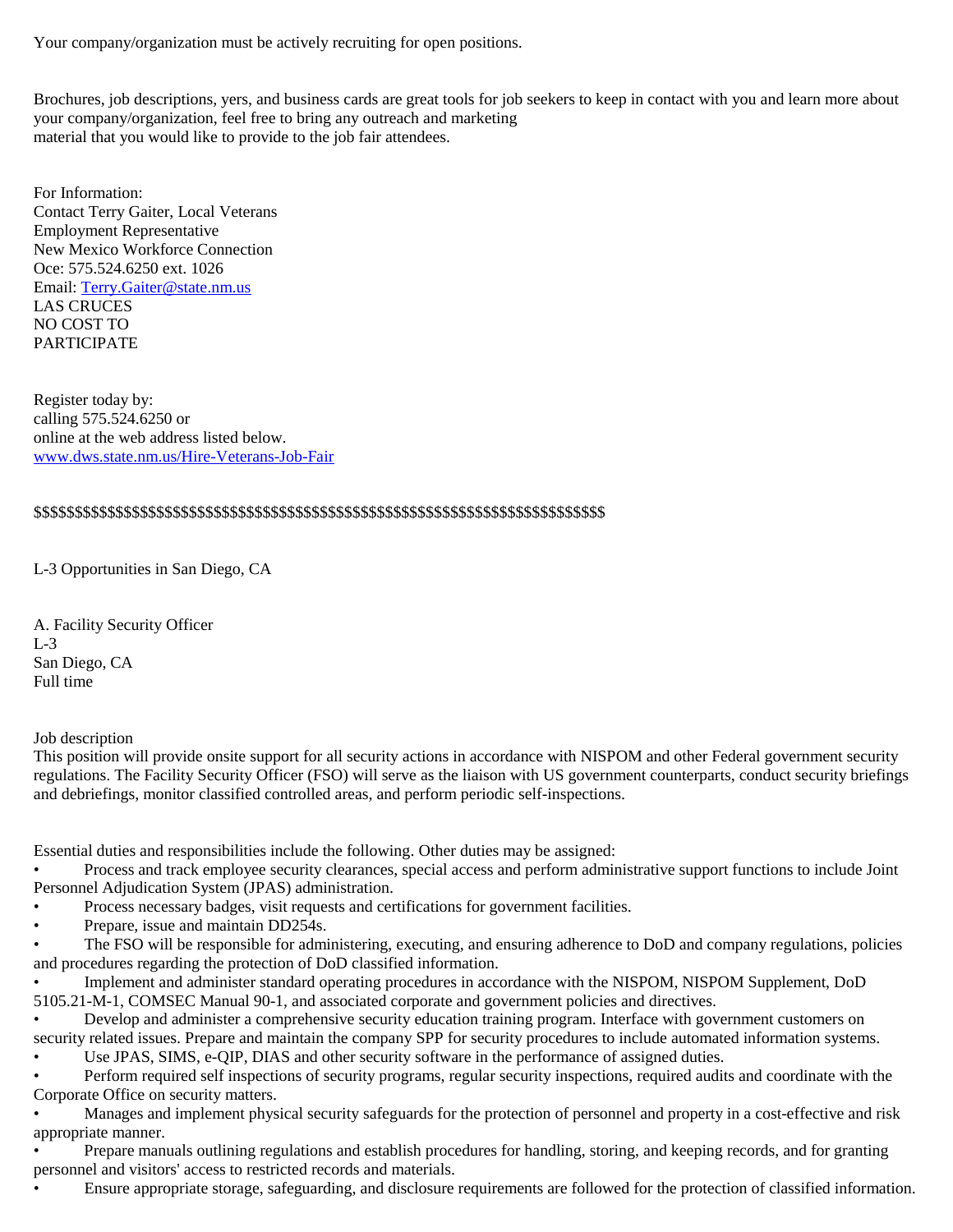Your company/organization must be actively recruiting for open positions.

Brochures, job descriptions, yers, and business cards are great tools for job seekers to keep in contact with you and learn more about your company/organization, feel free to bring any outreach and marketing
material that you would like to provide to the job fair attendees.

For Information:
Contact Terry Gaiter, Local Veterans
Employment Representative
New Mexico Workforce Connection
Oce: 575.524.6250 ext. 1026
Email: Terry.Gaiter@state.nm.us
LAS CRUCES
NO COST TO
PARTICIPATE

Register today by:
calling 575.524.6250 or
online at the web address listed below.
www.dws.state.nm.us/Hire-Veterans-Job-Fair

$$$$$$$$$$$$$$$$$$$$$$$$$$$$$$$$$$$$$$$$$$$$$$$$$$$$$$$$$$$$$$$$$$$$$$$$$$$$$$$$$$$$$$$$$$$$$$$$$$$$

L-3 Opportunities in San Diego, CA

A. Facility Security Officer
L-3
San Diego, CA
Full time

Job description
This position will provide onsite support for all security actions in accordance with NISPOM and other Federal government security regulations. The Facility Security Officer (FSO) will serve as the liaison with US government counterparts, conduct security briefings and debriefings, monitor classified controlled areas, and perform periodic self-inspections.

Essential duties and responsibilities include the following. Other duties may be assigned:

- Process and track employee security clearances, special access and perform administrative support functions to include Joint Personnel Adjudication System (JPAS) administration.
- Process necessary badges, visit requests and certifications for government facilities.
- Prepare, issue and maintain DD254s.
- The FSO will be responsible for administering, executing, and ensuring adherence to DoD and company regulations, policies and procedures regarding the protection of DoD classified information.
- Implement and administer standard operating procedures in accordance with the NISPOM, NISPOM Supplement, DoD 5105.21-M-1, COMSEC Manual 90-1, and associated corporate and government policies and directives.
- Develop and administer a comprehensive security education training program. Interface with government customers on security related issues. Prepare and maintain the company SPP for security procedures to include automated information systems.
- Use JPAS, SIMS, e-QIP, DIAS and other security software in the performance of assigned duties.
- Perform required self inspections of security programs, regular security inspections, required audits and coordinate with the Corporate Office on security matters.
- Manages and implement physical security safeguards for the protection of personnel and property in a cost-effective and risk appropriate manner.
- Prepare manuals outlining regulations and establish procedures for handling, storing, and keeping records, and for granting personnel and visitors' access to restricted records and materials.
- Ensure appropriate storage, safeguarding, and disclosure requirements are followed for the protection of classified information.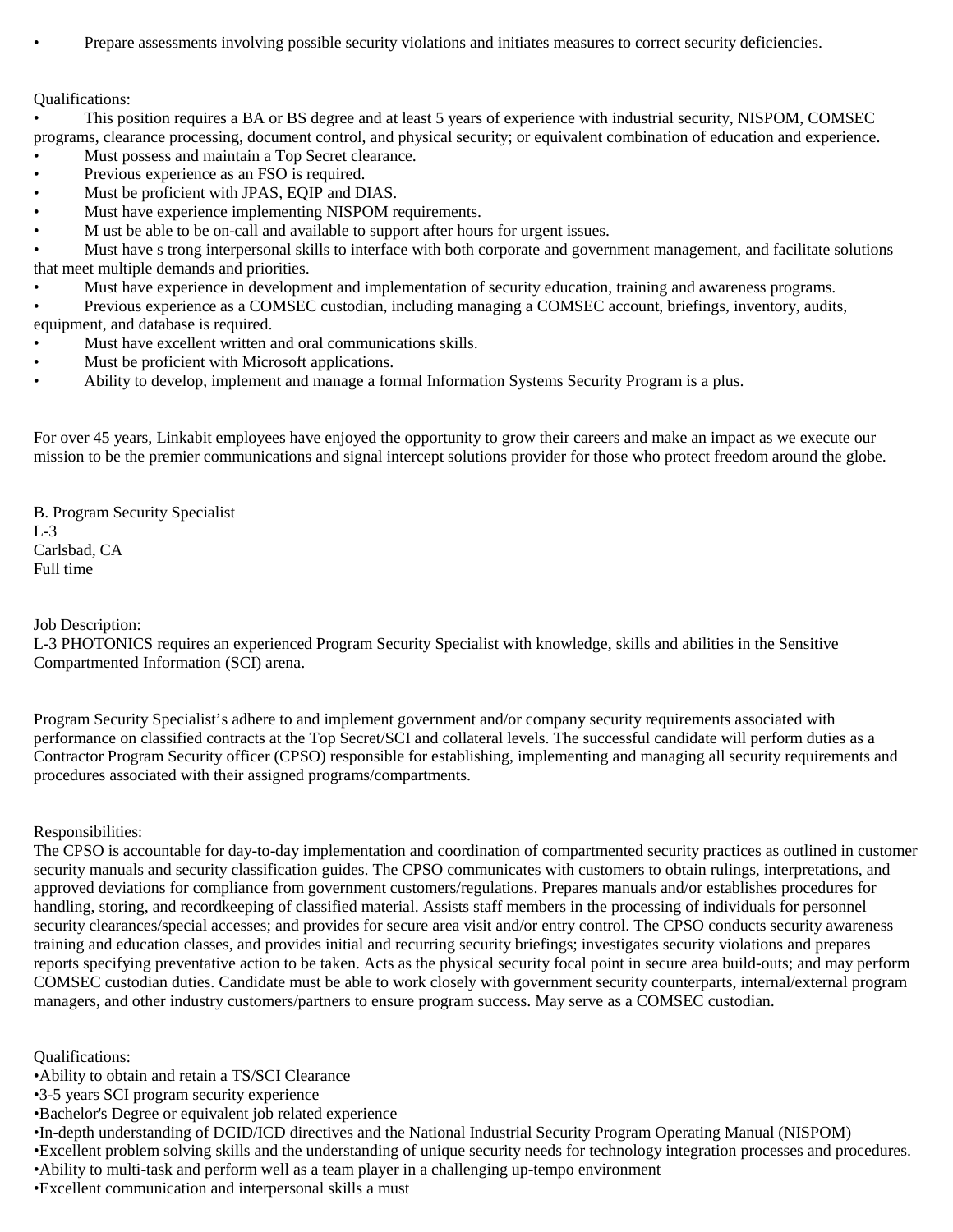- Prepare assessments involving possible security violations and initiates measures to correct security deficiencies.

Qualifications:

- This position requires a BA or BS degree and at least 5 years of experience with industrial security, NISPOM, COMSEC programs, clearance processing, document control, and physical security; or equivalent combination of education and experience.
- Must possess and maintain a Top Secret clearance.
- Previous experience as an FSO is required.
- Must be proficient with JPAS, EQIP and DIAS.
- Must have experience implementing NISPOM requirements.
- M ust be able to be on-call and available to support after hours for urgent issues.
- Must have s trong interpersonal skills to interface with both corporate and government management, and facilitate solutions that meet multiple demands and priorities.
- Must have experience in development and implementation of security education, training and awareness programs.
- Previous experience as a COMSEC custodian, including managing a COMSEC account, briefings, inventory, audits, equipment, and database is required.
- Must have excellent written and oral communications skills.
- Must be proficient with Microsoft applications.
- Ability to develop, implement and manage a formal Information Systems Security Program is a plus.

For over 45 years, Linkabit employees have enjoyed the opportunity to grow their careers and make an impact as we execute our mission to be the premier communications and signal intercept solutions provider for those who protect freedom around the globe.

B. Program Security Specialist
L-3
Carlsbad, CA
Full time

Job Description:
L-3 PHOTONICS requires an experienced Program Security Specialist with knowledge, skills and abilities in the Sensitive Compartmented Information (SCI) arena.

Program Security Specialist's adhere to and implement government and/or company security requirements associated with performance on classified contracts at the Top Secret/SCI and collateral levels. The successful candidate will perform duties as a Contractor Program Security officer (CPSO) responsible for establishing, implementing and managing all security requirements and procedures associated with their assigned programs/compartments.

Responsibilities:
The CPSO is accountable for day-to-day implementation and coordination of compartmented security practices as outlined in customer security manuals and security classification guides. The CPSO communicates with customers to obtain rulings, interpretations, and approved deviations for compliance from government customers/regulations. Prepares manuals and/or establishes procedures for handling, storing, and recordkeeping of classified material. Assists staff members in the processing of individuals for personnel security clearances/special accesses; and provides for secure area visit and/or entry control. The CPSO conducts security awareness training and education classes, and provides initial and recurring security briefings; investigates security violations and prepares reports specifying preventative action to be taken. Acts as the physical security focal point in secure area build-outs; and may perform COMSEC custodian duties. Candidate must be able to work closely with government security counterparts, internal/external program managers, and other industry customers/partners to ensure program success. May serve as a COMSEC custodian.

Qualifications:

- Ability to obtain and retain a TS/SCI Clearance
- 3-5 years SCI program security experience
- Bachelor's Degree or equivalent job related experience
- In-depth understanding of DCID/ICD directives and the National Industrial Security Program Operating Manual (NISPOM)
- Excellent problem solving skills and the understanding of unique security needs for technology integration processes and procedures.
- Ability to multi-task and perform well as a team player in a challenging up-tempo environment
- Excellent communication and interpersonal skills a must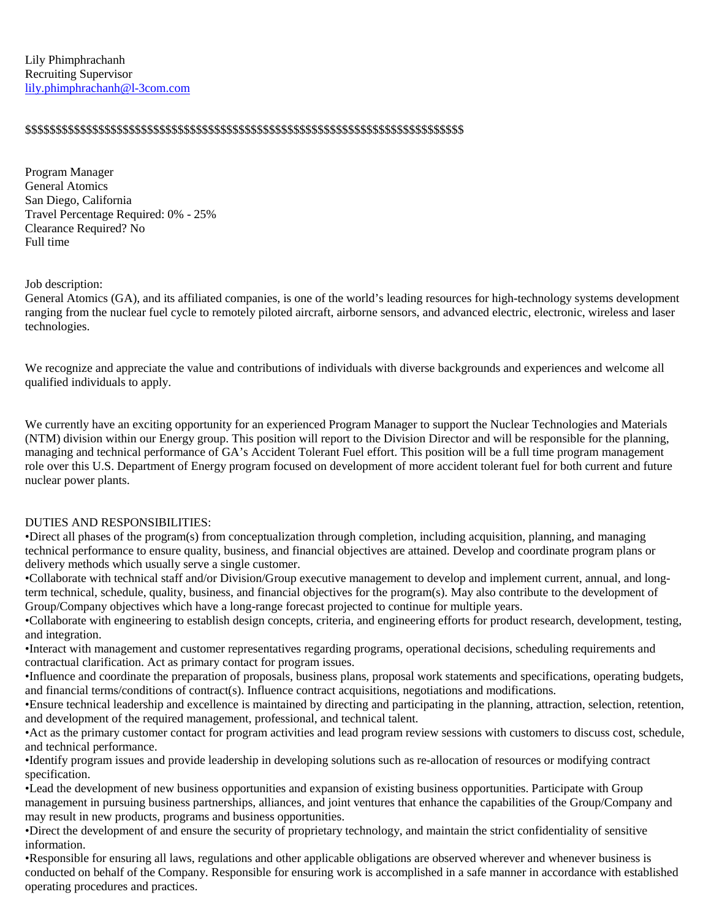Lily Phimphrachanh
Recruiting Supervisor
lily.phimphrachanh@l-3com.com

$$$$$$$$$$$$$$$$$$$$$$$$$$$$$$$$$$$$$$$$$$$$$$$$$$$$$$$$$$$$$$$$$$$$$$$$$$$$$$$

Program Manager
General Atomics
San Diego, California
Travel Percentage Required: 0% - 25%
Clearance Required? No
Full time

Job description:
General Atomics (GA), and its affiliated companies, is one of the world's leading resources for high-technology systems development ranging from the nuclear fuel cycle to remotely piloted aircraft, airborne sensors, and advanced electric, electronic, wireless and laser technologies.

We recognize and appreciate the value and contributions of individuals with diverse backgrounds and experiences and welcome all qualified individuals to apply.

We currently have an exciting opportunity for an experienced Program Manager to support the Nuclear Technologies and Materials (NTM) division within our Energy group. This position will report to the Division Director and will be responsible for the planning, managing and technical performance of GA's Accident Tolerant Fuel effort. This position will be a full time program management role over this U.S. Department of Energy program focused on development of more accident tolerant fuel for both current and future nuclear power plants.

DUTIES AND RESPONSIBILITIES:

- Direct all phases of the program(s) from conceptualization through completion, including acquisition, planning, and managing technical performance to ensure quality, business, and financial objectives are attained. Develop and coordinate program plans or delivery methods which usually serve a single customer.
- Collaborate with technical staff and/or Division/Group executive management to develop and implement current, annual, and long-term technical, schedule, quality, business, and financial objectives for the program(s). May also contribute to the development of Group/Company objectives which have a long-range forecast projected to continue for multiple years.
- Collaborate with engineering to establish design concepts, criteria, and engineering efforts for product research, development, testing, and integration.
- Interact with management and customer representatives regarding programs, operational decisions, scheduling requirements and contractual clarification. Act as primary contact for program issues.
- Influence and coordinate the preparation of proposals, business plans, proposal work statements and specifications, operating budgets, and financial terms/conditions of contract(s). Influence contract acquisitions, negotiations and modifications.
- Ensure technical leadership and excellence is maintained by directing and participating in the planning, attraction, selection, retention, and development of the required management, professional, and technical talent.
- Act as the primary customer contact for program activities and lead program review sessions with customers to discuss cost, schedule, and technical performance.
- Identify program issues and provide leadership in developing solutions such as re-allocation of resources or modifying contract specification.
- Lead the development of new business opportunities and expansion of existing business opportunities. Participate with Group management in pursuing business partnerships, alliances, and joint ventures that enhance the capabilities of the Group/Company and may result in new products, programs and business opportunities.
- Direct the development of and ensure the security of proprietary technology, and maintain the strict confidentiality of sensitive information.
- Responsible for ensuring all laws, regulations and other applicable obligations are observed wherever and whenever business is conducted on behalf of the Company. Responsible for ensuring work is accomplished in a safe manner in accordance with established operating procedures and practices.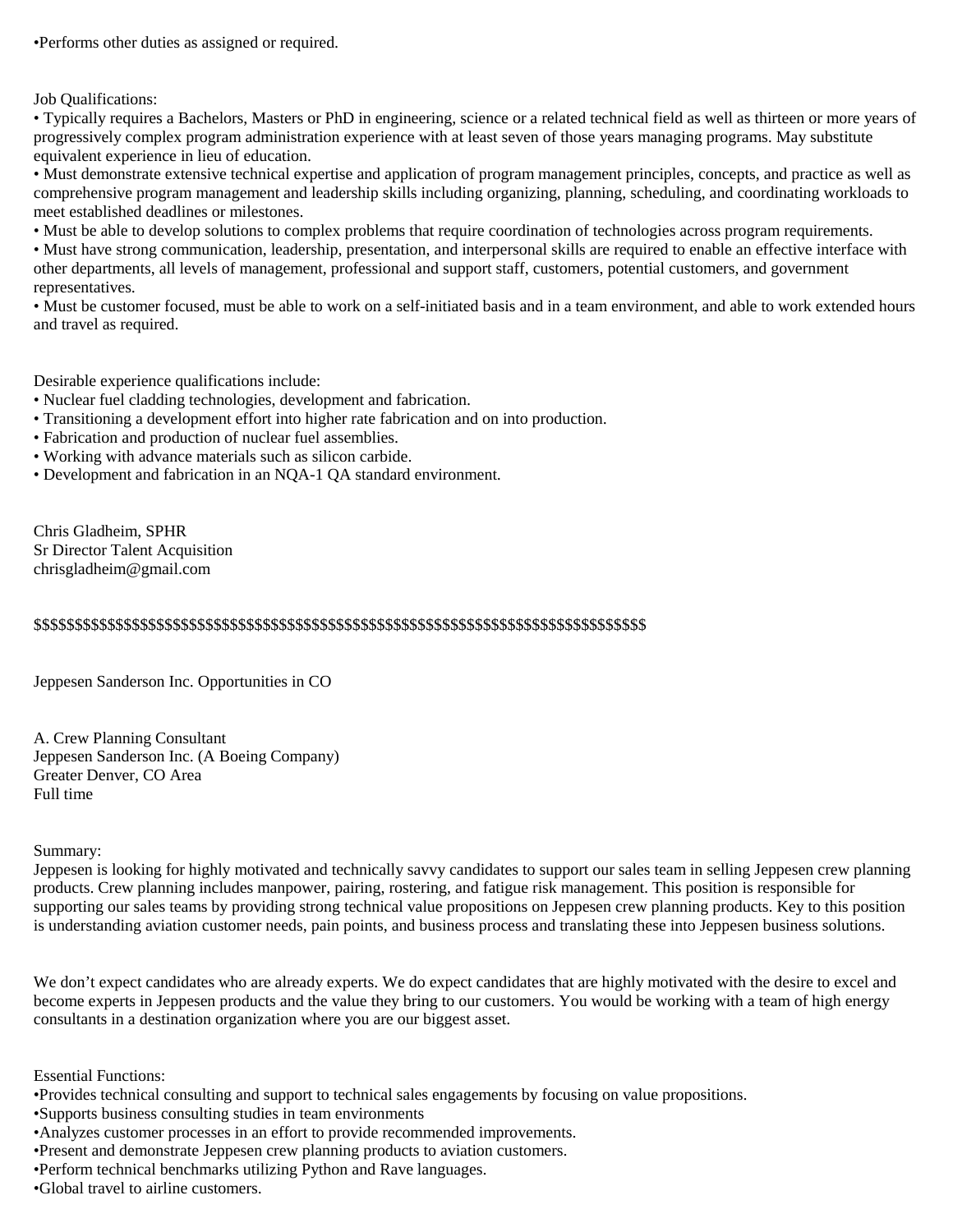•Performs other duties as assigned or required.

Job Qualifications:

- Typically requires a Bachelors, Masters or PhD in engineering, science or a related technical field as well as thirteen or more years of progressively complex program administration experience with at least seven of those years managing programs. May substitute equivalent experience in lieu of education.
- Must demonstrate extensive technical expertise and application of program management principles, concepts, and practice as well as comprehensive program management and leadership skills including organizing, planning, scheduling, and coordinating workloads to meet established deadlines or milestones.
- Must be able to develop solutions to complex problems that require coordination of technologies across program requirements.
- Must have strong communication, leadership, presentation, and interpersonal skills are required to enable an effective interface with other departments, all levels of management, professional and support staff, customers, potential customers, and government representatives.
- Must be customer focused, must be able to work on a self-initiated basis and in a team environment, and able to work extended hours and travel as required.

Desirable experience qualifications include:

- Nuclear fuel cladding technologies, development and fabrication.
- Transitioning a development effort into higher rate fabrication and on into production.
- Fabrication and production of nuclear fuel assemblies.
- Working with advance materials such as silicon carbide.
- Development and fabrication in an NQA-1 QA standard environment.

Chris Gladheim, SPHR
Sr Director Talent Acquisition
chrisgladheim@gmail.com

$$$$$$$$$$$$$$$$$$$$$$$$$$$$$$$$$$$$$$$$$$$$$$$$$$$$$$$$$$$$$$$$$$$$$$$$$$$$$$$$$$$$

Jeppesen Sanderson Inc. Opportunities in CO

A. Crew Planning Consultant
Jeppesen Sanderson Inc. (A Boeing Company)
Greater Denver, CO Area
Full time

Summary:
Jeppesen is looking for highly motivated and technically savvy candidates to support our sales team in selling Jeppesen crew planning products. Crew planning includes manpower, pairing, rostering, and fatigue risk management. This position is responsible for supporting our sales teams by providing strong technical value propositions on Jeppesen crew planning products. Key to this position is understanding aviation customer needs, pain points, and business process and translating these into Jeppesen business solutions.

We don't expect candidates who are already experts. We do expect candidates that are highly motivated with the desire to excel and become experts in Jeppesen products and the value they bring to our customers. You would be working with a team of high energy consultants in a destination organization where you are our biggest asset.

Essential Functions:

- Provides technical consulting and support to technical sales engagements by focusing on value propositions.
- Supports business consulting studies in team environments
- Analyzes customer processes in an effort to provide recommended improvements.
- Present and demonstrate Jeppesen crew planning products to aviation customers.
- Perform technical benchmarks utilizing Python and Rave languages.
- Global travel to airline customers.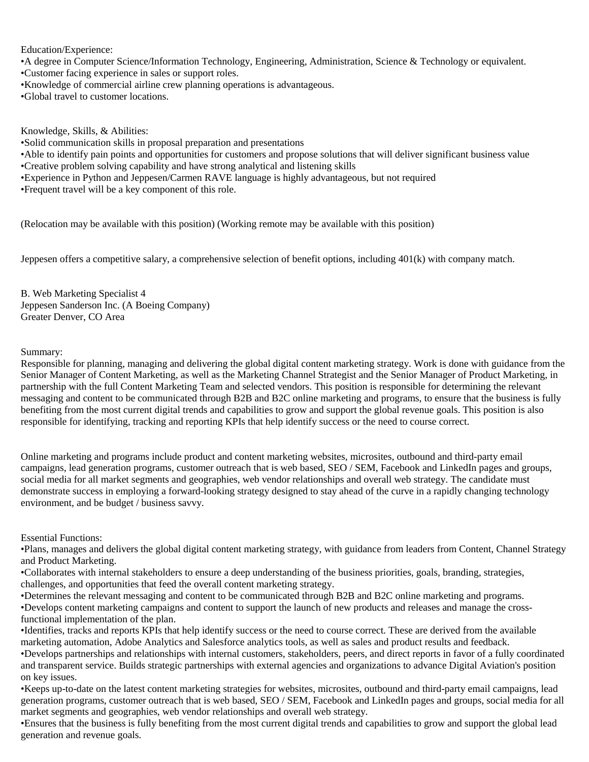Education/Experience:

- A degree in Computer Science/Information Technology, Engineering, Administration, Science & Technology or equivalent.
- Customer facing experience in sales or support roles.
- Knowledge of commercial airline crew planning operations is advantageous.
- Global travel to customer locations.

Knowledge, Skills, & Abilities:

- Solid communication skills in proposal preparation and presentations
- Able to identify pain points and opportunities for customers and propose solutions that will deliver significant business value
- Creative problem solving capability and have strong analytical and listening skills
- Experience in Python and Jeppesen/Carmen RAVE language is highly advantageous, but not required
- Frequent travel will be a key component of this role.

(Relocation may be available with this position) (Working remote may be available with this position)

Jeppesen offers a competitive salary, a comprehensive selection of benefit options, including 401(k) with company match.

B. Web Marketing Specialist 4
Jeppesen Sanderson Inc. (A Boeing Company)
Greater Denver, CO Area

Summary:
Responsible for planning, managing and delivering the global digital content marketing strategy. Work is done with guidance from the Senior Manager of Content Marketing, as well as the Marketing Channel Strategist and the Senior Manager of Product Marketing, in partnership with the full Content Marketing Team and selected vendors. This position is responsible for determining the relevant messaging and content to be communicated through B2B and B2C online marketing and programs, to ensure that the business is fully benefiting from the most current digital trends and capabilities to grow and support the global revenue goals. This position is also responsible for identifying, tracking and reporting KPIs that help identify success or the need to course correct.

Online marketing and programs include product and content marketing websites, microsites, outbound and third-party email campaigns, lead generation programs, customer outreach that is web based, SEO / SEM, Facebook and LinkedIn pages and groups, social media for all market segments and geographies, web vendor relationships and overall web strategy. The candidate must demonstrate success in employing a forward-looking strategy designed to stay ahead of the curve in a rapidly changing technology environment, and be budget / business savvy.

Essential Functions:

- Plans, manages and delivers the global digital content marketing strategy, with guidance from leaders from Content, Channel Strategy and Product Marketing.
- Collaborates with internal stakeholders to ensure a deep understanding of the business priorities, goals, branding, strategies, challenges, and opportunities that feed the overall content marketing strategy.
- Determines the relevant messaging and content to be communicated through B2B and B2C online marketing and programs.
- Develops content marketing campaigns and content to support the launch of new products and releases and manage the cross-functional implementation of the plan.
- Identifies, tracks and reports KPIs that help identify success or the need to course correct. These are derived from the available marketing automation, Adobe Analytics and Salesforce analytics tools, as well as sales and product results and feedback.
- Develops partnerships and relationships with internal customers, stakeholders, peers, and direct reports in favor of a fully coordinated and transparent service. Builds strategic partnerships with external agencies and organizations to advance Digital Aviation's position on key issues.
- Keeps up-to-date on the latest content marketing strategies for websites, microsites, outbound and third-party email campaigns, lead generation programs, customer outreach that is web based, SEO / SEM, Facebook and LinkedIn pages and groups, social media for all market segments and geographies, web vendor relationships and overall web strategy.
- Ensures that the business is fully benefiting from the most current digital trends and capabilities to grow and support the global lead generation and revenue goals.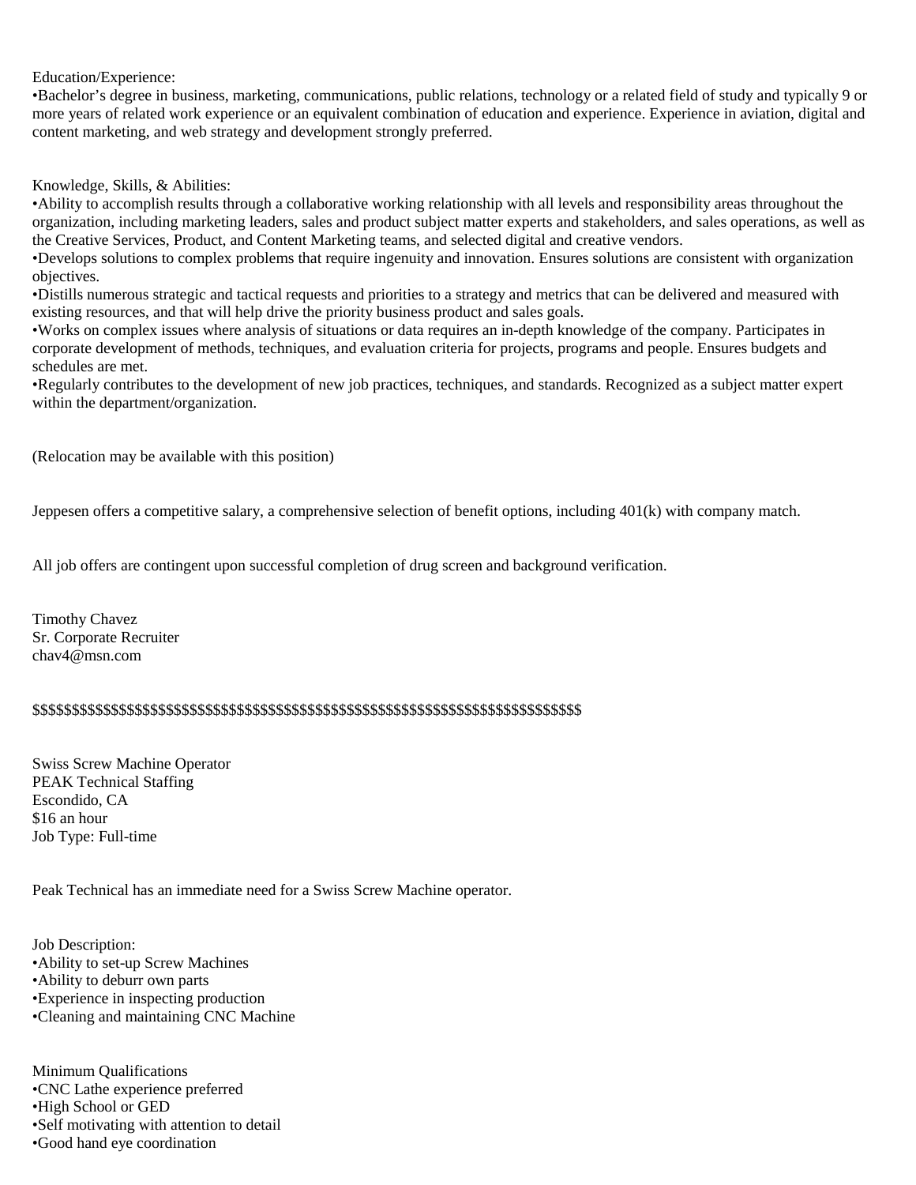Education/Experience:
•Bachelor's degree in business, marketing, communications, public relations, technology or a related field of study and typically 9 or more years of related work experience or an equivalent combination of education and experience. Experience in aviation, digital and content marketing, and web strategy and development strongly preferred.

Knowledge, Skills, & Abilities:
•Ability to accomplish results through a collaborative working relationship with all levels and responsibility areas throughout the organization, including marketing leaders, sales and product subject matter experts and stakeholders, and sales operations, as well as the Creative Services, Product, and Content Marketing teams, and selected digital and creative vendors.
•Develops solutions to complex problems that require ingenuity and innovation. Ensures solutions are consistent with organization objectives.
•Distills numerous strategic and tactical requests and priorities to a strategy and metrics that can be delivered and measured with existing resources, and that will help drive the priority business product and sales goals.
•Works on complex issues where analysis of situations or data requires an in-depth knowledge of the company. Participates in corporate development of methods, techniques, and evaluation criteria for projects, programs and people. Ensures budgets and schedules are met.
•Regularly contributes to the development of new job practices, techniques, and standards. Recognized as a subject matter expert within the department/organization.

(Relocation may be available with this position)

Jeppesen offers a competitive salary, a comprehensive selection of benefit options, including 401(k) with company match.

All job offers are contingent upon successful completion of drug screen and background verification.

Timothy Chavez
Sr. Corporate Recruiter
chav4@msn.com

$$$$$$$$$$$$$$$$$$$$$$$$$$$$$$$$$$$$$$$$$$$$$$$$$$$$$$$$$$$$$$$$$$$$$$$$$$$$$

Swiss Screw Machine Operator
PEAK Technical Staffing
Escondido, CA
$16 an hour
Job Type: Full-time

Peak Technical has an immediate need for a Swiss Screw Machine operator.

Job Description:
•Ability to set-up Screw Machines
•Ability to deburr own parts
•Experience in inspecting production
•Cleaning and maintaining CNC Machine

Minimum Qualifications
•CNC Lathe experience preferred
•High School or GED
•Self motivating with attention to detail
•Good hand eye coordination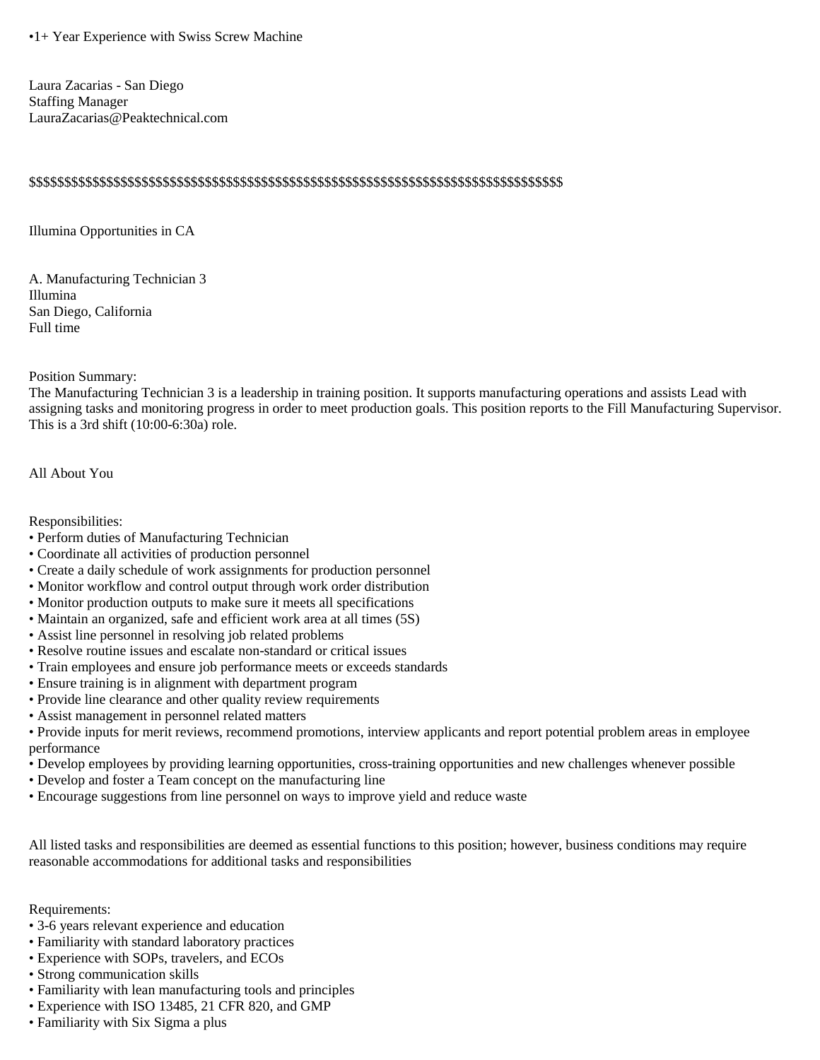•1+ Year Experience with Swiss Screw Machine

Laura Zacarias - San Diego
Staffing Manager
LauraZacarias@Peaktechnical.com

$$$$$$$$$$$$$$$$$$$$$$$$$$$$$$$$$$$$$$$$$$$$$$$$$$$$$$$$$$$$$$$$$$$$$$$$$$$$$$

Illumina Opportunities in CA

A. Manufacturing Technician 3
Illumina
San Diego, California
Full time

Position Summary:
The Manufacturing Technician 3 is a leadership in training position. It supports manufacturing operations and assists Lead with assigning tasks and monitoring progress in order to meet production goals. This position reports to the Fill Manufacturing Supervisor. This is a 3rd shift (10:00-6:30a) role.

All About You

Responsibilities:
• Perform duties of Manufacturing Technician
• Coordinate all activities of production personnel
• Create a daily schedule of work assignments for production personnel
• Monitor workflow and control output through work order distribution
• Monitor production outputs to make sure it meets all specifications
• Maintain an organized, safe and efficient work area at all times (5S)
• Assist line personnel in resolving job related problems
• Resolve routine issues and escalate non-standard or critical issues
• Train employees and ensure job performance meets or exceeds standards
• Ensure training is in alignment with department program
• Provide line clearance and other quality review requirements
• Assist management in personnel related matters
• Provide inputs for merit reviews, recommend promotions, interview applicants and report potential problem areas in employee performance
• Develop employees by providing learning opportunities, cross-training opportunities and new challenges whenever possible
• Develop and foster a Team concept on the manufacturing line
• Encourage suggestions from line personnel on ways to improve yield and reduce waste

All listed tasks and responsibilities are deemed as essential functions to this position; however, business conditions may require reasonable accommodations for additional tasks and responsibilities

Requirements:
• 3-6 years relevant experience and education
• Familiarity with standard laboratory practices
• Experience with SOPs, travelers, and ECOs
• Strong communication skills
• Familiarity with lean manufacturing tools and principles
• Experience with ISO 13485, 21 CFR 820, and GMP
• Familiarity with Six Sigma a plus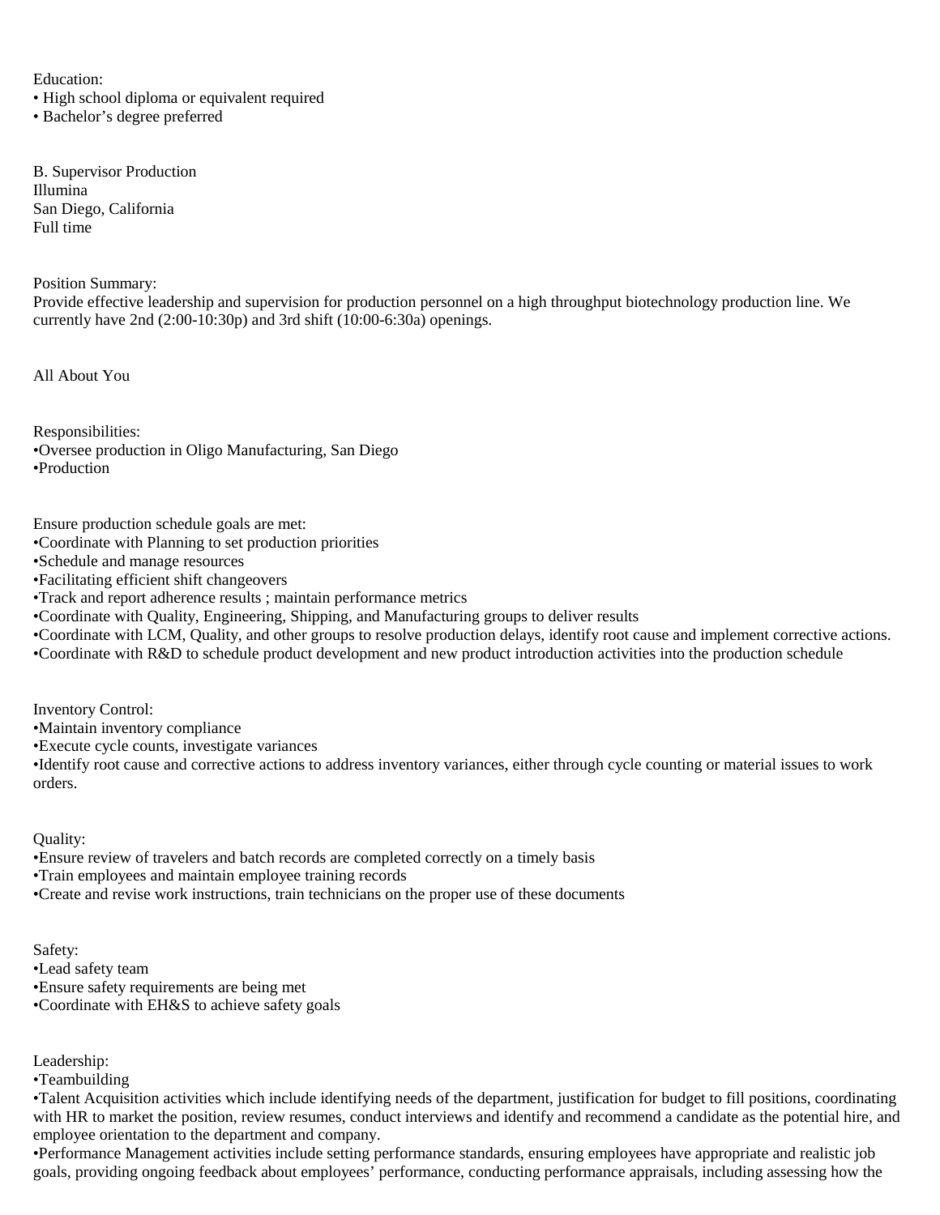Education:
• High school diploma or equivalent required
• Bachelor's degree preferred

B. Supervisor Production
Illumina
San Diego, California
Full time

Position Summary:
Provide effective leadership and supervision for production personnel on a high throughput biotechnology production line. We currently have 2nd (2:00-10:30p) and 3rd shift (10:00-6:30a) openings.

All About You

Responsibilities:
•Oversee production in Oligo Manufacturing, San Diego
•Production

Ensure production schedule goals are met:
•Coordinate with Planning to set production priorities
•Schedule and manage resources
•Facilitating efficient shift changeovers
•Track and report adherence results ; maintain performance metrics
•Coordinate with Quality, Engineering, Shipping, and Manufacturing groups to deliver results
•Coordinate with LCM, Quality, and other groups to resolve production delays, identify root cause and implement corrective actions.
•Coordinate with R&D to schedule product development and new product introduction activities into the production schedule

Inventory Control:
•Maintain inventory compliance
•Execute cycle counts, investigate variances
•Identify root cause and corrective actions to address inventory variances, either through cycle counting or material issues to work orders.

Quality:
•Ensure review of travelers and batch records are completed correctly on a timely basis
•Train employees and maintain employee training records
•Create and revise work instructions, train technicians on the proper use of these documents

Safety:
•Lead safety team
•Ensure safety requirements are being met
•Coordinate with EH&S to achieve safety goals

Leadership:
•Teambuilding
•Talent Acquisition activities which include identifying needs of the department, justification for budget to fill positions, coordinating with HR to market the position, review resumes, conduct interviews and identify and recommend a candidate as the potential hire, and employee orientation to the department and company.
•Performance Management activities include setting performance standards, ensuring employees have appropriate and realistic job goals, providing ongoing feedback about employees' performance, conducting performance appraisals, including assessing how the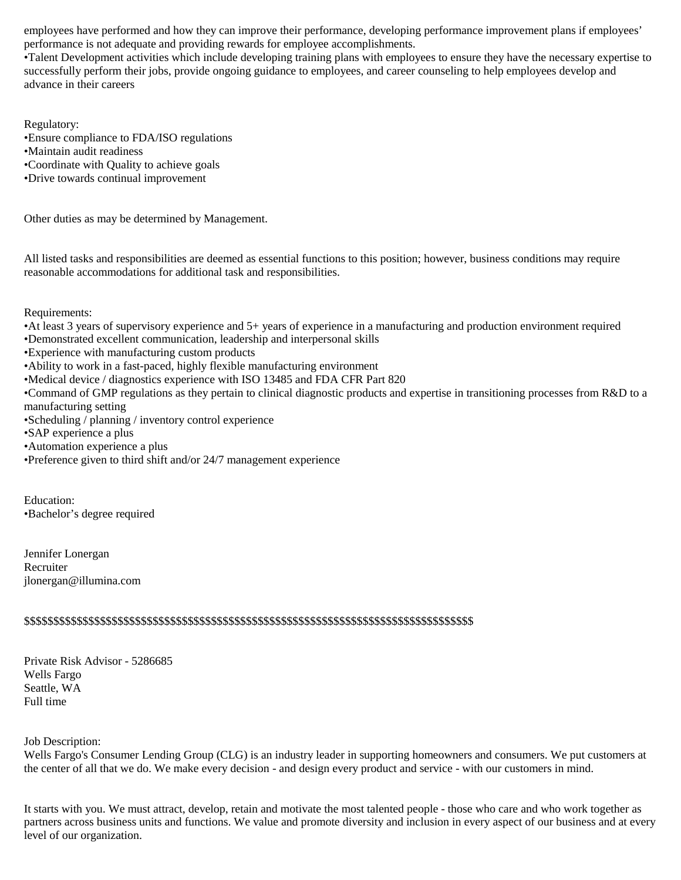employees have performed and how they can improve their performance, developing performance improvement plans if employees' performance is not adequate and providing rewards for employee accomplishments.
•Talent Development activities which include developing training plans with employees to ensure they have the necessary expertise to successfully perform their jobs, provide ongoing guidance to employees, and career counseling to help employees develop and advance in their careers

Regulatory:
•Ensure compliance to FDA/ISO regulations
•Maintain audit readiness
•Coordinate with Quality to achieve goals
•Drive towards continual improvement

Other duties as may be determined by Management.

All listed tasks and responsibilities are deemed as essential functions to this position; however, business conditions may require reasonable accommodations for additional task and responsibilities.

Requirements:
•At least 3 years of supervisory experience and 5+ years of experience in a manufacturing and production environment required
•Demonstrated excellent communication, leadership and interpersonal skills
•Experience with manufacturing custom products
•Ability to work in a fast-paced, highly flexible manufacturing environment
•Medical device / diagnostics experience with ISO 13485 and FDA CFR Part 820
•Command of GMP regulations as they pertain to clinical diagnostic products and expertise in transitioning processes from R&D to a manufacturing setting
•Scheduling / planning / inventory control experience
•SAP experience a plus
•Automation experience a plus
•Preference given to third shift and/or 24/7 management experience

Education:
•Bachelor's degree required

Jennifer Lonergan
Recruiter
jlonergan@illumina.com

$$$$$$$$$$$$$$$$$$$$$$$$$$$$$$$$$$$$$$$$$$$$$$$$$$$$$$$$$$$$$$$$$$$$$$$$$$$$$$$$$$$$$$$$$$$$$$$$$

Private Risk Advisor - 5286685
Wells Fargo
Seattle, WA
Full time

Job Description:
Wells Fargo's Consumer Lending Group (CLG) is an industry leader in supporting homeowners and consumers. We put customers at the center of all that we do. We make every decision - and design every product and service - with our customers in mind.

It starts with you. We must attract, develop, retain and motivate the most talented people - those who care and who work together as partners across business units and functions. We value and promote diversity and inclusion in every aspect of our business and at every level of our organization.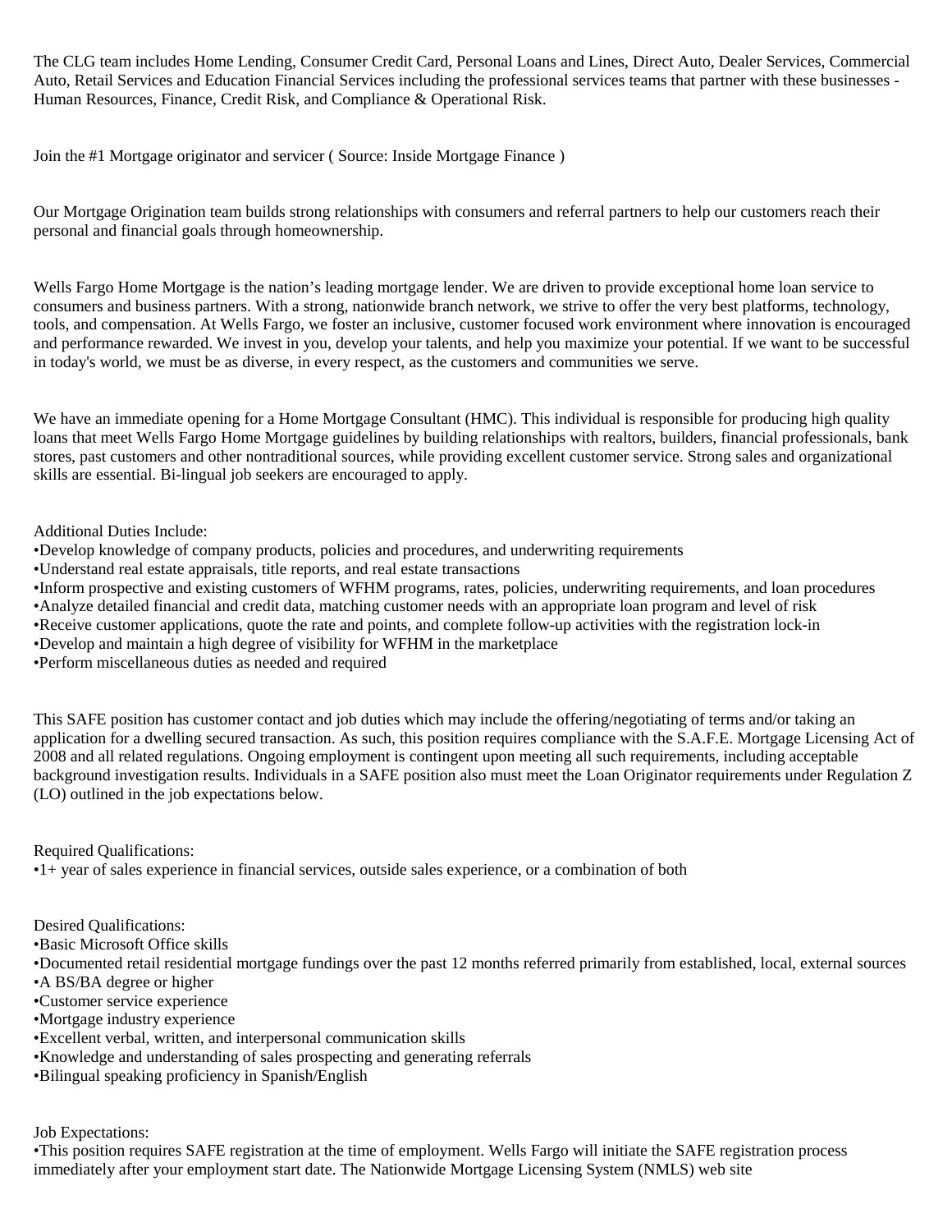The CLG team includes Home Lending, Consumer Credit Card, Personal Loans and Lines, Direct Auto, Dealer Services, Commercial Auto, Retail Services and Education Financial Services including the professional services teams that partner with these businesses - Human Resources, Finance, Credit Risk, and Compliance & Operational Risk.

Join the #1 Mortgage originator and servicer ( Source: Inside Mortgage Finance )

Our Mortgage Origination team builds strong relationships with consumers and referral partners to help our customers reach their personal and financial goals through homeownership.

Wells Fargo Home Mortgage is the nation's leading mortgage lender. We are driven to provide exceptional home loan service to consumers and business partners. With a strong, nationwide branch network, we strive to offer the very best platforms, technology, tools, and compensation. At Wells Fargo, we foster an inclusive, customer focused work environment where innovation is encouraged and performance rewarded. We invest in you, develop your talents, and help you maximize your potential. If we want to be successful in today's world, we must be as diverse, in every respect, as the customers and communities we serve.

We have an immediate opening for a Home Mortgage Consultant (HMC). This individual is responsible for producing high quality loans that meet Wells Fargo Home Mortgage guidelines by building relationships with realtors, builders, financial professionals, bank stores, past customers and other nontraditional sources, while providing excellent customer service. Strong sales and organizational skills are essential. Bi-lingual job seekers are encouraged to apply.

Additional Duties Include:
•Develop knowledge of company products, policies and procedures, and underwriting requirements
•Understand real estate appraisals, title reports, and real estate transactions
•Inform prospective and existing customers of WFHM programs, rates, policies, underwriting requirements, and loan procedures
•Analyze detailed financial and credit data, matching customer needs with an appropriate loan program and level of risk
•Receive customer applications, quote the rate and points, and complete follow-up activities with the registration lock-in
•Develop and maintain a high degree of visibility for WFHM in the marketplace
•Perform miscellaneous duties as needed and required

This SAFE position has customer contact and job duties which may include the offering/negotiating of terms and/or taking an application for a dwelling secured transaction. As such, this position requires compliance with the S.A.F.E. Mortgage Licensing Act of 2008 and all related regulations. Ongoing employment is contingent upon meeting all such requirements, including acceptable background investigation results. Individuals in a SAFE position also must meet the Loan Originator requirements under Regulation Z (LO) outlined in the job expectations below.

Required Qualifications:
•1+ year of sales experience in financial services, outside sales experience, or a combination of both

Desired Qualifications:
•Basic Microsoft Office skills
•Documented retail residential mortgage fundings over the past 12 months referred primarily from established, local, external sources
•A BS/BA degree or higher
•Customer service experience
•Mortgage industry experience
•Excellent verbal, written, and interpersonal communication skills
•Knowledge and understanding of sales prospecting and generating referrals
•Bilingual speaking proficiency in Spanish/English

Job Expectations:
•This position requires SAFE registration at the time of employment. Wells Fargo will initiate the SAFE registration process immediately after your employment start date. The Nationwide Mortgage Licensing System (NMLS) web site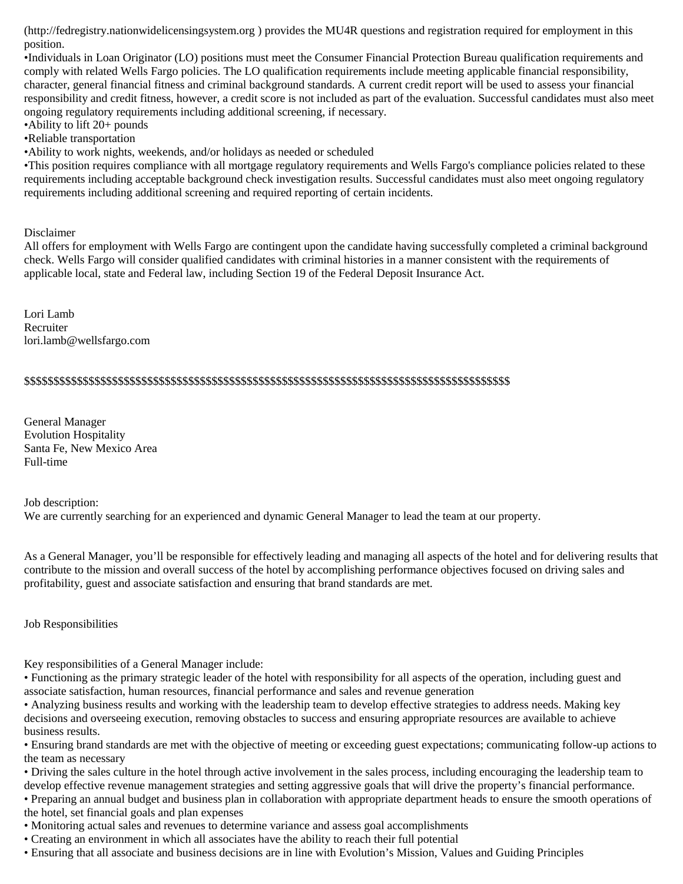(http://fedregistry.nationwidelicensingsystem.org ) provides the MU4R questions and registration required for employment in this position.
•Individuals in Loan Originator (LO) positions must meet the Consumer Financial Protection Bureau qualification requirements and comply with related Wells Fargo policies. The LO qualification requirements include meeting applicable financial responsibility, character, general financial fitness and criminal background standards. A current credit report will be used to assess your financial responsibility and credit fitness, however, a credit score is not included as part of the evaluation. Successful candidates must also meet ongoing regulatory requirements including additional screening, if necessary.
•Ability to lift 20+ pounds
•Reliable transportation
•Ability to work nights, weekends, and/or holidays as needed or scheduled
•This position requires compliance with all mortgage regulatory requirements and Wells Fargo's compliance policies related to these requirements including acceptable background check investigation results. Successful candidates must also meet ongoing regulatory requirements including additional screening and required reporting of certain incidents.

Disclaimer
All offers for employment with Wells Fargo are contingent upon the candidate having successfully completed a criminal background check. Wells Fargo will consider qualified candidates with criminal histories in a manner consistent with the requirements of applicable local, state and Federal law, including Section 19 of the Federal Deposit Insurance Act.

Lori Lamb
Recruiter
lori.lamb@wellsfargo.com

$$$$$$$$$$$$$$$$$$$$$$$$$$$$$$$$$$$$$$$$$$$$$$$$$$$$$$$$$$$$$$$$$$$$$$$$$$$$$$$$$$$$$$$$

General Manager
Evolution Hospitality
Santa Fe, New Mexico Area
Full-time

Job description:
We are currently searching for an experienced and dynamic General Manager to lead the team at our property.

As a General Manager, you'll be responsible for effectively leading and managing all aspects of the hotel and for delivering results that contribute to the mission and overall success of the hotel by accomplishing performance objectives focused on driving sales and profitability, guest and associate satisfaction and ensuring that brand standards are met.

Job Responsibilities

Key responsibilities of a General Manager include:
• Functioning as the primary strategic leader of the hotel with responsibility for all aspects of the operation, including guest and associate satisfaction, human resources, financial performance and sales and revenue generation
• Analyzing business results and working with the leadership team to develop effective strategies to address needs. Making key decisions and overseeing execution, removing obstacles to success and ensuring appropriate resources are available to achieve business results.
• Ensuring brand standards are met with the objective of meeting or exceeding guest expectations; communicating follow-up actions to the team as necessary
• Driving the sales culture in the hotel through active involvement in the sales process, including encouraging the leadership team to develop effective revenue management strategies and setting aggressive goals that will drive the property's financial performance.
• Preparing an annual budget and business plan in collaboration with appropriate department heads to ensure the smooth operations of the hotel, set financial goals and plan expenses
• Monitoring actual sales and revenues to determine variance and assess goal accomplishments
• Creating an environment in which all associates have the ability to reach their full potential
• Ensuring that all associate and business decisions are in line with Evolution's Mission, Values and Guiding Principles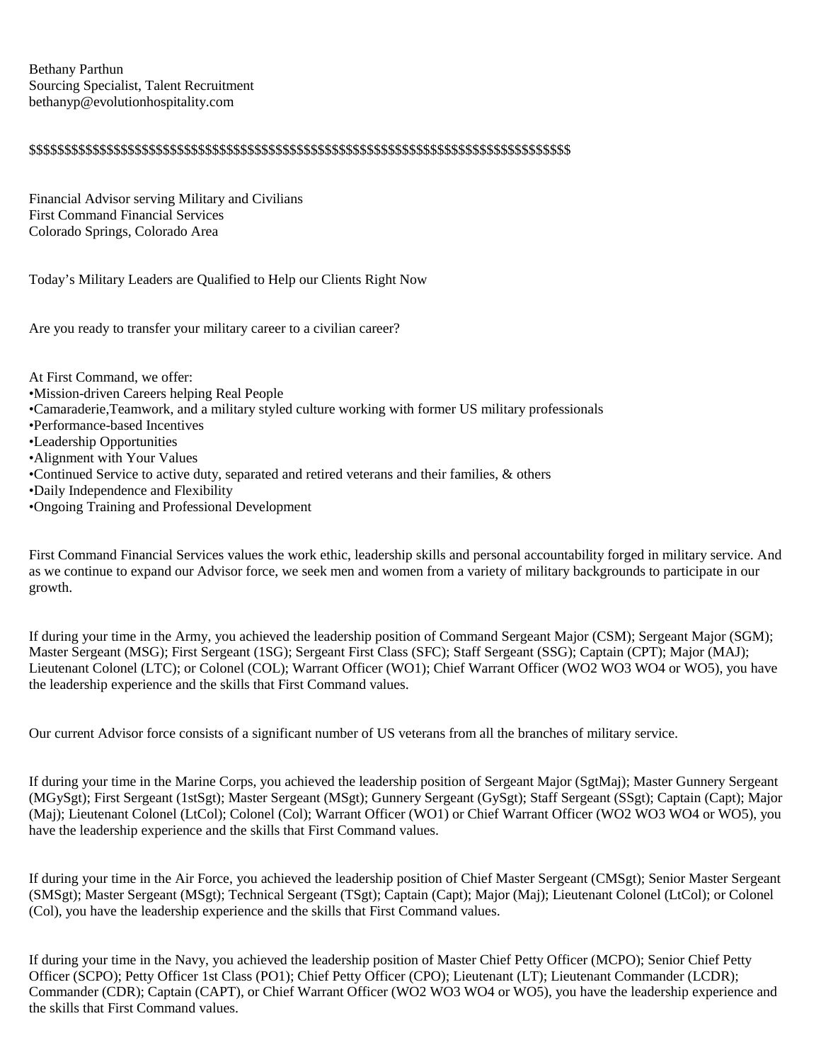Bethany Parthun
Sourcing Specialist, Talent Recruitment
bethanyp@evolutionhospitality.com

$$$$$$$$$$$$$$$$$$$$$$$$$$$$$$$$$$$$$$$$$$$$$$$$$$$$$$$$$$$$$$$$$$$$$$$$$$$$$$$$$$

Financial Advisor serving Military and Civilians
First Command Financial Services
Colorado Springs, Colorado Area

Today's Military Leaders are Qualified to Help our Clients Right Now

Are you ready to transfer your military career to a civilian career?

At First Command, we offer:
•Mission-driven Careers helping Real People
•Camaraderie,Teamwork, and a military styled culture working with former US military professionals
•Performance-based Incentives
•Leadership Opportunities
•Alignment with Your Values
•Continued Service to active duty, separated and retired veterans and their families, & others
•Daily Independence and Flexibility
•Ongoing Training and Professional Development

First Command Financial Services values the work ethic, leadership skills and personal accountability forged in military service. And as we continue to expand our Advisor force, we seek men and women from a variety of military backgrounds to participate in our growth.

If during your time in the Army, you achieved the leadership position of Command Sergeant Major (CSM); Sergeant Major (SGM); Master Sergeant (MSG); First Sergeant (1SG); Sergeant First Class (SFC); Staff Sergeant (SSG); Captain (CPT); Major (MAJ); Lieutenant Colonel (LTC); or Colonel (COL); Warrant Officer (WO1); Chief Warrant Officer (WO2 WO3 WO4 or WO5), you have the leadership experience and the skills that First Command values.

Our current Advisor force consists of a significant number of US veterans from all the branches of military service.

If during your time in the Marine Corps, you achieved the leadership position of Sergeant Major (SgtMaj); Master Gunnery Sergeant (MGySgt); First Sergeant (1stSgt); Master Sergeant (MSgt); Gunnery Sergeant (GySgt); Staff Sergeant (SSgt); Captain (Capt); Major (Maj); Lieutenant Colonel (LtCol); Colonel (Col); Warrant Officer (WO1) or Chief Warrant Officer (WO2 WO3 WO4 or WO5), you have the leadership experience and the skills that First Command values.

If during your time in the Air Force, you achieved the leadership position of Chief Master Sergeant (CMSgt); Senior Master Sergeant (SMSgt); Master Sergeant (MSgt); Technical Sergeant (TSgt); Captain (Capt); Major (Maj); Lieutenant Colonel (LtCol); or Colonel (Col), you have the leadership experience and the skills that First Command values.

If during your time in the Navy, you achieved the leadership position of Master Chief Petty Officer (MCPO); Senior Chief Petty Officer (SCPO); Petty Officer 1st Class (PO1); Chief Petty Officer (CPO); Lieutenant (LT); Lieutenant Commander (LCDR); Commander (CDR); Captain (CAPT), or Chief Warrant Officer (WO2 WO3 WO4 or WO5), you have the leadership experience and the skills that First Command values.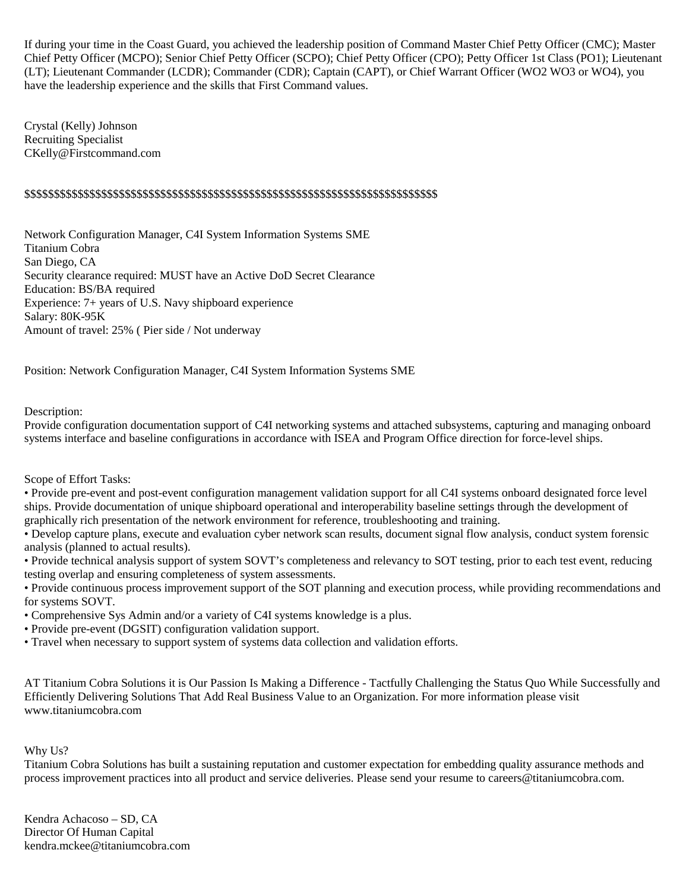If during your time in the Coast Guard, you achieved the leadership position of Command Master Chief Petty Officer (CMC); Master Chief Petty Officer (MCPO); Senior Chief Petty Officer (SCPO); Chief Petty Officer (CPO); Petty Officer 1st Class (PO1); Lieutenant (LT); Lieutenant Commander (LCDR); Commander (CDR); Captain (CAPT), or Chief Warrant Officer (WO2 WO3 or WO4), you have the leadership experience and the skills that First Command values.

Crystal (Kelly) Johnson
Recruiting Specialist
CKelly@Firstcommand.com

$$$$$$$$$$$$$$$$$$$$$$$$$$$$$$$$$$$$$$$$$$$$$$$$$$$$$$$$$$$$$$$$$$$$$$$$$$$$$$

Network Configuration Manager, C4I System Information Systems SME
Titanium Cobra
San Diego, CA
Security clearance required: MUST have an Active DoD Secret Clearance
Education: BS/BA required
Experience: 7+ years of U.S. Navy shipboard experience
Salary: 80K-95K
Amount of travel: 25% ( Pier side / Not underway

Position: Network Configuration Manager, C4I System Information Systems SME

Description:
Provide configuration documentation support of C4I networking systems and attached subsystems, capturing and managing onboard systems interface and baseline configurations in accordance with ISEA and Program Office direction for force-level ships.

Scope of Effort Tasks:

- Provide pre-event and post-event configuration management validation support for all C4I systems onboard designated force level ships. Provide documentation of unique shipboard operational and interoperability baseline settings through the development of graphically rich presentation of the network environment for reference, troubleshooting and training.
- Develop capture plans, execute and evaluation cyber network scan results, document signal flow analysis, conduct system forensic analysis (planned to actual results).
- Provide technical analysis support of system SOVT's completeness and relevancy to SOT testing, prior to each test event, reducing testing overlap and ensuring completeness of system assessments.
- Provide continuous process improvement support of the SOT planning and execution process, while providing recommendations and for systems SOVT.
- Comprehensive Sys Admin and/or a variety of C4I systems knowledge is a plus.
- Provide pre-event (DGSIT) configuration validation support.
- Travel when necessary to support system of systems data collection and validation efforts.

AT Titanium Cobra Solutions it is Our Passion Is Making a Difference - Tactfully Challenging the Status Quo While Successfully and Efficiently Delivering Solutions That Add Real Business Value to an Organization. For more information please visit www.titaniumcobra.com

Why Us?
Titanium Cobra Solutions has built a sustaining reputation and customer expectation for embedding quality assurance methods and process improvement practices into all product and service deliveries. Please send your resume to careers@titaniumcobra.com.

Kendra Achacoso – SD, CA
Director Of Human Capital
kendra.mckee@titaniumcobra.com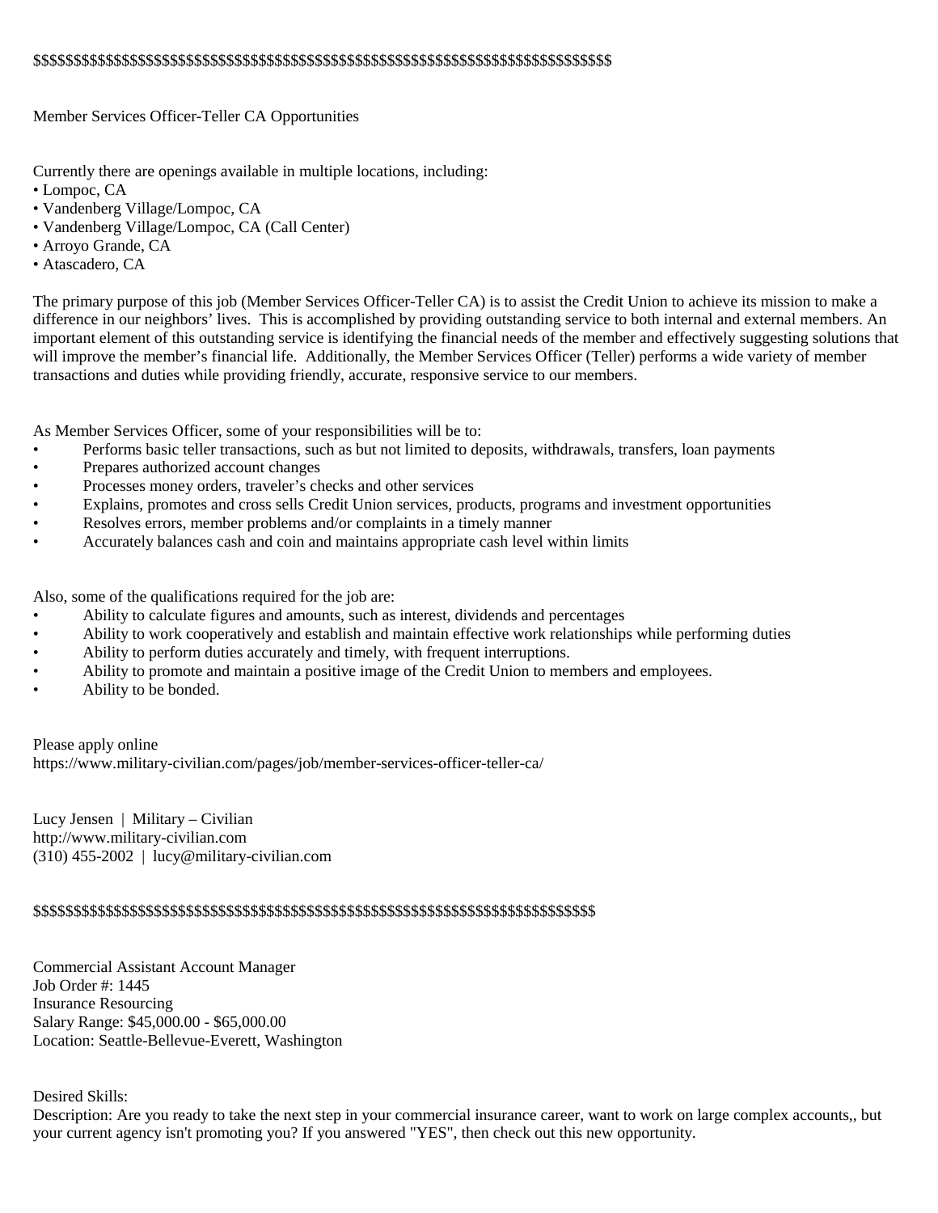$$$$$$$$$$$$$$$$$$$$$$$$$$$$$$$$$$$$$$$$$$$$$$$$$$$$$$$$$$$$$$$$$$$$$$$$$$$$$

Member Services Officer-Teller CA Opportunities

Currently there are openings available in multiple locations, including:
• Lompoc, CA
• Vandenberg Village/Lompoc, CA
• Vandenberg Village/Lompoc, CA (Call Center)
• Arroyo Grande, CA
• Atascadero, CA

The primary purpose of this job (Member Services Officer-Teller CA) is to assist the Credit Union to achieve its mission to make a difference in our neighbors' lives. This is accomplished by providing outstanding service to both internal and external members. An important element of this outstanding service is identifying the financial needs of the member and effectively suggesting solutions that will improve the member's financial life. Additionally, the Member Services Officer (Teller) performs a wide variety of member transactions and duties while providing friendly, accurate, responsive service to our members.

As Member Services Officer, some of your responsibilities will be to:

- Performs basic teller transactions, such as but not limited to deposits, withdrawals, transfers, loan payments
- Prepares authorized account changes
- Processes money orders, traveler's checks and other services
- Explains, promotes and cross sells Credit Union services, products, programs and investment opportunities
- Resolves errors, member problems and/or complaints in a timely manner
- Accurately balances cash and coin and maintains appropriate cash level within limits

Also, some of the qualifications required for the job are:

- Ability to calculate figures and amounts, such as interest, dividends and percentages
- Ability to work cooperatively and establish and maintain effective work relationships while performing duties
- Ability to perform duties accurately and timely, with frequent interruptions.
- Ability to promote and maintain a positive image of the Credit Union to members and employees.
- Ability to be bonded.

Please apply online
https://www.military-civilian.com/pages/job/member-services-officer-teller-ca/

Lucy Jensen | Military – Civilian
http://www.military-civilian.com
(310) 455-2002 | lucy@military-civilian.com

$$$$$$$$$$$$$$$$$$$$$$$$$$$$$$$$$$$$$$$$$$$$$$$$$$$$$$$$$$$$$$$$$$$$$$$$$$$$$

Commercial Assistant Account Manager
Job Order #: 1445
Insurance Resourcing
Salary Range: $45,000.00 - $65,000.00
Location: Seattle-Bellevue-Everett, Washington

Desired Skills:
Description: Are you ready to take the next step in your commercial insurance career, want to work on large complex accounts,, but your current agency isn't promoting you? If you answered "YES", then check out this new opportunity.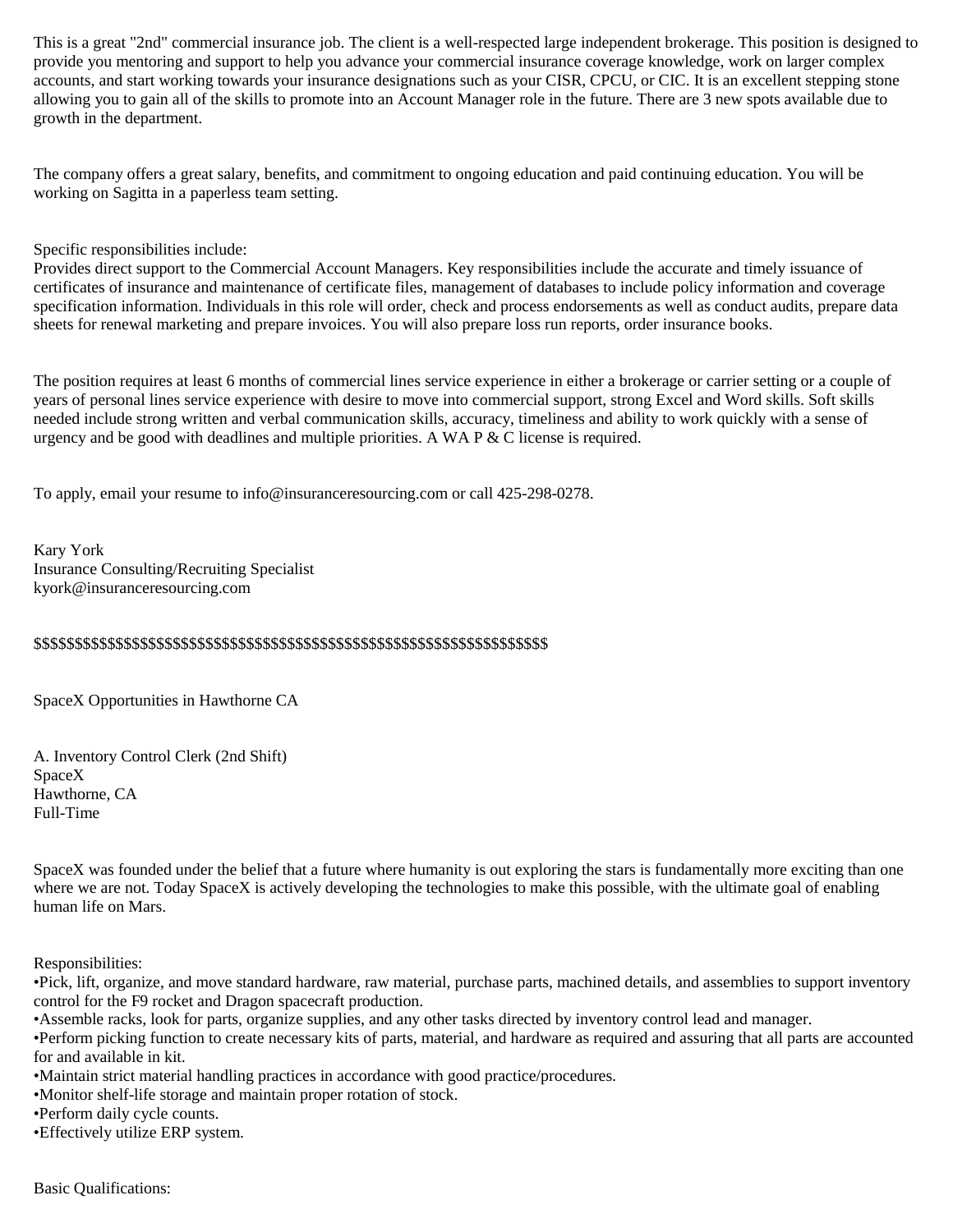This is a great "2nd" commercial insurance job. The client is a well-respected large independent brokerage. This position is designed to provide you mentoring and support to help you advance your commercial insurance coverage knowledge, work on larger complex accounts, and start working towards your insurance designations such as your CISR, CPCU, or CIC. It is an excellent stepping stone allowing you to gain all of the skills to promote into an Account Manager role in the future. There are 3 new spots available due to growth in the department.

The company offers a great salary, benefits, and commitment to ongoing education and paid continuing education. You will be working on Sagitta in a paperless team setting.

Specific responsibilities include:
Provides direct support to the Commercial Account Managers. Key responsibilities include the accurate and timely issuance of certificates of insurance and maintenance of certificate files, management of databases to include policy information and coverage specification information. Individuals in this role will order, check and process endorsements as well as conduct audits, prepare data sheets for renewal marketing and prepare invoices. You will also prepare loss run reports, order insurance books.

The position requires at least 6 months of commercial lines service experience in either a brokerage or carrier setting or a couple of years of personal lines service experience with desire to move into commercial support, strong Excel and Word skills. Soft skills needed include strong written and verbal communication skills, accuracy, timeliness and ability to work quickly with a sense of urgency and be good with deadlines and multiple priorities. A WA P & C license is required.

To apply, email your resume to info@insuranceresourcing.com or call 425-298-0278.

Kary York
Insurance Consulting/Recruiting Specialist
kyork@insuranceresourcing.com

$$$$$$$$$$$$$$$$$$$$$$$$$$$$$$$$$$$$$$$$$$$$$$$$$$$$$$$$$$$$$$$$$$$$

SpaceX Opportunities in Hawthorne CA

A. Inventory Control Clerk (2nd Shift)
SpaceX
Hawthorne, CA
Full-Time

SpaceX was founded under the belief that a future where humanity is out exploring the stars is fundamentally more exciting than one where we are not. Today SpaceX is actively developing the technologies to make this possible, with the ultimate goal of enabling human life on Mars.

Responsibilities:
•Pick, lift, organize, and move standard hardware, raw material, purchase parts, machined details, and assemblies to support inventory control for the F9 rocket and Dragon spacecraft production.
•Assemble racks, look for parts, organize supplies, and any other tasks directed by inventory control lead and manager.
•Perform picking function to create necessary kits of parts, material, and hardware as required and assuring that all parts are accounted for and available in kit.
•Maintain strict material handling practices in accordance with good practice/procedures.
•Monitor shelf-life storage and maintain proper rotation of stock.
•Perform daily cycle counts.
•Effectively utilize ERP system.

Basic Qualifications: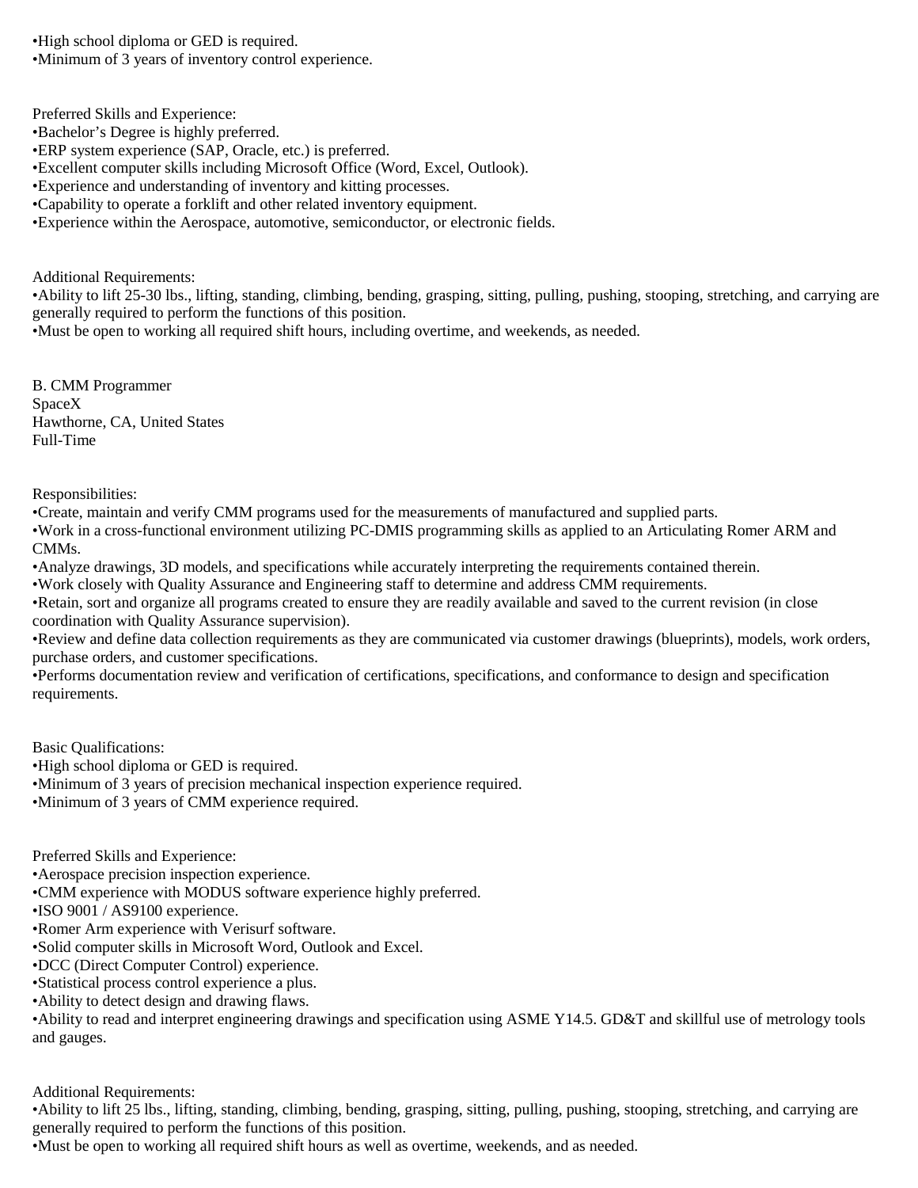•High school diploma or GED is required.
•Minimum of 3 years of inventory control experience.

Preferred Skills and Experience:
•Bachelor's Degree is highly preferred.
•ERP system experience (SAP, Oracle, etc.) is preferred.
•Excellent computer skills including Microsoft Office (Word, Excel, Outlook).
•Experience and understanding of inventory and kitting processes.
•Capability to operate a forklift and other related inventory equipment.
•Experience within the Aerospace, automotive, semiconductor, or electronic fields.

Additional Requirements:
•Ability to lift 25-30 lbs., lifting, standing, climbing, bending, grasping, sitting, pulling, pushing, stooping, stretching, and carrying are generally required to perform the functions of this position.
•Must be open to working all required shift hours, including overtime, and weekends, as needed.

B. CMM Programmer
SpaceX
Hawthorne, CA, United States
Full-Time

Responsibilities:
•Create, maintain and verify CMM programs used for the measurements of manufactured and supplied parts.
•Work in a cross-functional environment utilizing PC-DMIS programming skills as applied to an Articulating Romer ARM and CMMs.
•Analyze drawings, 3D models, and specifications while accurately interpreting the requirements contained therein.
•Work closely with Quality Assurance and Engineering staff to determine and address CMM requirements.
•Retain, sort and organize all programs created to ensure they are readily available and saved to the current revision (in close coordination with Quality Assurance supervision).
•Review and define data collection requirements as they are communicated via customer drawings (blueprints), models, work orders, purchase orders, and customer specifications.
•Performs documentation review and verification of certifications, specifications, and conformance to design and specification requirements.

Basic Qualifications:
•High school diploma or GED is required.
•Minimum of 3 years of precision mechanical inspection experience required.
•Minimum of 3 years of CMM experience required.

Preferred Skills and Experience:
•Aerospace precision inspection experience.
•CMM experience with MODUS software experience highly preferred.
•ISO 9001 / AS9100 experience.
•Romer Arm experience with Verisurf software.
•Solid computer skills in Microsoft Word, Outlook and Excel.
•DCC (Direct Computer Control) experience.
•Statistical process control experience a plus.
•Ability to detect design and drawing flaws.
•Ability to read and interpret engineering drawings and specification using ASME Y14.5. GD&T and skillful use of metrology tools and gauges.

Additional Requirements:
•Ability to lift 25 lbs., lifting, standing, climbing, bending, grasping, sitting, pulling, pushing, stooping, stretching, and carrying are generally required to perform the functions of this position.
•Must be open to working all required shift hours as well as overtime, weekends, and as needed.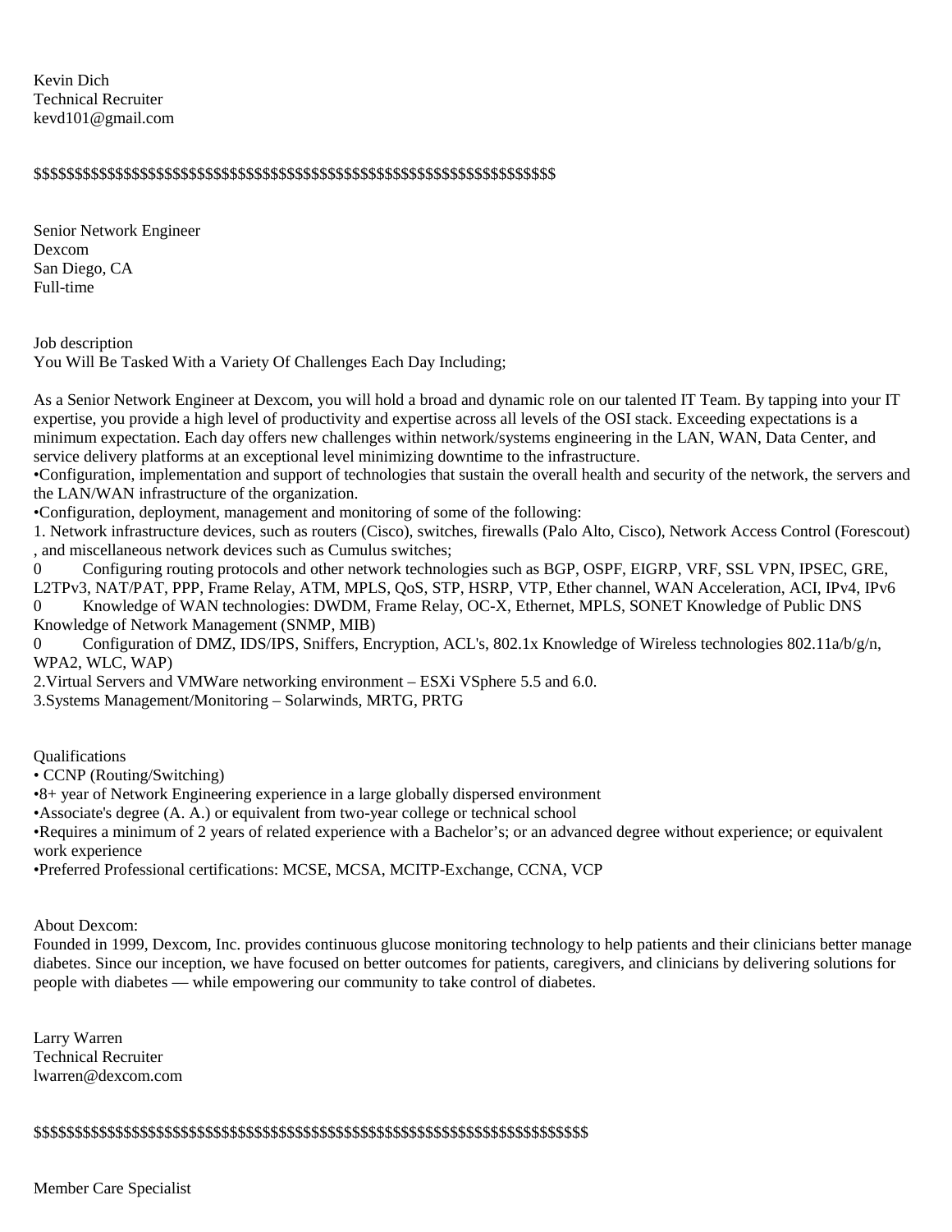Kevin Dich
Technical Recruiter
kevd101@gmail.com

$$$$$$$$$$$$$$$$$$$$$$$$$$$$$$$$$$$$$$$$$$$$$$$$$$$$$$$$$$$$$$$$$$$$

Senior Network Engineer
Dexcom
San Diego, CA
Full-time

Job description
You Will Be Tasked With a Variety Of Challenges Each Day Including;

As a Senior Network Engineer at Dexcom, you will hold a broad and dynamic role on our talented IT Team. By tapping into your IT expertise, you provide a high level of productivity and expertise across all levels of the OSI stack. Exceeding expectations is a minimum expectation. Each day offers new challenges within network/systems engineering in the LAN, WAN, Data Center, and service delivery platforms at an exceptional level minimizing downtime to the infrastructure.

•Configuration, implementation and support of technologies that sustain the overall health and security of the network, the servers and the LAN/WAN infrastructure of the organization.
•Configuration, deployment, management and monitoring of some of the following:

1. Network infrastructure devices, such as routers (Cisco), switches, firewalls (Palo Alto, Cisco), Network Access Control (Forescout) , and miscellaneous network devices such as Cumulus switches;
0 Configuring routing protocols and other network technologies such as BGP, OSPF, EIGRP, VRF, SSL VPN, IPSEC, GRE, L2TPv3, NAT/PAT, PPP, Frame Relay, ATM, MPLS, QoS, STP, HSRP, VTP, Ether channel, WAN Acceleration, ACI, IPv4, IPv6
0 Knowledge of WAN technologies: DWDM, Frame Relay, OC-X, Ethernet, MPLS, SONET Knowledge of Public DNS Knowledge of Network Management (SNMP, MIB)
0 Configuration of DMZ, IDS/IPS, Sniffers, Encryption, ACL's, 802.1x Knowledge of Wireless technologies 802.11a/b/g/n, WPA2, WLC, WAP)
2.Virtual Servers and VMWare networking environment – ESXi VSphere 5.5 and 6.0.
3.Systems Management/Monitoring – Solarwinds, MRTG, PRTG

Qualifications
• CCNP (Routing/Switching)
•8+ year of Network Engineering experience in a large globally dispersed environment
•Associate's degree (A. A.) or equivalent from two-year college or technical school
•Requires a minimum of 2 years of related experience with a Bachelor's; or an advanced degree without experience; or equivalent work experience
•Preferred Professional certifications: MCSE, MCSA, MCITP-Exchange, CCNA, VCP

About Dexcom:
Founded in 1999, Dexcom, Inc. provides continuous glucose monitoring technology to help patients and their clinicians better manage diabetes. Since our inception, we have focused on better outcomes for patients, caregivers, and clinicians by delivering solutions for people with diabetes — while empowering our community to take control of diabetes.

Larry Warren
Technical Recruiter
lwarren@dexcom.com

$$$$$$$$$$$$$$$$$$$$$$$$$$$$$$$$$$$$$$$$$$$$$$$$$$$$$$$$$$$$$$$$$$$$$$

Member Care Specialist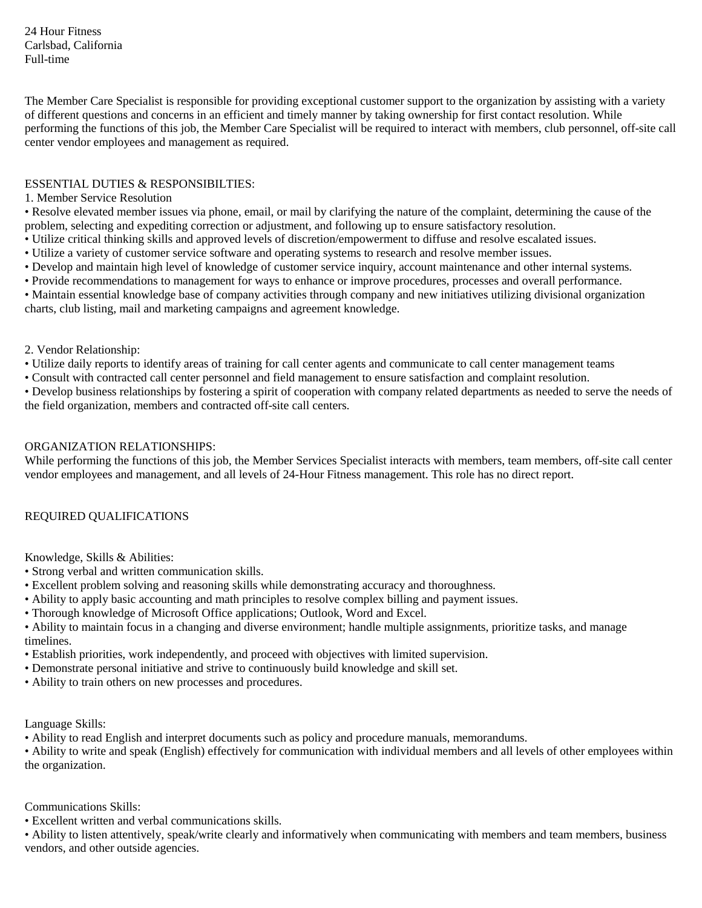24 Hour Fitness
Carlsbad, California
Full-time

The Member Care Specialist is responsible for providing exceptional customer support to the organization by assisting with a variety of different questions and concerns in an efficient and timely manner by taking ownership for first contact resolution. While performing the functions of this job, the Member Care Specialist will be required to interact with members, club personnel, off-site call center vendor employees and management as required.

ESSENTIAL DUTIES & RESPONSIBILTIES:

1. Member Service Resolution

• Resolve elevated member issues via phone, email, or mail by clarifying the nature of the complaint, determining the cause of the problem, selecting and expediting correction or adjustment, and following up to ensure satisfactory resolution.
• Utilize critical thinking skills and approved levels of discretion/empowerment to diffuse and resolve escalated issues.
• Utilize a variety of customer service software and operating systems to research and resolve member issues.
• Develop and maintain high level of knowledge of customer service inquiry, account maintenance and other internal systems.
• Provide recommendations to management for ways to enhance or improve procedures, processes and overall performance.
• Maintain essential knowledge base of company activities through company and new initiatives utilizing divisional organization charts, club listing, mail and marketing campaigns and agreement knowledge.

2. Vendor Relationship:

• Utilize daily reports to identify areas of training for call center agents and communicate to call center management teams
• Consult with contracted call center personnel and field management to ensure satisfaction and complaint resolution.
• Develop business relationships by fostering a spirit of cooperation with company related departments as needed to serve the needs of the field organization, members and contracted off-site call centers.

ORGANIZATION RELATIONSHIPS:

While performing the functions of this job, the Member Services Specialist interacts with members, team members, off-site call center vendor employees and management, and all levels of 24-Hour Fitness management. This role has no direct report.

REQUIRED QUALIFICATIONS

Knowledge, Skills & Abilities:

• Strong verbal and written communication skills.
• Excellent problem solving and reasoning skills while demonstrating accuracy and thoroughness.
• Ability to apply basic accounting and math principles to resolve complex billing and payment issues.
• Thorough knowledge of Microsoft Office applications; Outlook, Word and Excel.
• Ability to maintain focus in a changing and diverse environment; handle multiple assignments, prioritize tasks, and manage timelines.
• Establish priorities, work independently, and proceed with objectives with limited supervision.
• Demonstrate personal initiative and strive to continuously build knowledge and skill set.
• Ability to train others on new processes and procedures.

Language Skills:

• Ability to read English and interpret documents such as policy and procedure manuals, memorandums.
• Ability to write and speak (English) effectively for communication with individual members and all levels of other employees within the organization.

Communications Skills:

• Excellent written and verbal communications skills.
• Ability to listen attentively, speak/write clearly and informatively when communicating with members and team members, business vendors, and other outside agencies.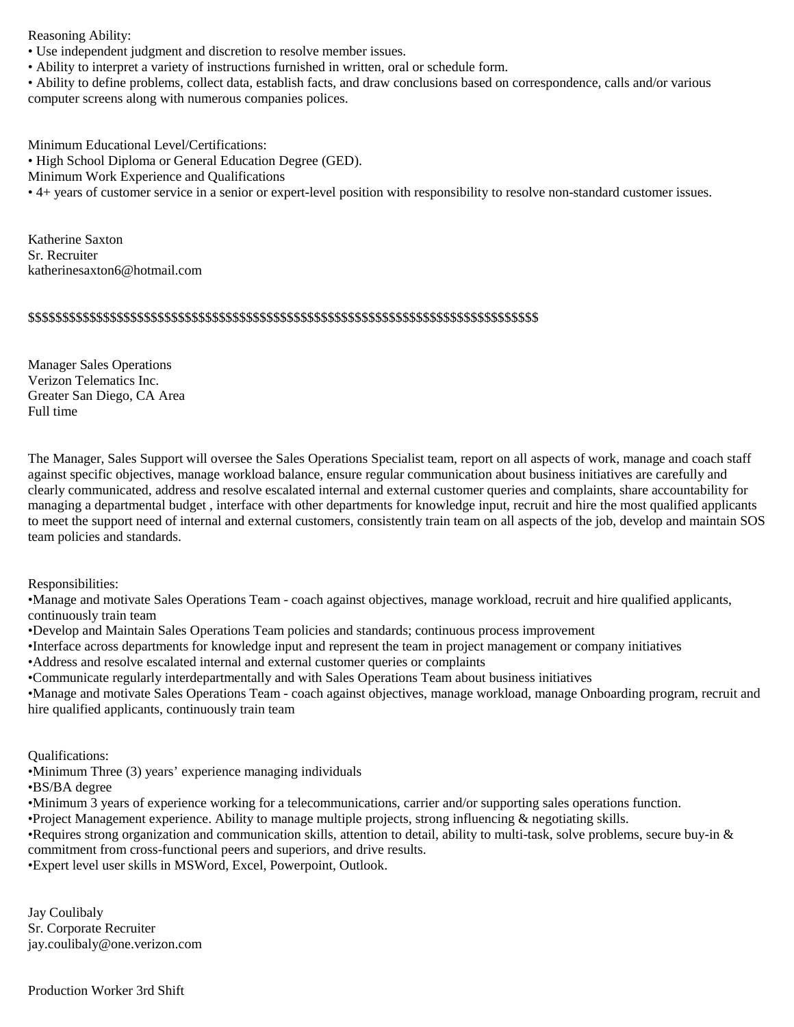Reasoning Ability:
• Use independent judgment and discretion to resolve member issues.
• Ability to interpret a variety of instructions furnished in written, oral or schedule form.
• Ability to define problems, collect data, establish facts, and draw conclusions based on correspondence, calls and/or various computer screens along with numerous companies polices.

Minimum Educational Level/Certifications:
• High School Diploma or General Education Degree (GED).
Minimum Work Experience and Qualifications
• 4+ years of customer service in a senior or expert-level position with responsibility to resolve non-standard customer issues.

Katherine Saxton
Sr. Recruiter
katherinesaxton6@hotmail.com

$$$$$$$$$$$$$$$$$$$$$$$$$$$$$$$$$$$$$$$$$$$$$$$$$$$$$$$$$$$$$$$$$$$$$$$$$$$$$$$$$$$$

Manager Sales Operations
Verizon Telematics Inc.
Greater San Diego, CA Area
Full time

The Manager, Sales Support will oversee the Sales Operations Specialist team, report on all aspects of work, manage and coach staff against specific objectives, manage workload balance, ensure regular communication about business initiatives are carefully and clearly communicated, address and resolve escalated internal and external customer queries and complaints, share accountability for managing a departmental budget , interface with other departments for knowledge input, recruit and hire the most qualified applicants to meet the support need of internal and external customers, consistently train team on all aspects of the job, develop and maintain SOS team policies and standards.

Responsibilities:
•Manage and motivate Sales Operations Team - coach against objectives, manage workload, recruit and hire qualified applicants, continuously train team
•Develop and Maintain Sales Operations Team policies and standards; continuous process improvement
•Interface across departments for knowledge input and represent the team in project management or company initiatives
•Address and resolve escalated internal and external customer queries or complaints
•Communicate regularly interdepartmentally and with Sales Operations Team about business initiatives
•Manage and motivate Sales Operations Team - coach against objectives, manage workload, manage Onboarding program, recruit and hire qualified applicants, continuously train team

Qualifications:
•Minimum Three (3) years' experience managing individuals
•BS/BA degree
•Minimum 3 years of experience working for a telecommunications, carrier and/or supporting sales operations function.
•Project Management experience. Ability to manage multiple projects, strong influencing & negotiating skills.
•Requires strong organization and communication skills, attention to detail, ability to multi-task, solve problems, secure buy-in & commitment from cross-functional peers and superiors, and drive results.
•Expert level user skills in MSWord, Excel, Powerpoint, Outlook.

Jay Coulibaly
Sr. Corporate Recruiter
jay.coulibaly@one.verizon.com

Production Worker 3rd Shift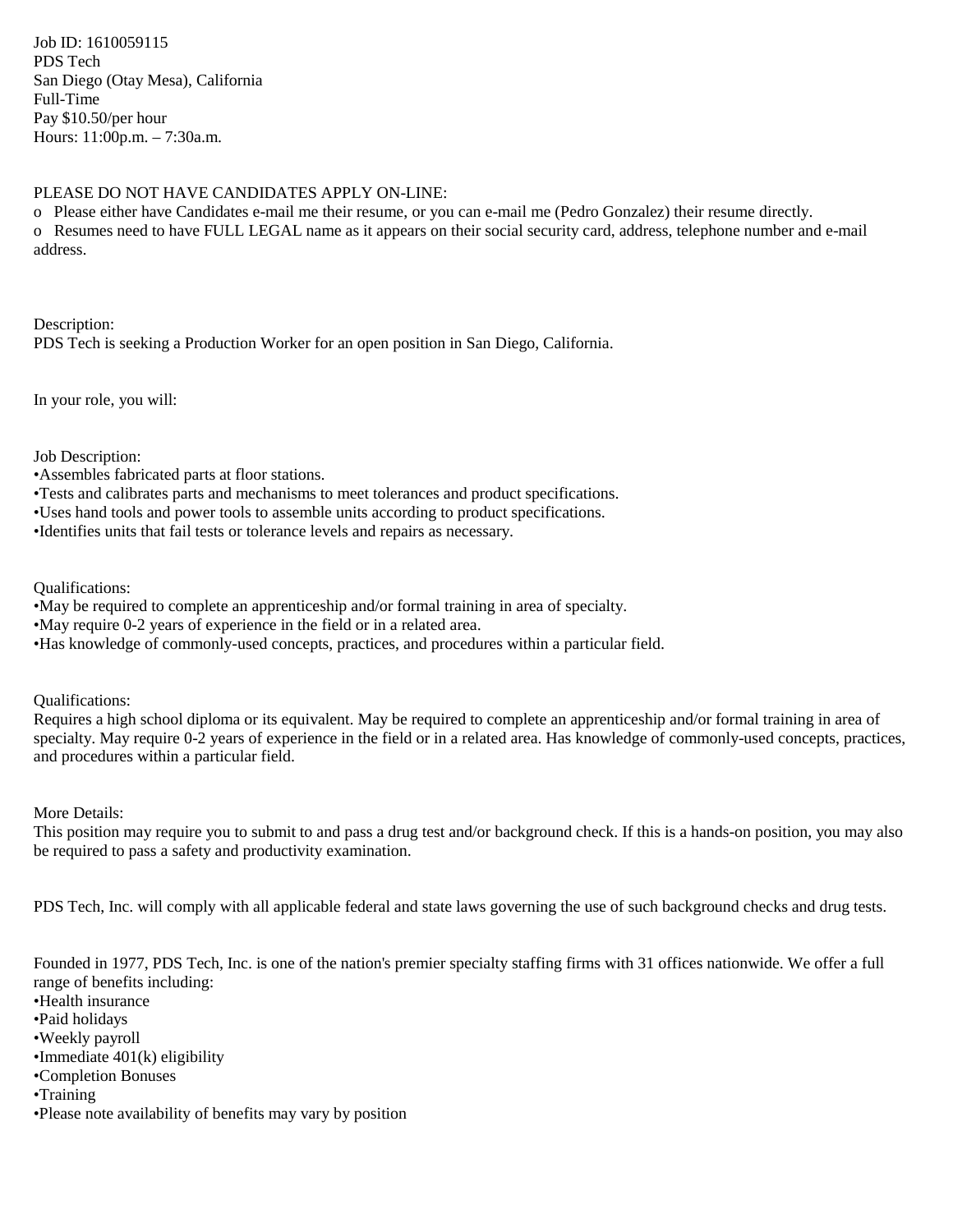Job ID: 1610059115
PDS Tech
San Diego (Otay Mesa), California
Full-Time
Pay $10.50/per hour
Hours: 11:00p.m. – 7:30a.m.

PLEASE DO NOT HAVE CANDIDATES APPLY ON-LINE:

- Please either have Candidates e-mail me their resume, or you can e-mail me (Pedro Gonzalez) their resume directly.
- Resumes need to have FULL LEGAL name as it appears on their social security card, address, telephone number and e-mail address.

Description:
PDS Tech is seeking a Production Worker for an open position in San Diego, California.

In your role, you will:

Job Description:

- Assembles fabricated parts at floor stations.
- Tests and calibrates parts and mechanisms to meet tolerances and product specifications.
- Uses hand tools and power tools to assemble units according to product specifications.
- Identifies units that fail tests or tolerance levels and repairs as necessary.

Qualifications:

- May be required to complete an apprenticeship and/or formal training in area of specialty.
- May require 0-2 years of experience in the field or in a related area.
- Has knowledge of commonly-used concepts, practices, and procedures within a particular field.

Qualifications:
Requires a high school diploma or its equivalent. May be required to complete an apprenticeship and/or formal training in area of specialty. May require 0-2 years of experience in the field or in a related area. Has knowledge of commonly-used concepts, practices, and procedures within a particular field.

More Details:
This position may require you to submit to and pass a drug test and/or background check. If this is a hands-on position, you may also be required to pass a safety and productivity examination.

PDS Tech, Inc. will comply with all applicable federal and state laws governing the use of such background checks and drug tests.

Founded in 1977, PDS Tech, Inc. is one of the nation's premier specialty staffing firms with 31 offices nationwide. We offer a full range of benefits including:

- Health insurance
- Paid holidays
- Weekly payroll
- Immediate 401(k) eligibility
- Completion Bonuses
- Training
- Please note availability of benefits may vary by position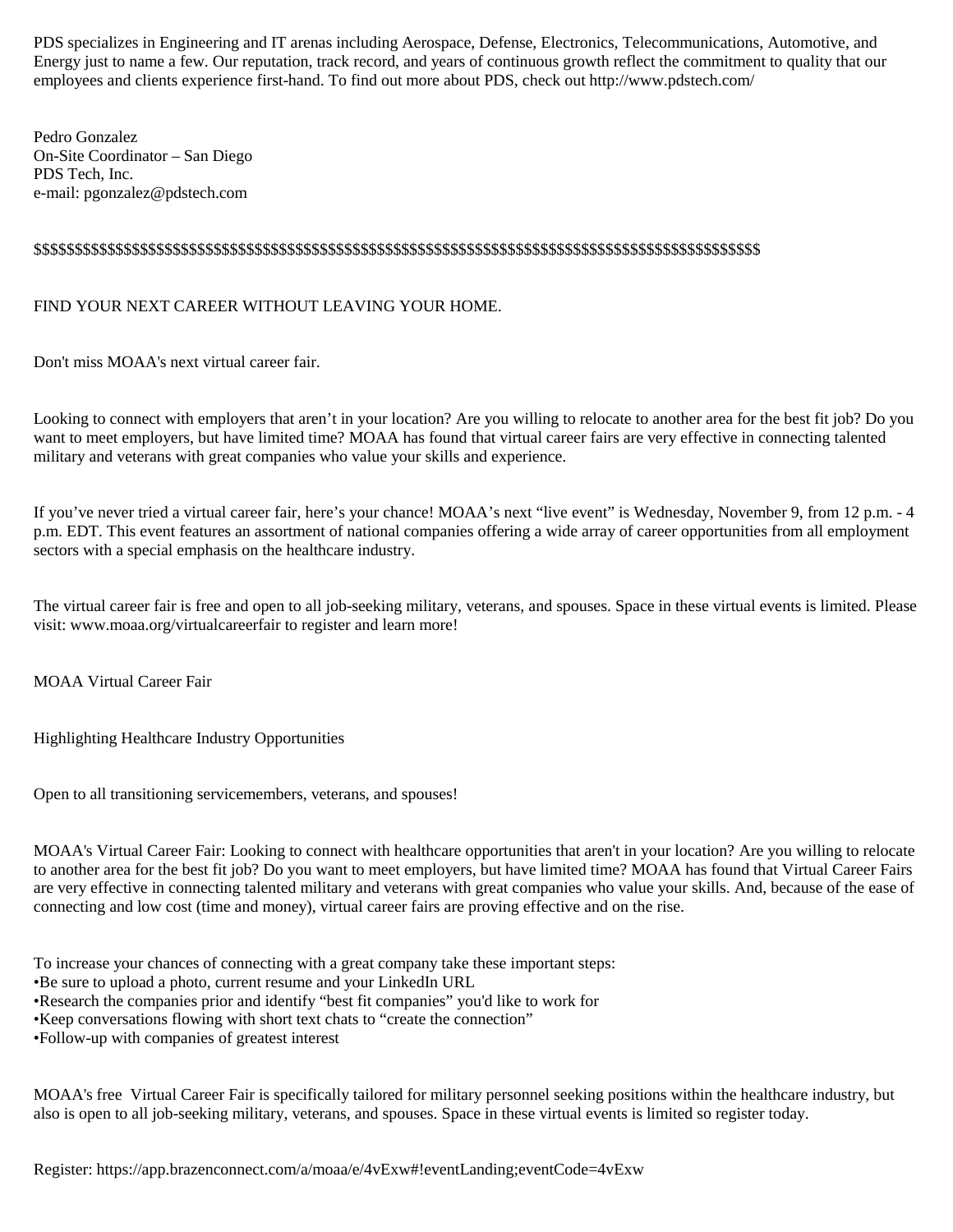PDS specializes in Engineering and IT arenas including Aerospace, Defense, Electronics, Telecommunications, Automotive, and Energy just to name a few. Our reputation, track record, and years of continuous growth reflect the commitment to quality that our employees and clients experience first-hand. To find out more about PDS, check out http://www.pdstech.com/

Pedro Gonzalez
On-Site Coordinator – San Diego
PDS Tech, Inc.
e-mail: pgonzalez@pdstech.com

$$$$$$$$$$$$$$$$$$$$$$$$$$$$$$$$$$$$$$$$$$$$$$$$$$$$$$$$$$$$$$$$$$$$$$$$$$$$$$$$$$$$$$$$$$$$$

FIND YOUR NEXT CAREER WITHOUT LEAVING YOUR HOME.

Don't miss MOAA's next virtual career fair.

Looking to connect with employers that aren't in your location? Are you willing to relocate to another area for the best fit job? Do you want to meet employers, but have limited time? MOAA has found that virtual career fairs are very effective in connecting talented military and veterans with great companies who value your skills and experience.

If you've never tried a virtual career fair, here's your chance! MOAA's next "live event" is Wednesday, November 9, from 12 p.m. - 4 p.m. EDT. This event features an assortment of national companies offering a wide array of career opportunities from all employment sectors with a special emphasis on the healthcare industry.

The virtual career fair is free and open to all job-seeking military, veterans, and spouses. Space in these virtual events is limited. Please visit: www.moaa.org/virtualcareerfair to register and learn more!

MOAA Virtual Career Fair

Highlighting Healthcare Industry Opportunities

Open to all transitioning servicemembers, veterans, and spouses!

MOAA's Virtual Career Fair: Looking to connect with healthcare opportunities that aren't in your location? Are you willing to relocate to another area for the best fit job? Do you want to meet employers, but have limited time? MOAA has found that Virtual Career Fairs are very effective in connecting talented military and veterans with great companies who value your skills. And, because of the ease of connecting and low cost (time and money), virtual career fairs are proving effective and on the rise.

To increase your chances of connecting with a great company take these important steps:
•Be sure to upload a photo, current resume and your LinkedIn URL
•Research the companies prior and identify "best fit companies" you'd like to work for
•Keep conversations flowing with short text chats to "create the connection"
•Follow-up with companies of greatest interest

MOAA's free Virtual Career Fair is specifically tailored for military personnel seeking positions within the healthcare industry, but also is open to all job-seeking military, veterans, and spouses. Space in these virtual events is limited so register today.

Register: https://app.brazenconnect.com/a/moaa/e/4vExw#!eventLanding;eventCode=4vExw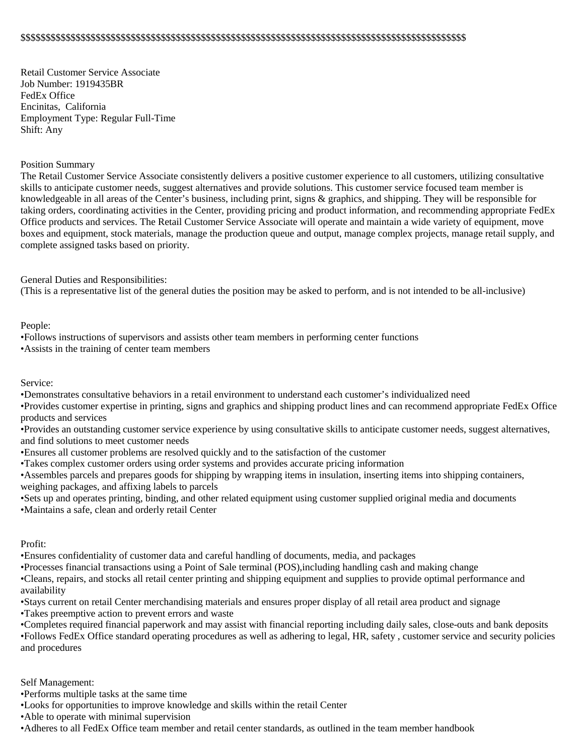$$$$$$$$$$$$$$$$$$$$$$$$$$$$$$$$$$$$$$$$$$$$$$$$$$$$$$$$$$$$$$$$$$$$$$$$$$$$$$$$$$$$$$$$$$$$$$$$$$

Retail Customer Service Associate
Job Number: 1919435BR
FedEx Office
Encinitas, California
Employment Type: Regular Full-Time
Shift: Any

Position Summary
The Retail Customer Service Associate consistently delivers a positive customer experience to all customers, utilizing consultative skills to anticipate customer needs, suggest alternatives and provide solutions. This customer service focused team member is knowledgeable in all areas of the Center's business, including print, signs & graphics, and shipping. They will be responsible for taking orders, coordinating activities in the Center, providing pricing and product information, and recommending appropriate FedEx Office products and services. The Retail Customer Service Associate will operate and maintain a wide variety of equipment, move boxes and equipment, stock materials, manage the production queue and output, manage complex projects, manage retail supply, and complete assigned tasks based on priority.

General Duties and Responsibilities:
(This is a representative list of the general duties the position may be asked to perform, and is not intended to be all-inclusive)

People:
•Follows instructions of supervisors and assists other team members in performing center functions
•Assists in the training of center team members

Service:
•Demonstrates consultative behaviors in a retail environment to understand each customer's individualized need
•Provides customer expertise in printing, signs and graphics and shipping product lines and can recommend appropriate FedEx Office products and services
•Provides an outstanding customer service experience by using consultative skills to anticipate customer needs, suggest alternatives, and find solutions to meet customer needs
•Ensures all customer problems are resolved quickly and to the satisfaction of the customer
•Takes complex customer orders using order systems and provides accurate pricing information
•Assembles parcels and prepares goods for shipping by wrapping items in insulation, inserting items into shipping containers, weighing packages, and affixing labels to parcels
•Sets up and operates printing, binding, and other related equipment using customer supplied original media and documents
•Maintains a safe, clean and orderly retail Center

Profit:
•Ensures confidentiality of customer data and careful handling of documents, media, and packages
•Processes financial transactions using a Point of Sale terminal (POS),including handling cash and making change
•Cleans, repairs, and stocks all retail center printing and shipping equipment and supplies to provide optimal performance and availability
•Stays current on retail Center merchandising materials and ensures proper display of all retail area product and signage
•Takes preemptive action to prevent errors and waste
•Completes required financial paperwork and may assist with financial reporting including daily sales, close-outs and bank deposits
•Follows FedEx Office standard operating procedures as well as adhering to legal, HR, safety , customer service and security policies and procedures

Self Management:
•Performs multiple tasks at the same time
•Looks for opportunities to improve knowledge and skills within the retail Center
•Able to operate with minimal supervision
•Adheres to all FedEx Office team member and retail center standards, as outlined in the team member handbook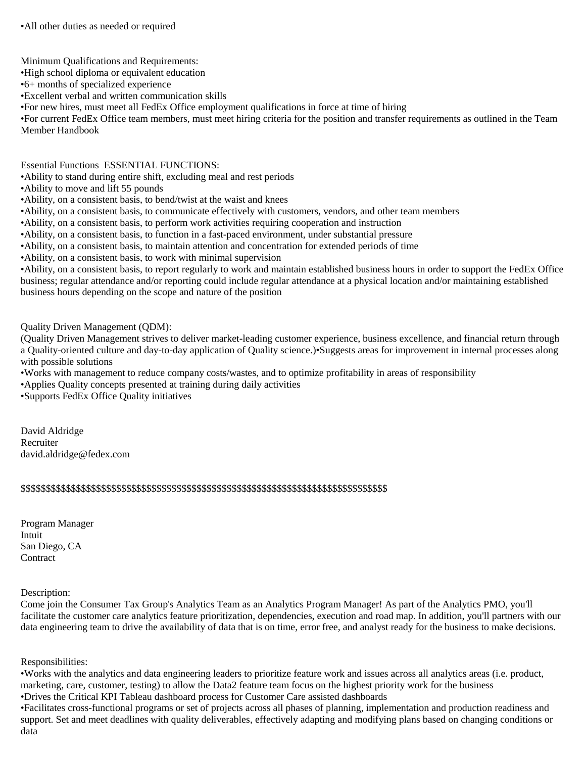•All other duties as needed or required

Minimum Qualifications and Requirements:
•High school diploma or equivalent education
•6+ months of specialized experience
•Excellent verbal and written communication skills
•For new hires, must meet all FedEx Office employment qualifications in force at time of hiring
•For current FedEx Office team members, must meet hiring criteria for the position and transfer requirements as outlined in the Team Member Handbook

Essential Functions  ESSENTIAL FUNCTIONS:
•Ability to stand during entire shift, excluding meal and rest periods
•Ability to move and lift 55 pounds
•Ability, on a consistent basis, to bend/twist at the waist and knees
•Ability, on a consistent basis, to communicate effectively with customers, vendors, and other team members
•Ability, on a consistent basis, to perform work activities requiring cooperation and instruction
•Ability, on a consistent basis, to function in a fast-paced environment, under substantial pressure
•Ability, on a consistent basis, to maintain attention and concentration for extended periods of time
•Ability, on a consistent basis, to work with minimal supervision
•Ability, on a consistent basis, to report regularly to work and maintain established business hours in order to support the FedEx Office business; regular attendance and/or reporting could include regular attendance at a physical location and/or maintaining established business hours depending on the scope and nature of the position

Quality Driven Management (QDM):
(Quality Driven Management strives to deliver market-leading customer experience, business excellence, and financial return through a Quality-oriented culture and day-to-day application of Quality science.)•Suggests areas for improvement in internal processes along with possible solutions
•Works with management to reduce company costs/wastes, and to optimize profitability in areas of responsibility
•Applies Quality concepts presented at training during daily activities
•Supports FedEx Office Quality initiatives

David Aldridge
Recruiter
david.aldridge@fedex.com

$$$$$$$$$$$$$$$$$$$$$$$$$$$$$$$$$$$$$$$$$$$$$$$$$$$$$$$$$$$$$$$$$$$$$$$$$$$$$$$$$

Program Manager
Intuit
San Diego, CA
Contract

Description:
Come join the Consumer Tax Group's Analytics Team as an Analytics Program Manager! As part of the Analytics PMO, you'll facilitate the customer care analytics feature prioritization, dependencies, execution and road map. In addition, you'll partners with our data engineering team to drive the availability of data that is on time, error free, and analyst ready for the business to make decisions.

Responsibilities:
•Works with the analytics and data engineering leaders to prioritize feature work and issues across all analytics areas (i.e. product, marketing, care, customer, testing) to allow the Data2 feature team focus on the highest priority work for the business
•Drives the Critical KPI Tableau dashboard process for Customer Care assisted dashboards
•Facilitates cross-functional programs or set of projects across all phases of planning, implementation and production readiness and support. Set and meet deadlines with quality deliverables, effectively adapting and modifying plans based on changing conditions or data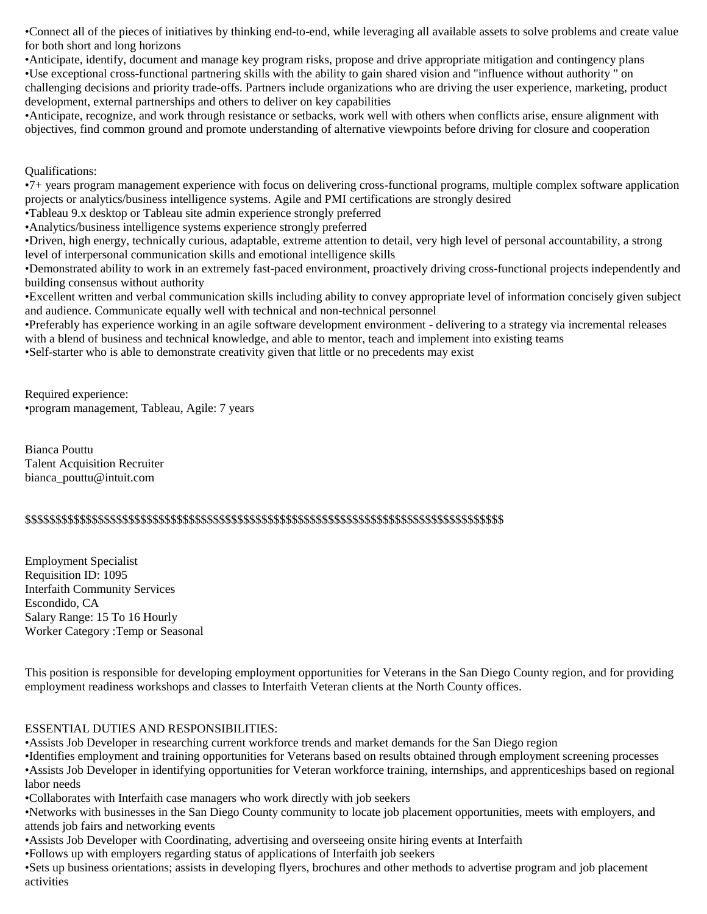•Connect all of the pieces of initiatives by thinking end-to-end, while leveraging all available assets to solve problems and create value for both short and long horizons
•Anticipate, identify, document and manage key program risks, propose and drive appropriate mitigation and contingency plans
•Use exceptional cross-functional partnering skills with the ability to gain shared vision and "influence without authority " on challenging decisions and priority trade-offs. Partners include organizations who are driving the user experience, marketing, product development, external partnerships and others to deliver on key capabilities
•Anticipate, recognize, and work through resistance or setbacks, work well with others when conflicts arise, ensure alignment with objectives, find common ground and promote understanding of alternative viewpoints before driving for closure and cooperation

Qualifications:
•7+ years program management experience with focus on delivering cross-functional programs, multiple complex software application projects or analytics/business intelligence systems. Agile and PMI certifications are strongly desired
•Tableau 9.x desktop or Tableau site admin experience strongly preferred
•Analytics/business intelligence systems experience strongly preferred
•Driven, high energy, technically curious, adaptable, extreme attention to detail, very high level of personal accountability, a strong level of interpersonal communication skills and emotional intelligence skills
•Demonstrated ability to work in an extremely fast-paced environment, proactively driving cross-functional projects independently and building consensus without authority
•Excellent written and verbal communication skills including ability to convey appropriate level of information concisely given subject and audience. Communicate equally well with technical and non-technical personnel
•Preferably has experience working in an agile software development environment - delivering to a strategy via incremental releases with a blend of business and technical knowledge, and able to mentor, teach and implement into existing teams
•Self-starter who is able to demonstrate creativity given that little or no precedents may exist

Required experience:
•program management, Tableau, Agile: 7 years

Bianca Pouttu
Talent Acquisition Recruiter
bianca_pouttu@intuit.com

$$$$$$$$$$$$$$$$$$$$$$$$$$$$$$$$$$$$$$$$$$$$$$$$$$$$$$$$$$$$$$$$$$$$$$$$$$$$$$$$$$$$$$$$$$$$$

Employment Specialist
Requisition ID: 1095
Interfaith Community Services
Escondido, CA
Salary Range: 15 To 16 Hourly
Worker Category :Temp or Seasonal

This position is responsible for developing employment opportunities for Veterans in the San Diego County region, and for providing employment readiness workshops and classes to Interfaith Veteran clients at the North County offices.

ESSENTIAL DUTIES AND RESPONSIBILITIES:
•Assists Job Developer in researching current workforce trends and market demands for the San Diego region
•Identifies employment and training opportunities for Veterans based on results obtained through employment screening processes
•Assists Job Developer in identifying opportunities for Veteran workforce training, internships, and apprenticeships based on regional labor needs
•Collaborates with Interfaith case managers who work directly with job seekers
•Networks with businesses in the San Diego County community to locate job placement opportunities, meets with employers, and attends job fairs and networking events
•Assists Job Developer with Coordinating, advertising and overseeing onsite hiring events at Interfaith
•Follows up with employers regarding status of applications of Interfaith job seekers
•Sets up business orientations; assists in developing flyers, brochures and other methods to advertise program and job placement activities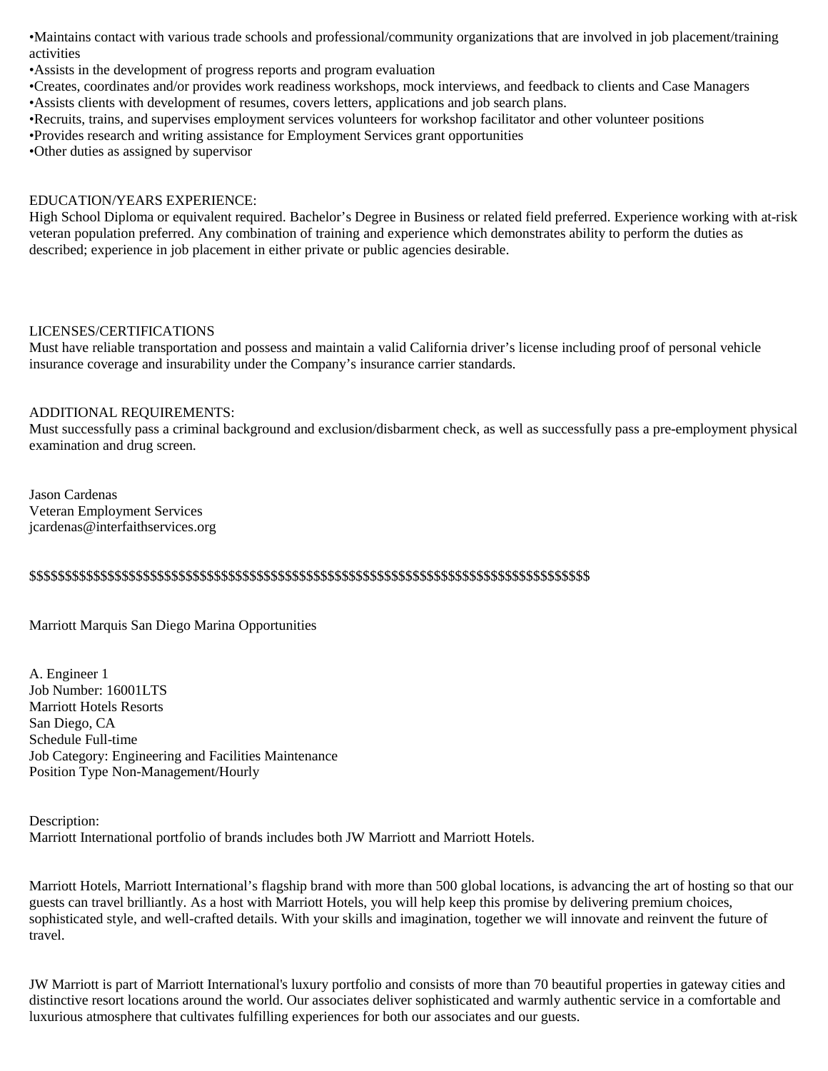•Maintains contact with various trade schools and professional/community organizations that are involved in job placement/training activities
•Assists in the development of progress reports and program evaluation
•Creates, coordinates and/or provides work readiness workshops, mock interviews, and feedback to clients and Case Managers
•Assists clients with development of resumes, covers letters, applications and job search plans.
•Recruits, trains, and supervises employment services volunteers for workshop facilitator and other volunteer positions
•Provides research and writing assistance for Employment Services grant opportunities
•Other duties as assigned by supervisor

EDUCATION/YEARS EXPERIENCE:
High School Diploma or equivalent required. Bachelor's Degree in Business or related field preferred. Experience working with at-risk veteran population preferred. Any combination of training and experience which demonstrates ability to perform the duties as described; experience in job placement in either private or public agencies desirable.

LICENSES/CERTIFICATIONS
Must have reliable transportation and possess and maintain a valid California driver's license including proof of personal vehicle insurance coverage and insurability under the Company's insurance carrier standards.

ADDITIONAL REQUIREMENTS:
Must successfully pass a criminal background and exclusion/disbarment check, as well as successfully pass a pre-employment physical examination and drug screen.

Jason Cardenas
Veteran Employment Services
jcardenas@interfaithservices.org

$$$$$$$$$$$$$$$$$$$$$$$$$$$$$$$$$$$$$$$$$$$$$$$$$$$$$$$$$$$$$$$$$$$$$$$$$$$$$$$$$$$$$$

Marriott Marquis San Diego Marina Opportunities

A. Engineer 1
Job Number: 16001LTS
Marriott Hotels Resorts
San Diego, CA
Schedule Full-time
Job Category: Engineering and Facilities Maintenance
Position Type Non-Management/Hourly

Description:
Marriott International portfolio of brands includes both JW Marriott and Marriott Hotels.

Marriott Hotels, Marriott International's flagship brand with more than 500 global locations, is advancing the art of hosting so that our guests can travel brilliantly. As a host with Marriott Hotels, you will help keep this promise by delivering premium choices, sophisticated style, and well-crafted details. With your skills and imagination, together we will innovate and reinvent the future of travel.

JW Marriott is part of Marriott International's luxury portfolio and consists of more than 70 beautiful properties in gateway cities and distinctive resort locations around the world. Our associates deliver sophisticated and warmly authentic service in a comfortable and luxurious atmosphere that cultivates fulfilling experiences for both our associates and our guests.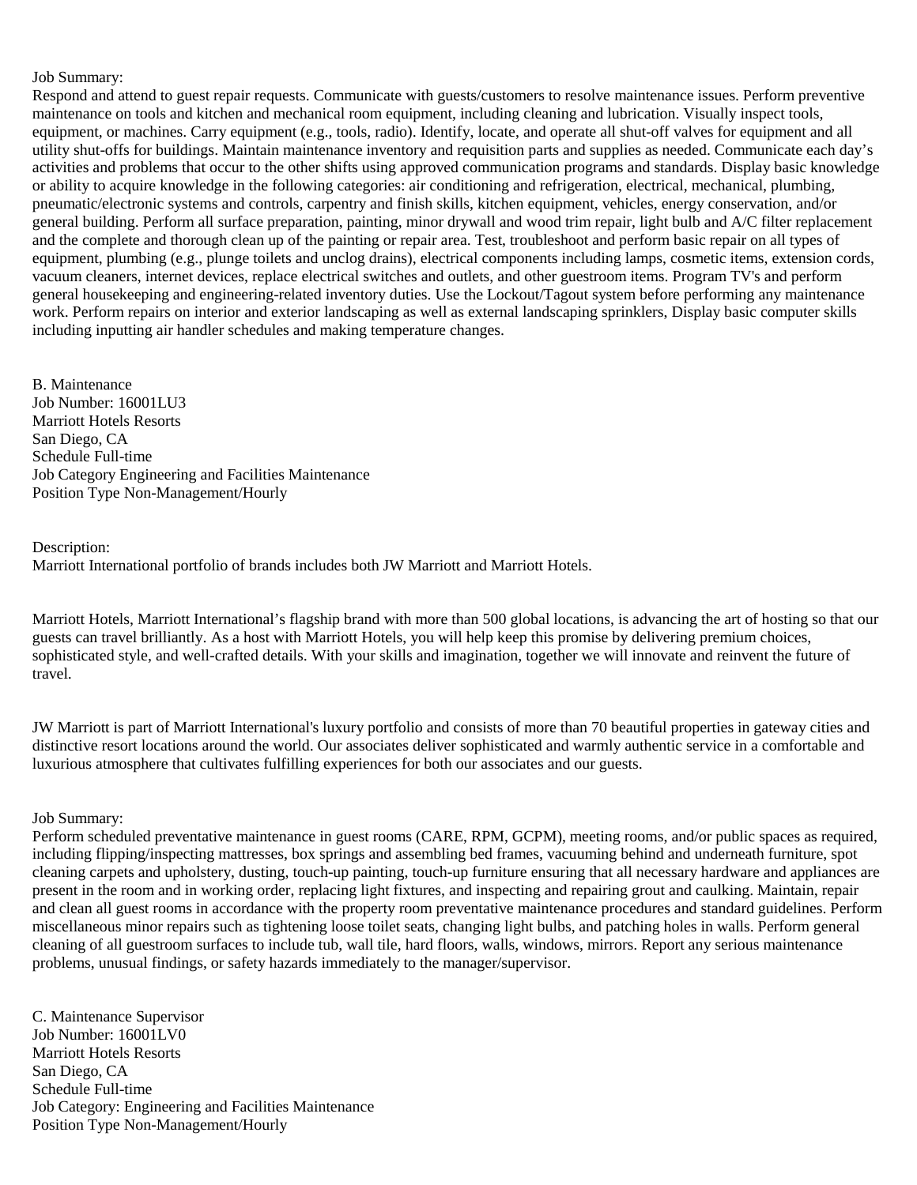Job Summary:
Respond and attend to guest repair requests. Communicate with guests/customers to resolve maintenance issues. Perform preventive maintenance on tools and kitchen and mechanical room equipment, including cleaning and lubrication. Visually inspect tools, equipment, or machines. Carry equipment (e.g., tools, radio). Identify, locate, and operate all shut-off valves for equipment and all utility shut-offs for buildings. Maintain maintenance inventory and requisition parts and supplies as needed. Communicate each day's activities and problems that occur to the other shifts using approved communication programs and standards. Display basic knowledge or ability to acquire knowledge in the following categories: air conditioning and refrigeration, electrical, mechanical, plumbing, pneumatic/electronic systems and controls, carpentry and finish skills, kitchen equipment, vehicles, energy conservation, and/or general building. Perform all surface preparation, painting, minor drywall and wood trim repair, light bulb and A/C filter replacement and the complete and thorough clean up of the painting or repair area. Test, troubleshoot and perform basic repair on all types of equipment, plumbing (e.g., plunge toilets and unclog drains), electrical components including lamps, cosmetic items, extension cords, vacuum cleaners, internet devices, replace electrical switches and outlets, and other guestroom items. Program TV's and perform general housekeeping and engineering-related inventory duties. Use the Lockout/Tagout system before performing any maintenance work. Perform repairs on interior and exterior landscaping as well as external landscaping sprinklers, Display basic computer skills including inputting air handler schedules and making temperature changes.

B. Maintenance
Job Number: 16001LU3
Marriott Hotels Resorts
San Diego, CA
Schedule Full-time
Job Category Engineering and Facilities Maintenance
Position Type Non-Management/Hourly

Description:
Marriott International portfolio of brands includes both JW Marriott and Marriott Hotels.

Marriott Hotels, Marriott International's flagship brand with more than 500 global locations, is advancing the art of hosting so that our guests can travel brilliantly. As a host with Marriott Hotels, you will help keep this promise by delivering premium choices, sophisticated style, and well-crafted details. With your skills and imagination, together we will innovate and reinvent the future of travel.

JW Marriott is part of Marriott International's luxury portfolio and consists of more than 70 beautiful properties in gateway cities and distinctive resort locations around the world. Our associates deliver sophisticated and warmly authentic service in a comfortable and luxurious atmosphere that cultivates fulfilling experiences for both our associates and our guests.

Job Summary:
Perform scheduled preventative maintenance in guest rooms (CARE, RPM, GCPM), meeting rooms, and/or public spaces as required, including flipping/inspecting mattresses, box springs and assembling bed frames, vacuuming behind and underneath furniture, spot cleaning carpets and upholstery, dusting, touch-up painting, touch-up furniture ensuring that all necessary hardware and appliances are present in the room and in working order, replacing light fixtures, and inspecting and repairing grout and caulking. Maintain, repair and clean all guest rooms in accordance with the property room preventative maintenance procedures and standard guidelines. Perform miscellaneous minor repairs such as tightening loose toilet seats, changing light bulbs, and patching holes in walls. Perform general cleaning of all guestroom surfaces to include tub, wall tile, hard floors, walls, windows, mirrors. Report any serious maintenance problems, unusual findings, or safety hazards immediately to the manager/supervisor.

C. Maintenance Supervisor
Job Number: 16001LV0
Marriott Hotels Resorts
San Diego, CA
Schedule Full-time
Job Category: Engineering and Facilities Maintenance
Position Type Non-Management/Hourly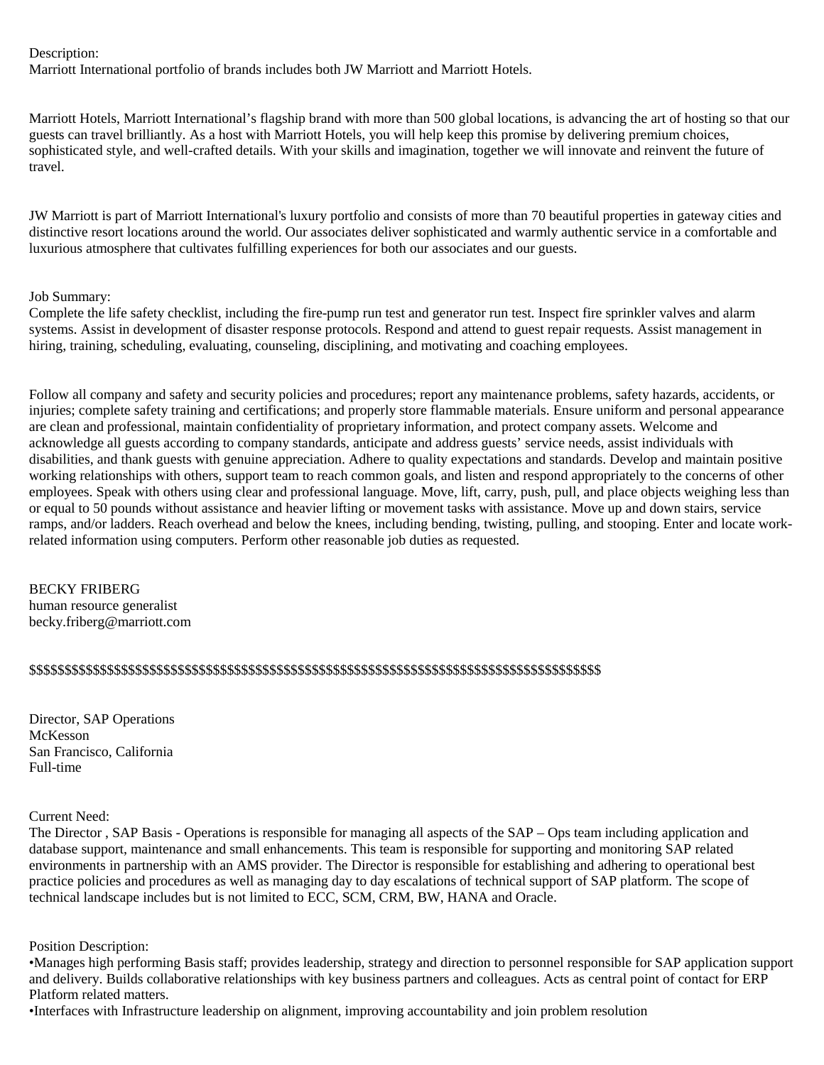Description:
Marriott International portfolio of brands includes both JW Marriott and Marriott Hotels.

Marriott Hotels, Marriott International’s flagship brand with more than 500 global locations, is advancing the art of hosting so that our guests can travel brilliantly. As a host with Marriott Hotels, you will help keep this promise by delivering premium choices, sophisticated style, and well-crafted details. With your skills and imagination, together we will innovate and reinvent the future of travel.

JW Marriott is part of Marriott International's luxury portfolio and consists of more than 70 beautiful properties in gateway cities and distinctive resort locations around the world. Our associates deliver sophisticated and warmly authentic service in a comfortable and luxurious atmosphere that cultivates fulfilling experiences for both our associates and our guests.

Job Summary:
Complete the life safety checklist, including the fire-pump run test and generator run test. Inspect fire sprinkler valves and alarm systems. Assist in development of disaster response protocols. Respond and attend to guest repair requests. Assist management in hiring, training, scheduling, evaluating, counseling, disciplining, and motivating and coaching employees.

Follow all company and safety and security policies and procedures; report any maintenance problems, safety hazards, accidents, or injuries; complete safety training and certifications; and properly store flammable materials. Ensure uniform and personal appearance are clean and professional, maintain confidentiality of proprietary information, and protect company assets. Welcome and acknowledge all guests according to company standards, anticipate and address guests’ service needs, assist individuals with disabilities, and thank guests with genuine appreciation. Adhere to quality expectations and standards. Develop and maintain positive working relationships with others, support team to reach common goals, and listen and respond appropriately to the concerns of other employees. Speak with others using clear and professional language. Move, lift, carry, push, pull, and place objects weighing less than or equal to 50 pounds without assistance and heavier lifting or movement tasks with assistance. Move up and down stairs, service ramps, and/or ladders. Reach overhead and below the knees, including bending, twisting, pulling, and stooping. Enter and locate work-related information using computers. Perform other reasonable job duties as requested.

BECKY FRIBERG
human resource generalist
becky.friberg@marriott.com

$$$$$$$$$$$$$$$$$$$$$$$$$$$$$$$$$$$$$$$$$$$$$$$$$$$$$$$$$$$$$$$$$$$$$$$$$$$$$$$$$$$$$$

Director, SAP Operations
McKesson
San Francisco, California
Full-time

Current Need:
The Director , SAP Basis - Operations is responsible for managing all aspects of the SAP – Ops team including application and database support, maintenance and small enhancements. This team is responsible for supporting and monitoring SAP related environments in partnership with an AMS provider. The Director is responsible for establishing and adhering to operational best practice policies and procedures as well as managing day to day escalations of technical support of SAP platform. The scope of technical landscape includes but is not limited to ECC, SCM, CRM, BW, HANA and Oracle.

Position Description:
•Manages high performing Basis staff; provides leadership, strategy and direction to personnel responsible for SAP application support and delivery. Builds collaborative relationships with key business partners and colleagues. Acts as central point of contact for ERP Platform related matters.
•Interfaces with Infrastructure leadership on alignment, improving accountability and join problem resolution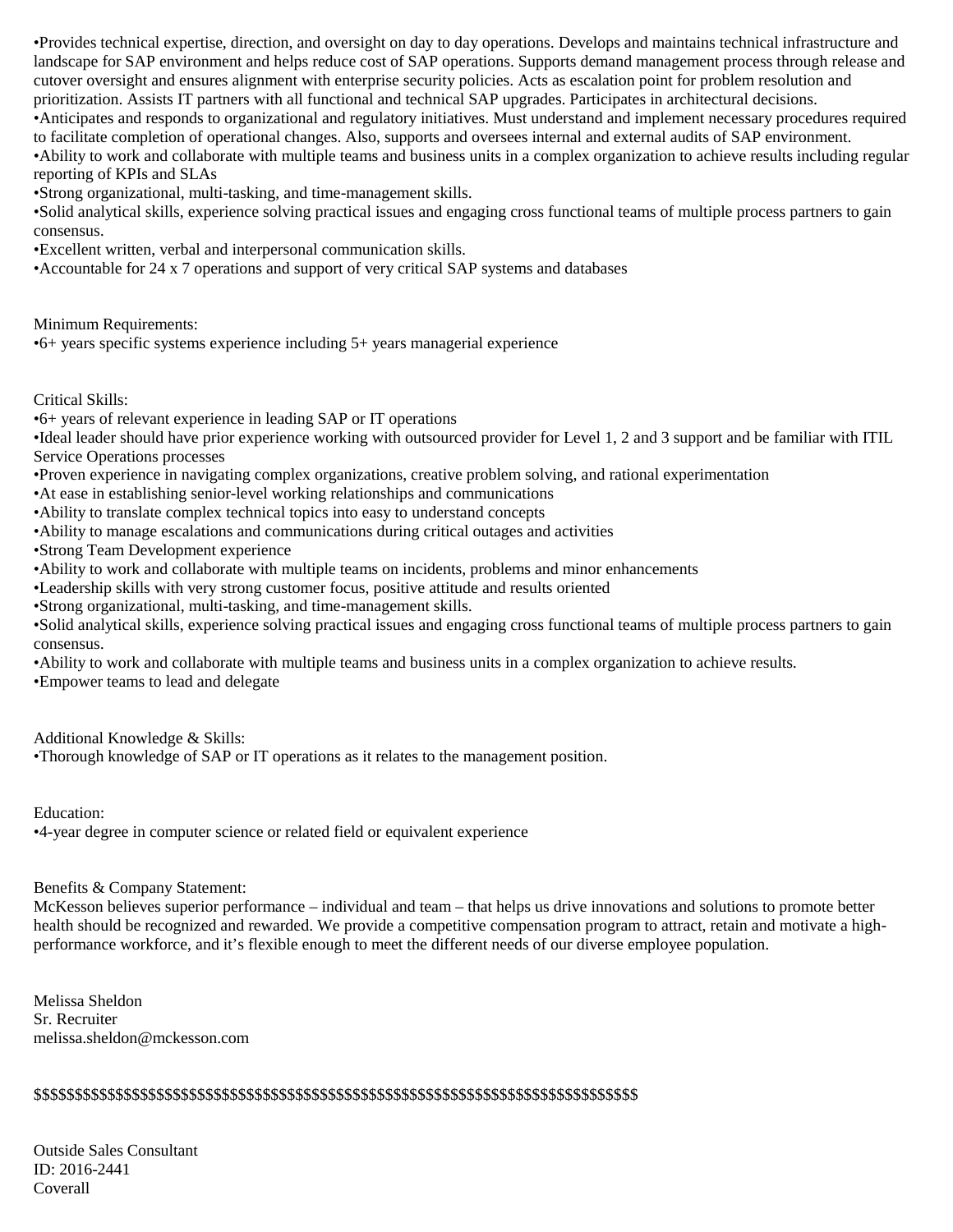•Provides technical expertise, direction, and oversight on day to day operations. Develops and maintains technical infrastructure and landscape for SAP environment and helps reduce cost of SAP operations. Supports demand management process through release and cutover oversight and ensures alignment with enterprise security policies. Acts as escalation point for problem resolution and prioritization. Assists IT partners with all functional and technical SAP upgrades. Participates in architectural decisions.
•Anticipates and responds to organizational and regulatory initiatives. Must understand and implement necessary procedures required to facilitate completion of operational changes. Also, supports and oversees internal and external audits of SAP environment.
•Ability to work and collaborate with multiple teams and business units in a complex organization to achieve results including regular reporting of KPIs and SLAs
•Strong organizational, multi-tasking, and time-management skills.
•Solid analytical skills, experience solving practical issues and engaging cross functional teams of multiple process partners to gain consensus.
•Excellent written, verbal and interpersonal communication skills.
•Accountable for 24 x 7 operations and support of very critical SAP systems and databases

Minimum Requirements:
•6+ years specific systems experience including 5+ years managerial experience

Critical Skills:
•6+ years of relevant experience in leading SAP or IT operations
•Ideal leader should have prior experience working with outsourced provider for Level 1, 2 and 3 support and be familiar with ITIL Service Operations processes
•Proven experience in navigating complex organizations, creative problem solving, and rational experimentation
•At ease in establishing senior-level working relationships and communications
•Ability to translate complex technical topics into easy to understand concepts
•Ability to manage escalations and communications during critical outages and activities
•Strong Team Development experience
•Ability to work and collaborate with multiple teams on incidents, problems and minor enhancements
•Leadership skills with very strong customer focus, positive attitude and results oriented
•Strong organizational, multi-tasking, and time-management skills.
•Solid analytical skills, experience solving practical issues and engaging cross functional teams of multiple process partners to gain consensus.
•Ability to work and collaborate with multiple teams and business units in a complex organization to achieve results.
•Empower teams to lead and delegate

Additional Knowledge & Skills:
•Thorough knowledge of SAP or IT operations as it relates to the management position.

Education:
•4-year degree in computer science or related field or equivalent experience

Benefits & Company Statement:
McKesson believes superior performance – individual and team – that helps us drive innovations and solutions to promote better health should be recognized and rewarded. We provide a competitive compensation program to attract, retain and motivate a high-performance workforce, and it's flexible enough to meet the different needs of our diverse employee population.

Melissa Sheldon
Sr. Recruiter
melissa.sheldon@mckesson.com

$$$$$$$$$$$$$$$$$$$$$$$$$$$$$$$$$$$$$$$$$$$$$$$$$$$$$$$$$$$$$$$$$$$$$$$$$$$$$$$$

Outside Sales Consultant
ID: 2016-2441
Coverall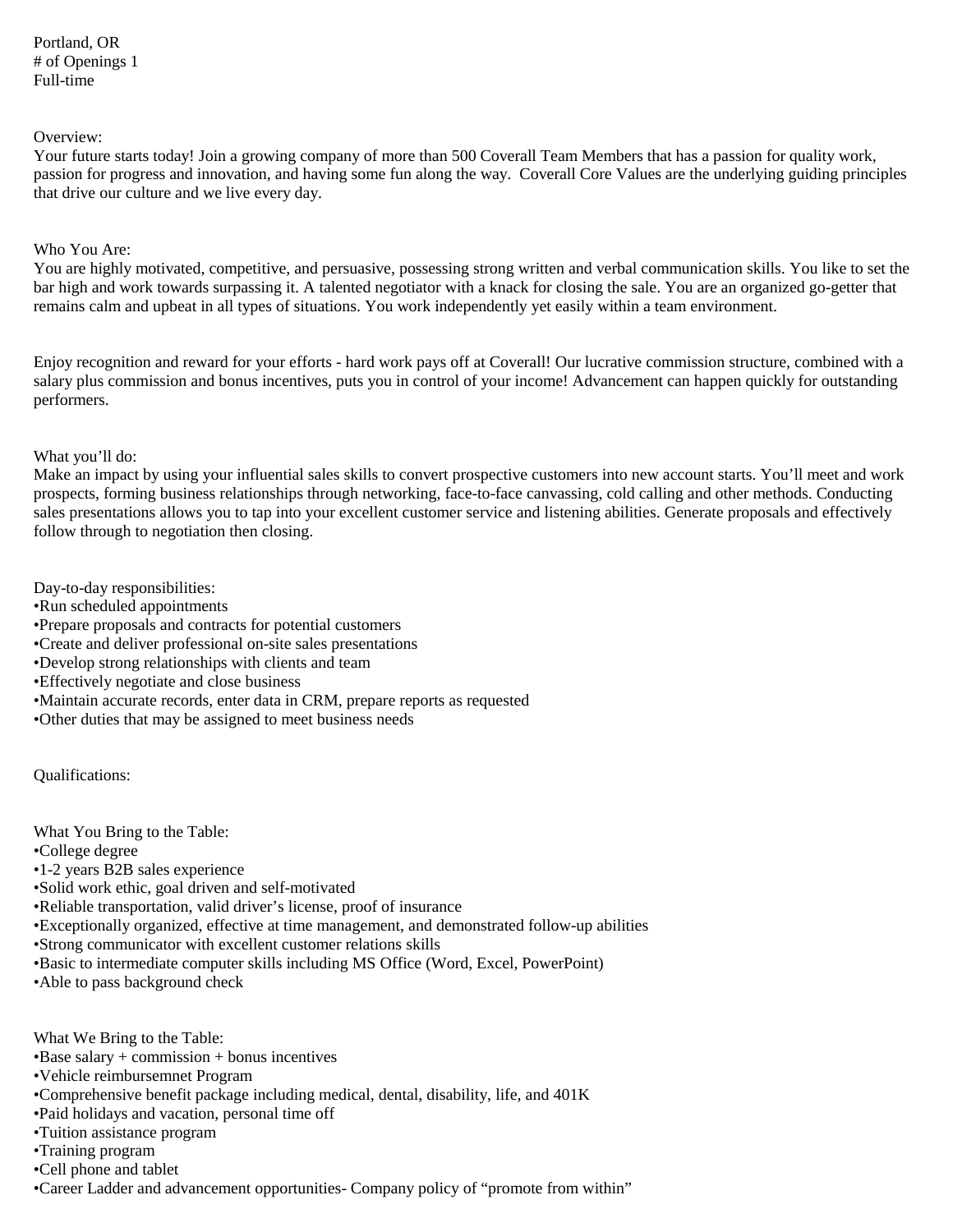Portland, OR
# of Openings 1
Full-time

Overview:
Your future starts today! Join a growing company of more than 500 Coverall Team Members that has a passion for quality work, passion for progress and innovation, and having some fun along the way.  Coverall Core Values are the underlying guiding principles that drive our culture and we live every day.

Who You Are:
You are highly motivated, competitive, and persuasive, possessing strong written and verbal communication skills. You like to set the bar high and work towards surpassing it. A talented negotiator with a knack for closing the sale. You are an organized go-getter that remains calm and upbeat in all types of situations. You work independently yet easily within a team environment.

Enjoy recognition and reward for your efforts - hard work pays off at Coverall! Our lucrative commission structure, combined with a salary plus commission and bonus incentives, puts you in control of your income! Advancement can happen quickly for outstanding performers.

What you'll do:
Make an impact by using your influential sales skills to convert prospective customers into new account starts. You'll meet and work prospects, forming business relationships through networking, face-to-face canvassing, cold calling and other methods. Conducting sales presentations allows you to tap into your excellent customer service and listening abilities. Generate proposals and effectively follow through to negotiation then closing.

Day-to-day responsibilities:
•Run scheduled appointments
•Prepare proposals and contracts for potential customers
•Create and deliver professional on-site sales presentations
•Develop strong relationships with clients and team
•Effectively negotiate and close business
•Maintain accurate records, enter data in CRM, prepare reports as requested
•Other duties that may be assigned to meet business needs

Qualifications:

What You Bring to the Table:
•College degree
•1-2 years B2B sales experience
•Solid work ethic, goal driven and self-motivated
•Reliable transportation, valid driver's license, proof of insurance
•Exceptionally organized, effective at time management, and demonstrated follow-up abilities
•Strong communicator with excellent customer relations skills
•Basic to intermediate computer skills including MS Office (Word, Excel, PowerPoint)
•Able to pass background check

What We Bring to the Table:
•Base salary + commission + bonus incentives
•Vehicle reimbursemnet Program
•Comprehensive benefit package including medical, dental, disability, life, and 401K
•Paid holidays and vacation, personal time off
•Tuition assistance program
•Training program
•Cell phone and tablet
•Career Ladder and advancement opportunities- Company policy of "promote from within"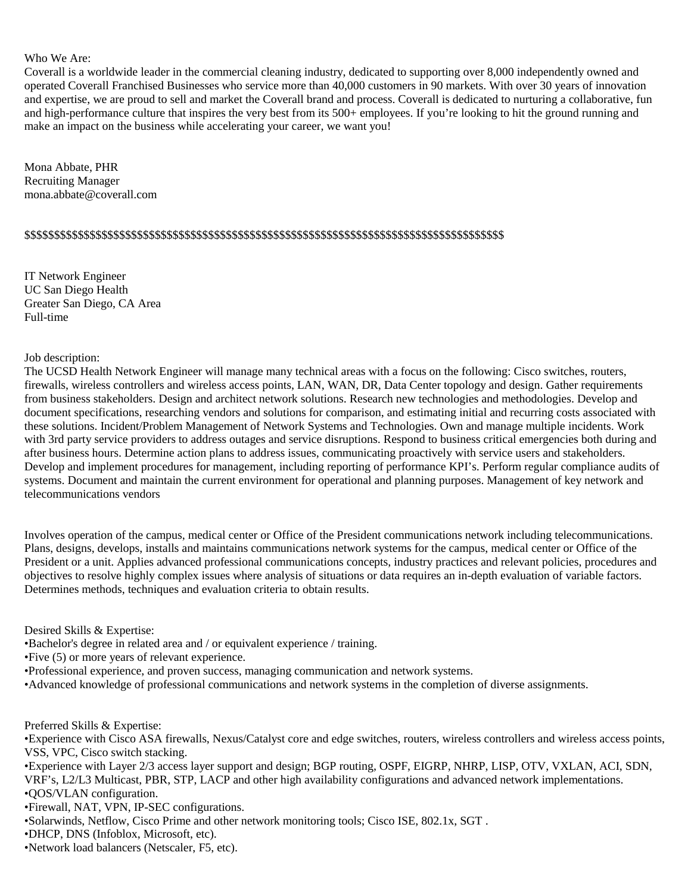Who We Are:
Coverall is a worldwide leader in the commercial cleaning industry, dedicated to supporting over 8,000 independently owned and operated Coverall Franchised Businesses who service more than 40,000 customers in 90 markets. With over 30 years of innovation and expertise, we are proud to sell and market the Coverall brand and process. Coverall is dedicated to nurturing a collaborative, fun and high-performance culture that inspires the very best from its 500+ employees. If you're looking to hit the ground running and make an impact on the business while accelerating your career, we want you!

Mona Abbate, PHR
Recruiting Manager
mona.abbate@coverall.com

$$$$$$$$$$$$$$$$$$$$$$$$$$$$$$$$$$$$$$$$$$$$$$$$$$$$$$$$$$$$$$$$$$$$$$$$$$$$$$$$$$$$$$$$

IT Network Engineer
UC San Diego Health
Greater San Diego, CA Area
Full-time

Job description:
The UCSD Health Network Engineer will manage many technical areas with a focus on the following: Cisco switches, routers, firewalls, wireless controllers and wireless access points, LAN, WAN, DR, Data Center topology and design. Gather requirements from business stakeholders. Design and architect network solutions. Research new technologies and methodologies. Develop and document specifications, researching vendors and solutions for comparison, and estimating initial and recurring costs associated with these solutions. Incident/Problem Management of Network Systems and Technologies. Own and manage multiple incidents. Work with 3rd party service providers to address outages and service disruptions. Respond to business critical emergencies both during and after business hours. Determine action plans to address issues, communicating proactively with service users and stakeholders. Develop and implement procedures for management, including reporting of performance KPI's. Perform regular compliance audits of systems. Document and maintain the current environment for operational and planning purposes. Management of key network and telecommunications vendors

Involves operation of the campus, medical center or Office of the President communications network including telecommunications. Plans, designs, develops, installs and maintains communications network systems for the campus, medical center or Office of the President or a unit. Applies advanced professional communications concepts, industry practices and relevant policies, procedures and objectives to resolve highly complex issues where analysis of situations or data requires an in-depth evaluation of variable factors. Determines methods, techniques and evaluation criteria to obtain results.

Desired Skills & Expertise:
- Bachelor's degree in related area and / or equivalent experience / training.
- Five (5) or more years of relevant experience.
- Professional experience, and proven success, managing communication and network systems.
- Advanced knowledge of professional communications and network systems in the completion of diverse assignments.

Preferred Skills & Expertise:
- Experience with Cisco ASA firewalls, Nexus/Catalyst core and edge switches, routers, wireless controllers and wireless access points, VSS, VPC, Cisco switch stacking.
- Experience with Layer 2/3 access layer support and design; BGP routing, OSPF, EIGRP, NHRP, LISP, OTV, VXLAN, ACI, SDN, VRF's, L2/L3 Multicast, PBR, STP, LACP and other high availability configurations and advanced network implementations.
- QOS/VLAN configuration.
- Firewall, NAT, VPN, IP-SEC configurations.
- Solarwinds, Netflow, Cisco Prime and other network monitoring tools; Cisco ISE, 802.1x, SGT .
- DHCP, DNS (Infoblox, Microsoft, etc).
- Network load balancers (Netscaler, F5, etc).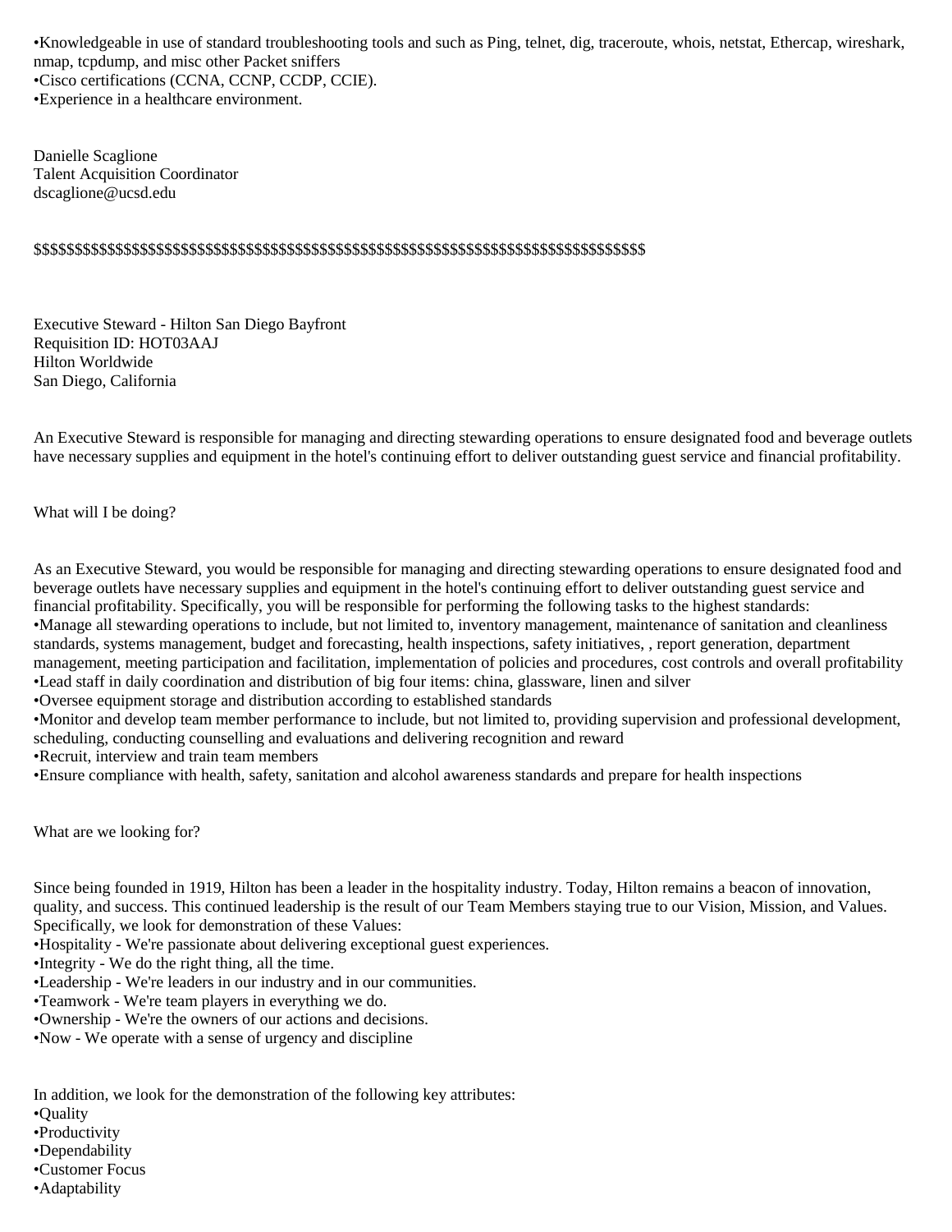•Knowledgeable in use of standard troubleshooting tools and such as Ping, telnet, dig, traceroute, whois, netstat, Ethercap, wireshark, nmap, tcpdump, and misc other Packet sniffers
•Cisco certifications (CCNA, CCNP, CCDP, CCIE).
•Experience in a healthcare environment.

Danielle Scaglione
Talent Acquisition Coordinator
dscaglione@ucsd.edu

$$$$$$$$$$$$$$$$$$$$$$$$$$$$$$$$$$$$$$$$$$$$$$$$$$$$$$$$$$$$$$$$$$$$$$$$$$$$$$$$

Executive Steward - Hilton San Diego Bayfront
Requisition ID: HOT03AAJ
Hilton Worldwide
San Diego, California

An Executive Steward is responsible for managing and directing stewarding operations to ensure designated food and beverage outlets have necessary supplies and equipment in the hotel's continuing effort to deliver outstanding guest service and financial profitability.

What will I be doing?

As an Executive Steward, you would be responsible for managing and directing stewarding operations to ensure designated food and beverage outlets have necessary supplies and equipment in the hotel's continuing effort to deliver outstanding guest service and financial profitability. Specifically, you will be responsible for performing the following tasks to the highest standards:
•Manage all stewarding operations to include, but not limited to, inventory management, maintenance of sanitation and cleanliness standards, systems management, budget and forecasting, health inspections, safety initiatives, , report generation, department management, meeting participation and facilitation, implementation of policies and procedures, cost controls and overall profitability
•Lead staff in daily coordination and distribution of big four items: china, glassware, linen and silver
•Oversee equipment storage and distribution according to established standards
•Monitor and develop team member performance to include, but not limited to, providing supervision and professional development, scheduling, conducting counselling and evaluations and delivering recognition and reward
•Recruit, interview and train team members
•Ensure compliance with health, safety, sanitation and alcohol awareness standards and prepare for health inspections

What are we looking for?

Since being founded in 1919, Hilton has been a leader in the hospitality industry. Today, Hilton remains a beacon of innovation, quality, and success. This continued leadership is the result of our Team Members staying true to our Vision, Mission, and Values. Specifically, we look for demonstration of these Values:
•Hospitality - We're passionate about delivering exceptional guest experiences.
•Integrity - We do the right thing, all the time.
•Leadership - We're leaders in our industry and in our communities.
•Teamwork - We're team players in everything we do.
•Ownership - We're the owners of our actions and decisions.
•Now - We operate with a sense of urgency and discipline

In addition, we look for the demonstration of the following key attributes:
•Quality
•Productivity
•Dependability
•Customer Focus
•Adaptability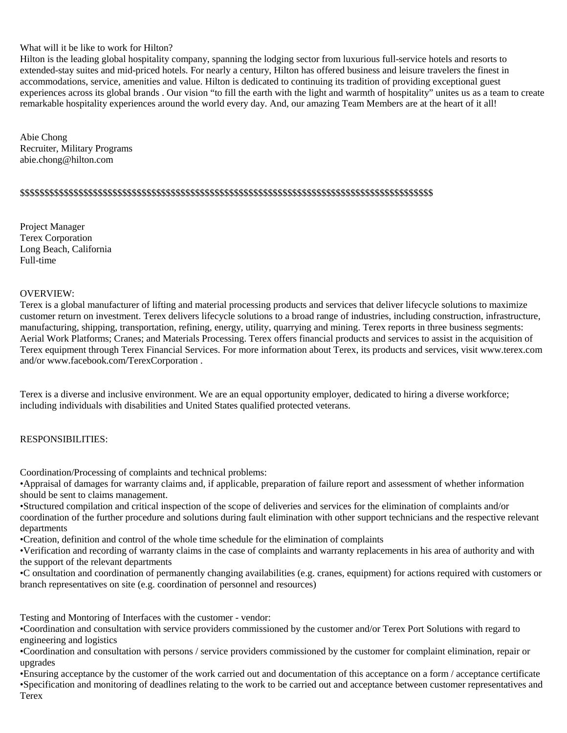What will it be like to work for Hilton?
Hilton is the leading global hospitality company, spanning the lodging sector from luxurious full-service hotels and resorts to extended-stay suites and mid-priced hotels. For nearly a century, Hilton has offered business and leisure travelers the finest in accommodations, service, amenities and value. Hilton is dedicated to continuing its tradition of providing exceptional guest experiences across its global brands . Our vision “to fill the earth with the light and warmth of hospitality” unites us as a team to create remarkable hospitality experiences around the world every day. And, our amazing Team Members are at the heart of it all!

Abie Chong
Recruiter, Military Programs
abie.chong@hilton.com

$$$$$$$$$$$$$$$$$$$$$$$$$$$$$$$$$$$$$$$$$$$$$$$$$$$$$$$$$$$$$$$$$$$$$$$$$$$$$$$$$$$$$$$$$$$$$$$

Project Manager
Terex Corporation
Long Beach, California
Full-time

OVERVIEW:
Terex is a global manufacturer of lifting and material processing products and services that deliver lifecycle solutions to maximize customer return on investment. Terex delivers lifecycle solutions to a broad range of industries, including construction, infrastructure, manufacturing, shipping, transportation, refining, energy, utility, quarrying and mining. Terex reports in three business segments: Aerial Work Platforms; Cranes; and Materials Processing. Terex offers financial products and services to assist in the acquisition of Terex equipment through Terex Financial Services. For more information about Terex, its products and services, visit www.terex.com and/or www.facebook.com/TerexCorporation .

Terex is a diverse and inclusive environment. We are an equal opportunity employer, dedicated to hiring a diverse workforce; including individuals with disabilities and United States qualified protected veterans.

RESPONSIBILITIES:

Coordination/Processing of complaints and technical problems:
•Appraisal of damages for warranty claims and, if applicable, preparation of failure report and assessment of whether information should be sent to claims management.
•Structured compilation and critical inspection of the scope of deliveries and services for the elimination of complaints and/or coordination of the further procedure and solutions during fault elimination with other support technicians and the respective relevant departments
•Creation, definition and control of the whole time schedule for the elimination of complaints
•Verification and recording of warranty claims in the case of complaints and warranty replacements in his area of authority and with the support of the relevant departments
•C onsultation and coordination of permanently changing availabilities (e.g. cranes, equipment) for actions required with customers or branch representatives on site (e.g. coordination of personnel and resources)

Testing and Montoring of Interfaces with the customer - vendor:
•Coordination and consultation with service providers commissioned by the customer and/or Terex Port Solutions with regard to engineering and logistics
•Coordination and consultation with persons / service providers commissioned by the customer for complaint elimination, repair or upgrades
•Ensuring acceptance by the customer of the work carried out and documentation of this acceptance on a form / acceptance certificate
•Specification and monitoring of deadlines relating to the work to be carried out and acceptance between customer representatives and Terex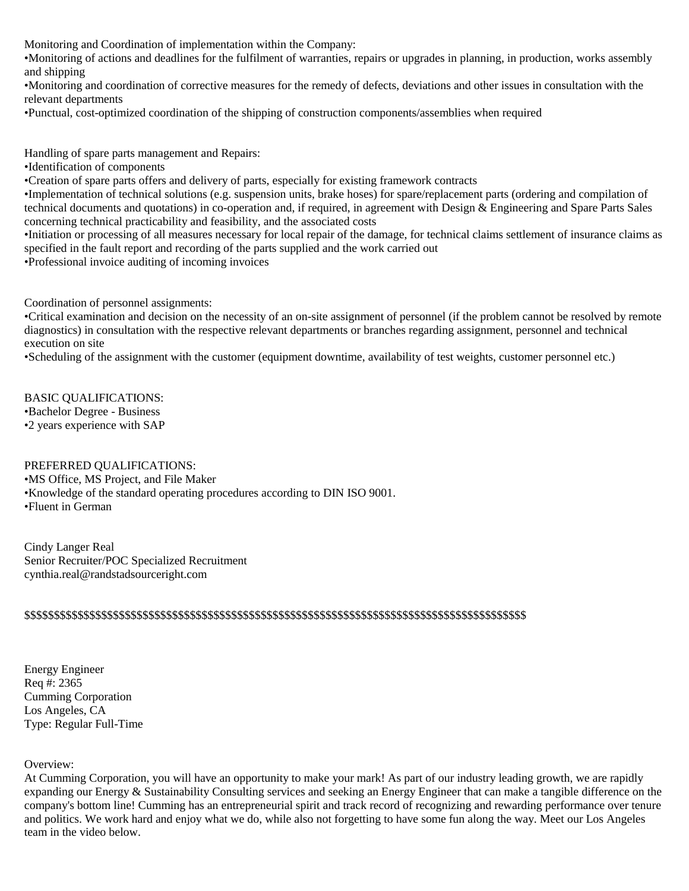Monitoring and Coordination of implementation within the Company:

•Monitoring of actions and deadlines for the fulfilment of warranties, repairs or upgrades in planning, in production, works assembly and shipping

•Monitoring and coordination of corrective measures for the remedy of defects, deviations and other issues in consultation with the relevant departments

•Punctual, cost-optimized coordination of the shipping of construction components/assemblies when required

Handling of spare parts management and Repairs:

•Identification of components

•Creation of spare parts offers and delivery of parts, especially for existing framework contracts

•Implementation of technical solutions (e.g. suspension units, brake hoses) for spare/replacement parts (ordering and compilation of technical documents and quotations) in co-operation and, if required, in agreement with Design & Engineering and Spare Parts Sales concerning technical practicability and feasibility, and the associated costs

•Initiation or processing of all measures necessary for local repair of the damage, for technical claims settlement of insurance claims as specified in the fault report and recording of the parts supplied and the work carried out

•Professional invoice auditing of incoming invoices

Coordination of personnel assignments:

•Critical examination and decision on the necessity of an on-site assignment of personnel (if the problem cannot be resolved by remote diagnostics) in consultation with the respective relevant departments or branches regarding assignment, personnel and technical execution on site

•Scheduling of the assignment with the customer (equipment downtime, availability of test weights, customer personnel etc.)

BASIC QUALIFICATIONS:

•Bachelor Degree - Business

•2 years experience with SAP

PREFERRED QUALIFICATIONS:

•MS Office, MS Project, and File Maker

•Knowledge of the standard operating procedures according to DIN ISO 9001.

•Fluent in German

Cindy Langer Real
Senior Recruiter/POC Specialized Recruitment
cynthia.real@randstadsourceright.com

$$$$$$$$$$$$$$$$$$$$$$$$$$$$$$$$$$$$$$$$$$$$$$$$$$$$$$$$$$$$$$$$$$$$$$$$$$$$$$$$$$$$$$$$$$$$$$$$$

Energy Engineer
Req #: 2365
Cumming Corporation
Los Angeles, CA
Type: Regular Full-Time

Overview:

At Cumming Corporation, you will have an opportunity to make your mark! As part of our industry leading growth, we are rapidly expanding our Energy & Sustainability Consulting services and seeking an Energy Engineer that can make a tangible difference on the company's bottom line! Cumming has an entrepreneurial spirit and track record of recognizing and rewarding performance over tenure and politics. We work hard and enjoy what we do, while also not forgetting to have some fun along the way. Meet our Los Angeles team in the video below.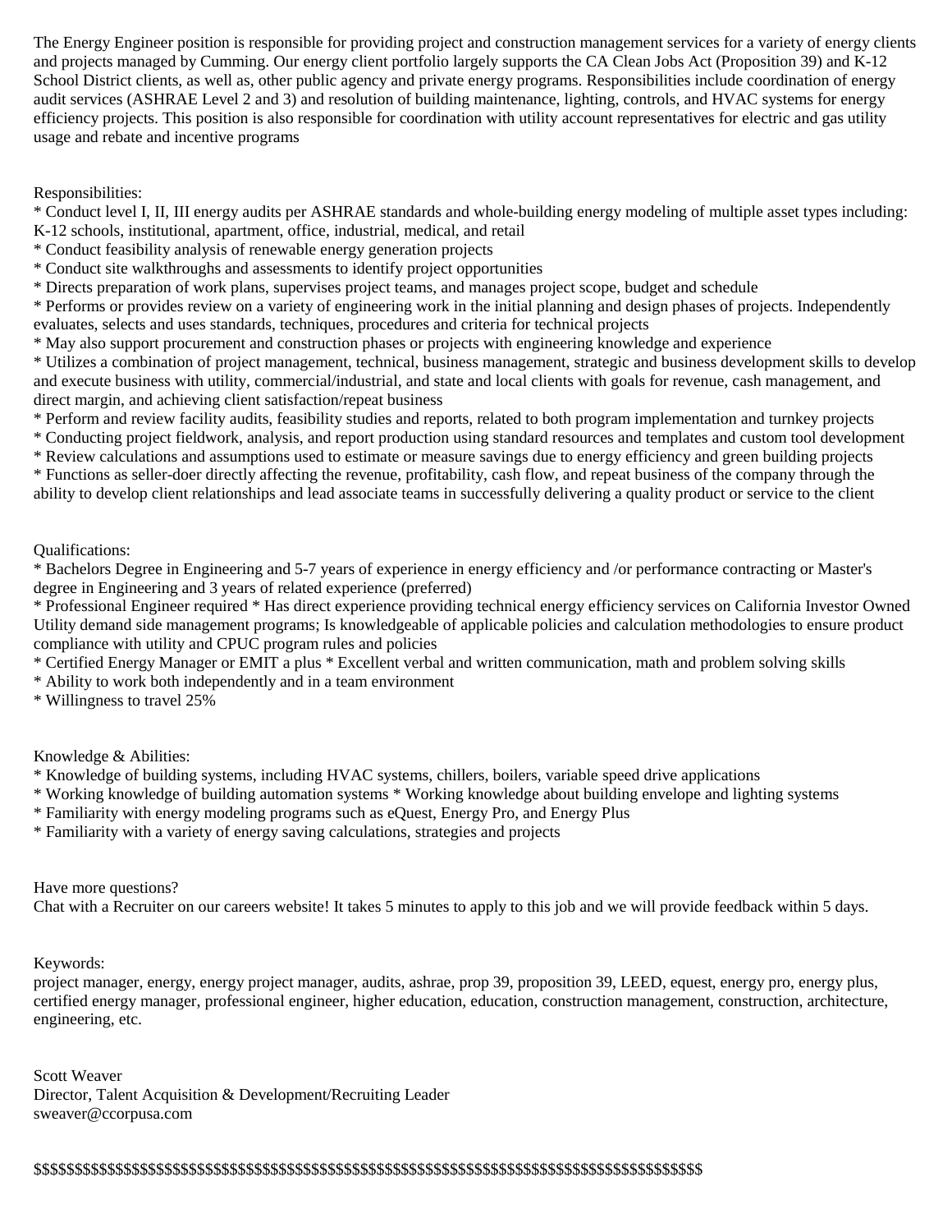The Energy Engineer position is responsible for providing project and construction management services for a variety of energy clients and projects managed by Cumming. Our energy client portfolio largely supports the CA Clean Jobs Act (Proposition 39) and K-12 School District clients, as well as, other public agency and private energy programs. Responsibilities include coordination of energy audit services (ASHRAE Level 2 and 3) and resolution of building maintenance, lighting, controls, and HVAC systems for energy efficiency projects. This position is also responsible for coordination with utility account representatives for electric and gas utility usage and rebate and incentive programs

Responsibilities:
* Conduct level I, II, III energy audits per ASHRAE standards and whole-building energy modeling of multiple asset types including: K-12 schools, institutional, apartment, office, industrial, medical, and retail
* Conduct feasibility analysis of renewable energy generation projects
* Conduct site walkthroughs and assessments to identify project opportunities
* Directs preparation of work plans, supervises project teams, and manages project scope, budget and schedule
* Performs or provides review on a variety of engineering work in the initial planning and design phases of projects. Independently evaluates, selects and uses standards, techniques, procedures and criteria for technical projects
* May also support procurement and construction phases or projects with engineering knowledge and experience
* Utilizes a combination of project management, technical, business management, strategic and business development skills to develop and execute business with utility, commercial/industrial, and state and local clients with goals for revenue, cash management, and direct margin, and achieving client satisfaction/repeat business
* Perform and review facility audits, feasibility studies and reports, related to both program implementation and turnkey projects
* Conducting project fieldwork, analysis, and report production using standard resources and templates and custom tool development
* Review calculations and assumptions used to estimate or measure savings due to energy efficiency and green building projects
* Functions as seller-doer directly affecting the revenue, profitability, cash flow, and repeat business of the company through the ability to develop client relationships and lead associate teams in successfully delivering a quality product or service to the client

Qualifications:
* Bachelors Degree in Engineering and 5-7 years of experience in energy efficiency and /or performance contracting or Master's degree in Engineering and 3 years of related experience (preferred)
* Professional Engineer required * Has direct experience providing technical energy efficiency services on California Investor Owned Utility demand side management programs; Is knowledgeable of applicable policies and calculation methodologies to ensure product compliance with utility and CPUC program rules and policies
* Certified Energy Manager or EMIT a plus * Excellent verbal and written communication, math and problem solving skills
* Ability to work both independently and in a team environment
* Willingness to travel 25%

Knowledge & Abilities:
* Knowledge of building systems, including HVAC systems, chillers, boilers, variable speed drive applications
* Working knowledge of building automation systems * Working knowledge about building envelope and lighting systems
* Familiarity with energy modeling programs such as eQuest, Energy Pro, and Energy Plus
* Familiarity with a variety of energy saving calculations, strategies and projects

Have more questions?
Chat with a Recruiter on our careers website! It takes 5 minutes to apply to this job and we will provide feedback within 5 days.

Keywords:
project manager, energy, energy project manager, audits, ashrae, prop 39, proposition 39, LEED, equest, energy pro, energy plus, certified energy manager, professional engineer, higher education, education, construction management, construction, architecture, engineering, etc.

Scott Weaver
Director, Talent Acquisition & Development/Recruiting Leader
sweaver@ccorpusa.com

$$$$$$$$$$$$$$$$$$$$$$$$$$$$$$$$$$$$$$$$$$$$$$$$$$$$$$$$$$$$$$$$$$$$$$$$$$$$$$$$$$$$$$$$$$$$$$$$$$$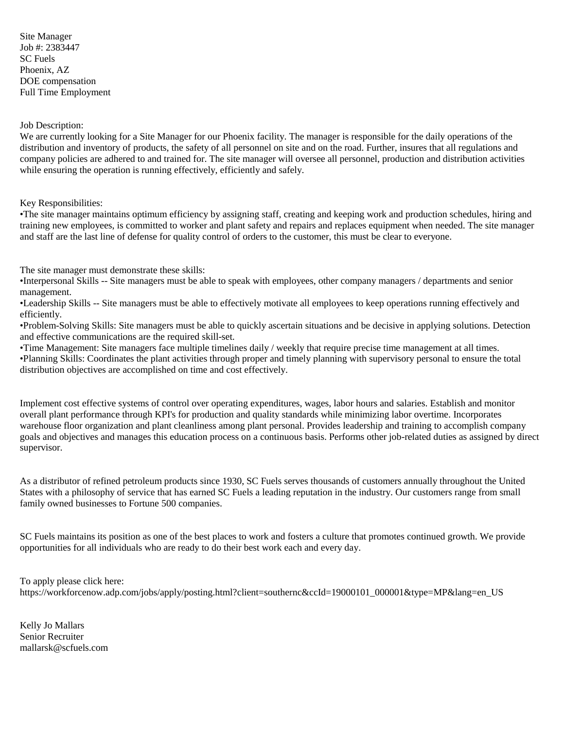Site Manager
Job #: 2383447
SC Fuels
Phoenix, AZ
DOE compensation
Full Time Employment

Job Description:
We are currently looking for a Site Manager for our Phoenix facility. The manager is responsible for the daily operations of the distribution and inventory of products, the safety of all personnel on site and on the road. Further, insures that all regulations and company policies are adhered to and trained for. The site manager will oversee all personnel, production and distribution activities while ensuring the operation is running effectively, efficiently and safely.

Key Responsibilities:
•The site manager maintains optimum efficiency by assigning staff, creating and keeping work and production schedules, hiring and training new employees, is committed to worker and plant safety and repairs and replaces equipment when needed. The site manager and staff are the last line of defense for quality control of orders to the customer, this must be clear to everyone.

The site manager must demonstrate these skills:
•Interpersonal Skills -- Site managers must be able to speak with employees, other company managers / departments and senior management.
•Leadership Skills -- Site managers must be able to effectively motivate all employees to keep operations running effectively and efficiently.
•Problem-Solving Skills: Site managers must be able to quickly ascertain situations and be decisive in applying solutions. Detection and effective communications are the required skill-set.
•Time Management: Site managers face multiple timelines daily / weekly that require precise time management at all times.
•Planning Skills: Coordinates the plant activities through proper and timely planning with supervisory personal to ensure the total distribution objectives are accomplished on time and cost effectively.

Implement cost effective systems of control over operating expenditures, wages, labor hours and salaries. Establish and monitor overall plant performance through KPI's for production and quality standards while minimizing labor overtime. Incorporates warehouse floor organization and plant cleanliness among plant personal. Provides leadership and training to accomplish company goals and objectives and manages this education process on a continuous basis. Performs other job-related duties as assigned by direct supervisor.

As a distributor of refined petroleum products since 1930, SC Fuels serves thousands of customers annually throughout the United States with a philosophy of service that has earned SC Fuels a leading reputation in the industry. Our customers range from small family owned businesses to Fortune 500 companies.

SC Fuels maintains its position as one of the best places to work and fosters a culture that promotes continued growth. We provide opportunities for all individuals who are ready to do their best work each and every day.

To apply please click here:
https://workforcenow.adp.com/jobs/apply/posting.html?client=southernc&ccId=19000101_000001&type=MP&lang=en_US

Kelly Jo Mallars
Senior Recruiter
mallarsk@scfuels.com